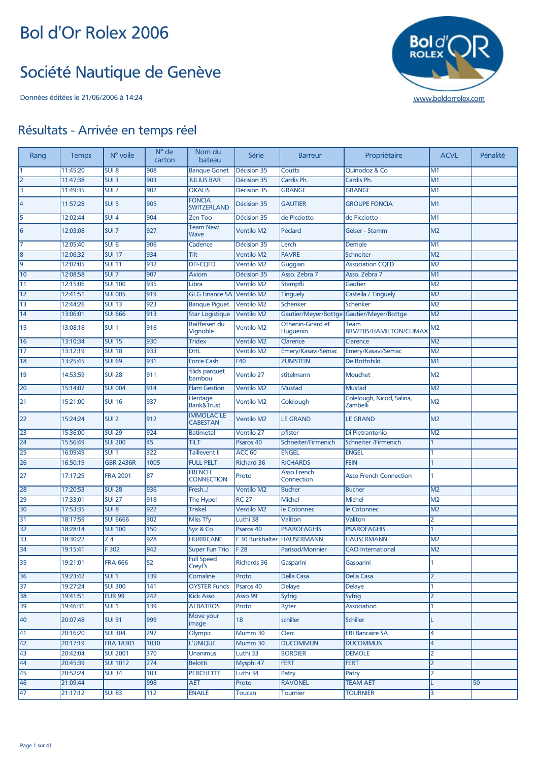# Bol d'Or Rolex 2006

## Société Nautique de Genève

Données éditées le 21/06/2006 à 14:24

www.boldorrolex.com

## Résultats - Arrivée en temps réel

| Rang | Temps | N° voile | N° de carton | Nom du bateau | Série | Barreur | Propriétaire | ACVL | Pénalité |
|---|---|---|---|---|---|---|---|---|---|
| 1 | 11:45:20 | SUI 8 | 908 | Banque Gonet | Décision 35 | Coutts | Quinodoz & Co | M1 | |
| 2 | 11:47:38 | SUI 3 | 903 | JULIUS BAR | Décision 35 | Cardis Ph. | Cardis Ph. | M1 | |
| 3 | 11:49:35 | SUI 2 | 902 | OKALIS | Décision 35 | GRANGE | GRANGE | M1 | |
| 4 | 11:57:28 | SUI 5 | 905 | FONCIA SWITZERLAND | Décision 35 | GAUTIER | GROUPE FONCIA | M1 | |
| 5 | 12:02:44 | SUI 4 | 904 | Zen Too | Décision 35 | de Picciotto | de Picciotto | M1 | |
| 6 | 12:03:08 | SUI 7 | 927 | Team New Wave | Ventilo M2 | Péclard | Geiser - Stamm | M2 | |
| 7 | 12:05:40 | SUI 6 | 906 | Cadence | Décision 35 | Lerch | Demole | M1 | |
| 8 | 12:06:32 | SUI 17 | 934 | Tilt | Ventilo M2 | FAVRE | Schneiter | M2 | |
| 9 | 12:07:05 | SUI 11 | 932 | DFI-CQFD | Ventilo M2 | Guggiari | Association CQFD | M2 | |
| 10 | 12:08:58 | SUI 7 | 907 | Axiom | Décision 35 | Asso. Zebra 7 | Asso. Zebra 7 | M1 | |
| 11 | 12:15:06 | SUI 100 | 935 | Libra | Ventilo M2 | Stampfli | Gautier | M2 | |
| 12 | 12:41:51 | SUI 005 | 919 | GLG Finance SA | Ventilo M2 | Tinguely | Castella / Tinguely | M2 | |
| 13 | 12:44:26 | SUI 13 | 923 | Banque Piguet | Ventilo M2 | Schenker | Schenker | M2 | |
| 14 | 13:06:01 | SUI 666 | 913 | Star Logistique | Ventilo M2 | Gautier/Meyer/Bottge | Gautier/Meyer/Bottge | M2 | |
| 15 | 13:08:18 | SUI 1 | 916 | Raiffeisen du Vignoble | Ventilo M2 | Othenin-Girard et Huguenin | Team BRV/TBS/HAMILTON/CLIMAX | M2 | |
| 16 | 13:10:34 | SUI 15 | 930 | Tridex | Ventilo M2 | Clarence | Clarence | M2 | |
| 17 | 13:12:19 | SUI 18 | 933 | DHL | Ventilo M2 | Emery/Kasavi/Semac | Emery/Kasavi/Semac | M2 | |
| 18 | 13:25:45 | SUI 69 | 931 | Force Cash | F40 | ZUMSTEIN | De Rothshild | M1 | |
| 19 | 14:53:59 | SUI 28 | 911 | filids parquet bambou | Ventilo 27 | stitelmann | Mouchet | M2 | |
| 20 | 15:14:07 | SUI 004 | 914 | Flam Gestion | Ventilo M2 | Mustad | Mustad | M2 | |
| 21 | 15:21:00 | SUI 16 | 937 | Heritage Bank&Trust | Ventilo M2 | Colelough | Colelough, Nicod, Salina, Zambelli | M2 | |
| 22 | 15:24:24 | SUI 2 | 912 | IMMOLAC LE CABESTAN | Ventilo M2 | LE GRAND | LE GRAND | M2 | |
| 23 | 15:36:00 | SUI 29 | 924 | Batimetal | Ventilo 27 | pfister | Di Pietrantonio | M2 | |
| 24 | 15:56:49 | SUI 200 | 45 | TILT | Psaros 40 | Schneiter/Firmenich | Schneiter /Firmenich | 1 | |
| 25 | 16:09:49 | SUI 1 | 322 | Taillevent II | ACC 60 | ENGEL | ENGEL | 1 | |
| 26 | 16:50:19 | GBR 2436R | 1005 | FULL PELT | Richard 36 | RICHARDS | FEIN | 1 | |
| 27 | 17:17:29 | FRA 2001 | 87 | FRENCH CONNECTION | Proto | Asso French Connection | Asso French Connection | 1 | |
| 28 | 17:20:53 | SUI 28 | 936 | Fresh...! | Ventilo M2 | Bucher | Bucher | M2 | |
| 29 | 17:33:01 | SUI 27 | 918 | The Hype! | RC 27 | Michel | Michel | M2 | |
| 30 | 17:53:35 | SUI 8 | 922 | Triskel | Ventilo M2 | le Cotonnec | le Cotonnec | M2 | |
| 31 | 18:17:59 | SUI 6666 | 302 | Miss Tfy | Luthi 38 | Valiton | Valiton | 2 | |
| 32 | 18:28:14 | SUI 100 | 150 | Syz & Co | Psaros 40 | PSAROFAGHIS | PSAROFAGHIS | 1 | |
| 33 | 18:30:22 | Z 4 | 928 | HURRICANE | F 30 Burkhalter | HAUSERMANN | HAUSERMANN | M2 | |
| 34 | 19:15:41 | F 302 | 942 | Super Fun Trio | F 28 | Parisod/Monnier | CAO International | M2 | |
| 35 | 19:21:01 | FRA 666 | 52 | Full Speed Creyf's | Richards 36 | Gasparini | Gasparini | 1 | |
| 36 | 19:23:42 | SUI 1 | 339 | Cornaline | Proto | Della Casa | Della Casa | 2 | |
| 37 | 19:27:24 | SUI 300 | 141 | OYSTER Funds | Psaros 40 | Delaye | Delaye | 1 | |
| 38 | 19:41:51 | EUR 99 | 242 | Kick Asso | Asso 99 | Syfrig | Syfrig | 2 | |
| 39 | 19:46:31 | SUI 1 | 139 | ALBATROS | Proto | Ryter | Association | 1 | |
| 40 | 20:07:48 | SUI 91 | 999 | Move your image | 18 | schiller | Schiller | L | |
| 41 | 20:16:20 | SUI 304 | 297 | Olympic | Mumm 30 | Clerc | ERI Bancaire SA | 4 | |
| 42 | 20:17:19 | FRA 18301 | 1030 | L'UNIQUE | Mumm 30 | DUCOMMUN | DUCOMMUN | 4 | |
| 43 | 20:42:04 | SUI 2001 | 370 | Unanimus | Luthi 33 | BORDIER | DEMOLE | 2 | |
| 44 | 20:45:39 | SUI 1012 | 274 | Belotti | Mysphi 47 | FERT | FERT | 2 | |
| 45 | 20:52:24 | SUI 34 | 103 | PERCHETTE | Luthi 34 | Patry | Patry | 2 | |
| 46 | 21:09:44 | | 998 | AET | Proto | RAVONEL | TEAM AET | L | 50 |
| 47 | 21:17:12 | SUI 83 | 112 | ENAILE | Toucan | Tournier | TOURNIER | 3 | |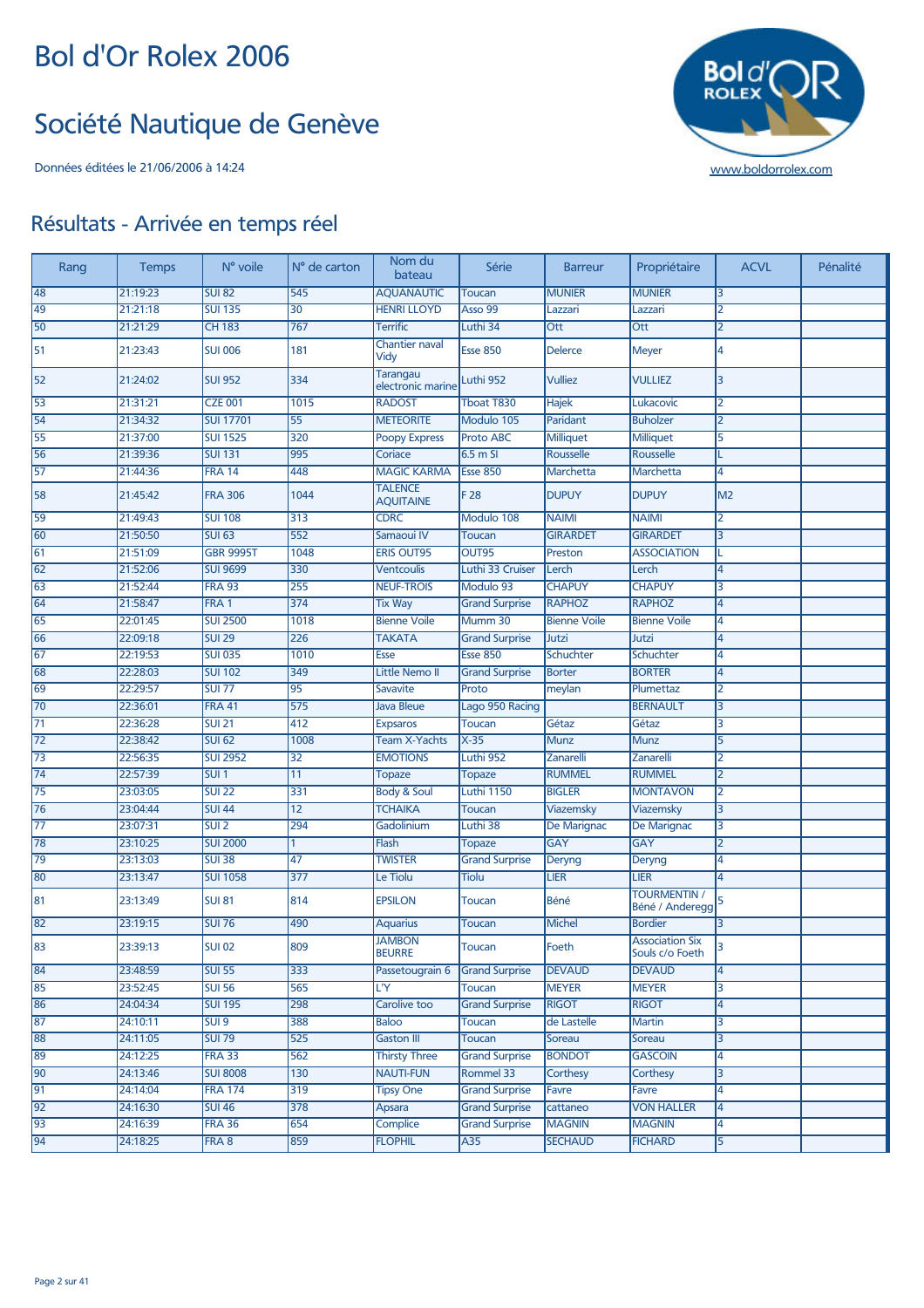# Bol d'Or Rolex 2006

# Société Nautique de Genève

Données éditées le 21/06/2006 à 14:24

www.boldorrolex.com

## Résultats - Arrivée en temps réel

| Rang | Temps | N° voile | N° de carton | Nom du bateau | Série | Barreur | Propriétaire | ACVL | Pénalité |
|---|---|---|---|---|---|---|---|---|---|
| 48 | 21:19:23 | SUI 82 | 545 | AQUANAUTIC | Toucan | MUNIER | MUNIER | 3 | |
| 49 | 21:21:18 | SUI 135 | 30 | HENRI LLOYD | Asso 99 | Lazzari | Lazzari | 2 | |
| 50 | 21:21:29 | CH 183 | 767 | Terrific | Luthi 34 | Ott | Ott | 2 | |
| 51 | 21:23:43 | SUI 006 | 181 | Chantier naval Vidy | Esse 850 | Delerce | Meyer | 4 | |
| 52 | 21:24:02 | SUI 952 | 334 | Tarangau electronic marine | Luthi 952 | Vulliez | VULLIEZ | 3 | |
| 53 | 21:31:21 | CZE 001 | 1015 | RADOST | Tboat T830 | Hajek | Lukacovic | 2 | |
| 54 | 21:34:32 | SUI 17701 | 55 | METEORITE | Modulo 105 | Paridant | Buholzer | 2 | |
| 55 | 21:37:00 | SUI 1525 | 320 | Poopy Express | Proto ABC | Milliquet | Milliquet | 5 | |
| 56 | 21:39:36 | SUI 131 | 995 | Coriace | 6.5 m SI | Rousselle | Rousselle | L | |
| 57 | 21:44:36 | FRA 14 | 448 | MAGIC KARMA | Esse 850 | Marchetta | Marchetta | 4 | |
| 58 | 21:45:42 | FRA 306 | 1044 | TALENCE AQUITAINE | F 28 | DUPUY | DUPUY | M2 | |
| 59 | 21:49:43 | SUI 108 | 313 | CDRC | Modulo 108 | NAIMI | NAIMI | 2 | |
| 60 | 21:50:50 | SUI 63 | 552 | Samaoui IV | Toucan | GIRARDET | GIRARDET | 3 | |
| 61 | 21:51:09 | GBR 9995T | 1048 | ERIS OUT95 | OUT95 | Preston | ASSOCIATION | L | |
| 62 | 21:52:06 | SUI 9699 | 330 | Ventcoulis | Luthi 33 Cruiser | Lerch | Lerch | 4 | |
| 63 | 21:52:44 | FRA 93 | 255 | NEUF-TROIS | Modulo 93 | CHAPUY | CHAPUY | 3 | |
| 64 | 21:58:47 | FRA 1 | 374 | Tix Way | Grand Surprise | RAPHOZ | RAPHOZ | 4 | |
| 65 | 22:01:45 | SUI 2500 | 1018 | Bienne Voile | Mumm 30 | Bienne Voile | Bienne Voile | 4 | |
| 66 | 22:09:18 | SUI 29 | 226 | TAKATA | Grand Surprise | Jutzi | Jutzi | 4 | |
| 67 | 22:19:53 | SUI 035 | 1010 | Esse | Esse 850 | Schuchter | Schuchter | 4 | |
| 68 | 22:28:03 | SUI 102 | 349 | Little Nemo II | Grand Surprise | Borter | BORTER | 4 | |
| 69 | 22:29:57 | SUI 77 | 95 | Savavite | Proto | meylan | Plumettaz | 2 | |
| 70 | 22:36:01 | FRA 41 | 575 | Java Bleue | Lago 950 Racing | | BERNAULT | 3 | |
| 71 | 22:36:28 | SUI 21 | 412 | Expsaros | Toucan | Gétaz | Gétaz | 3 | |
| 72 | 22:38:42 | SUI 62 | 1008 | Team X-Yachts | X-35 | Munz | Munz | 5 | |
| 73 | 22:56:35 | SUI 2952 | 32 | EMOTIONS | Luthi 952 | Zanarelli | Zanarelli | 2 | |
| 74 | 22:57:39 | SUI 1 | 11 | Topaze | Topaze | RUMMEL | RUMMEL | 2 | |
| 75 | 23:03:05 | SUI 22 | 331 | Body & Soul | Luthi 1150 | BIGLER | MONTAVON | 2 | |
| 76 | 23:04:44 | SUI 44 | 12 | TCHAIKA | Toucan | Viazemsky | Viazemsky | 3 | |
| 77 | 23:07:31 | SUI 2 | 294 | Gadolinium | Luthi 38 | De Marignac | De Marignac | 3 | |
| 78 | 23:10:25 | SUI 2000 | 1 | Flash | Topaze | GAY | GAY | 2 | |
| 79 | 23:13:03 | SUI 38 | 47 | TWISTER | Grand Surprise | Deryng | Deryng | 4 | |
| 80 | 23:13:47 | SUI 1058 | 377 | Le Tiolu | Tiolu | LIER | LIER | 4 | |
| 81 | 23:13:49 | SUI 81 | 814 | EPSILON | Toucan | Béné | TOURMENTIN / Béné / Anderegg | 5 | |
| 82 | 23:19:15 | SUI 76 | 490 | Aquarius | Toucan | Michel | Bordier | 3 | |
| 83 | 23:39:13 | SUI 02 | 809 | JAMBON BEURRE | Toucan | Foeth | Association Six Souls c/o Foeth | 3 | |
| 84 | 23:48:59 | SUI 55 | 333 | Passetougrain 6 | Grand Surprise | DEVAUD | DEVAUD | 4 | |
| 85 | 23:52:45 | SUI 56 | 565 | L'Y | Toucan | MEYER | MEYER | 3 | |
| 86 | 24:04:34 | SUI 195 | 298 | Carolive too | Grand Surprise | RIGOT | RIGOT | 4 | |
| 87 | 24:10:11 | SUI 9 | 388 | Baloo | Toucan | de Lastelle | Martin | 3 | |
| 88 | 24:11:05 | SUI 79 | 525 | Gaston III | Toucan | Soreau | Soreau | 3 | |
| 89 | 24:12:25 | FRA 33 | 562 | Thirsty Three | Grand Surprise | BONDOT | GASCOIN | 4 | |
| 90 | 24:13:46 | SUI 8008 | 130 | NAUTI-FUN | Rommel 33 | Corthesy | Corthesy | 3 | |
| 91 | 24:14:04 | FRA 174 | 319 | Tipsy One | Grand Surprise | Favre | Favre | 4 | |
| 92 | 24:16:30 | SUI 46 | 378 | Apsara | Grand Surprise | cattaneo | VON HALLER | 4 | |
| 93 | 24:16:39 | FRA 36 | 654 | Complice | Grand Surprise | MAGNIN | MAGNIN | 4 | |
| 94 | 24:18:25 | FRA 8 | 859 | FLOPHIL | A35 | SECHAUD | FICHARD | 5 | |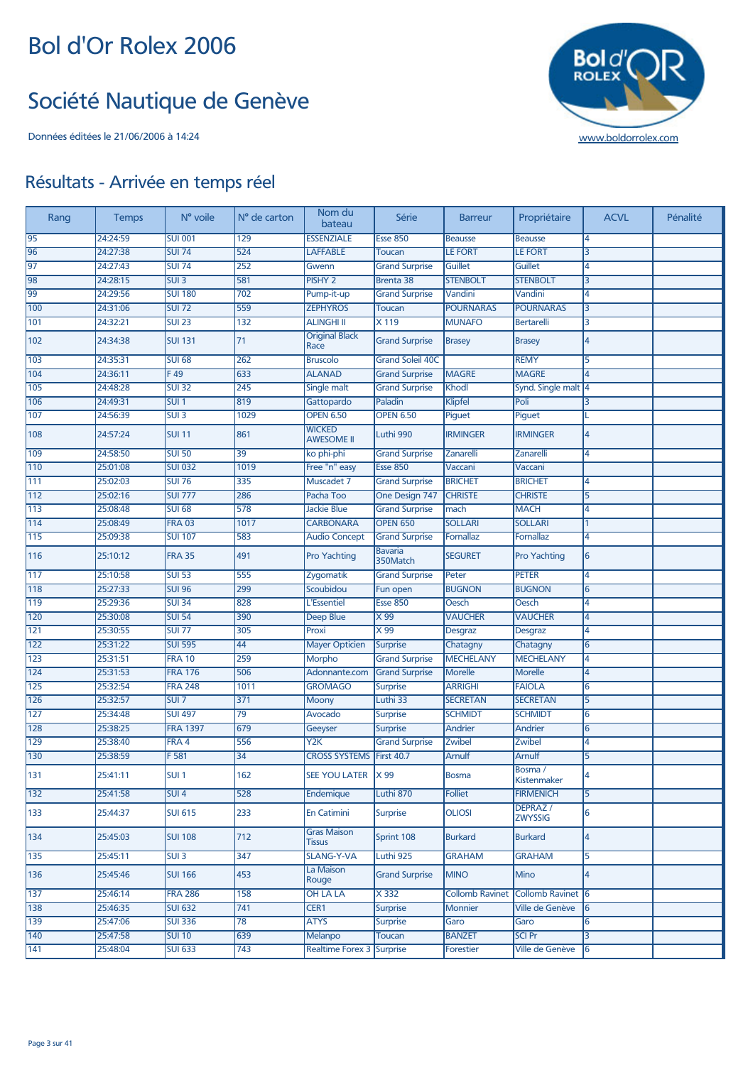# Bol d'Or Rolex 2006

# Société Nautique de Genève

Données éditées le 21/06/2006 à 14:24

www.boldorrolex.com

## Résultats - Arrivée en temps réel

| Rang | Temps | N° voile | N° de carton | Nom du bateau | Série | Barreur | Propriétaire | ACVL | Pénalité |
|---|---|---|---|---|---|---|---|---|---|
| 95 | 24:24:59 | SUI 001 | 129 | ESSENZIALE | Esse 850 | Beausse | Beausse | 4 | |
| 96 | 24:27:38 | SUI 74 | 524 | LAFFABLE | Toucan | LE FORT | LE FORT | 3 | |
| 97 | 24:27:43 | SUI 74 | 252 | Gwenn | Grand Surprise | Guillet | Guillet | 4 | |
| 98 | 24:28:15 | SUI 3 | 581 | PISHY 2 | Brenta 38 | STENBOLT | STENBOLT | 3 | |
| 99 | 24:29:56 | SUI 180 | 702 | Pump-it-up | Grand Surprise | Vandini | Vandini | 4 | |
| 100 | 24:31:06 | SUI 72 | 559 | ZEPHYROS | Toucan | POURNARAS | POURNARAS | 3 | |
| 101 | 24:32:21 | SUI 23 | 132 | ALINGHI II | X 119 | MUNAFO | Bertarelli | 3 | |
| 102 | 24:34:38 | SUI 131 | 71 | Original Black Race | Grand Surprise | Brasey | Brasey | 4 | |
| 103 | 24:35:31 | SUI 68 | 262 | Bruscolo | Grand Soleil 40C | | REMY | 5 | |
| 104 | 24:36:11 | F 49 | 633 | ALANAD | Grand Surprise | MAGRE | MAGRE | 4 | |
| 105 | 24:48:28 | SUI 32 | 245 | Single malt | Grand Surprise | Khodl | Synd. Single malt | 4 | |
| 106 | 24:49:31 | SUI 1 | 819 | Gattopardo | Paladin | Klipfel | Poli | 3 | |
| 107 | 24:56:39 | SUI 3 | 1029 | OPEN 6.50 | OPEN 6.50 | Piguet | Piguet | L | |
| 108 | 24:57:24 | SUI 11 | 861 | WICKED AWESOME II | Luthi 990 | IRMINGER | IRMINGER | 4 | |
| 109 | 24:58:50 | SUI 50 | 39 | ko phi-phi | Grand Surprise | Zanarelli | Zanarelli | 4 | |
| 110 | 25:01:08 | SUI 032 | 1019 | Free "n" easy | Esse 850 | Vaccani | Vaccani | | |
| 111 | 25:02:03 | SUI 76 | 335 | Muscadet 7 | Grand Surprise | BRICHET | BRICHET | 4 | |
| 112 | 25:02:16 | SUI 777 | 286 | Pacha Too | One Design 747 | CHRISTE | CHRISTE | 5 | |
| 113 | 25:08:48 | SUI 68 | 578 | Jackie Blue | Grand Surprise | mach | MACH | 4 | |
| 114 | 25:08:49 | FRA 03 | 1017 | CARBONARA | OPEN 650 | SOLLARI | SOLLARI | 1 | |
| 115 | 25:09:38 | SUI 107 | 583 | Audio Concept | Grand Surprise | Fornallaz | Fornallaz | 4 | |
| 116 | 25:10:12 | FRA 35 | 491 | Pro Yachting | Bavaria 350Match | SEGURET | Pro Yachting | 6 | |
| 117 | 25:10:58 | SUI 53 | 555 | Zygomatik | Grand Surprise | Peter | PETER | 4 | |
| 118 | 25:27:33 | SUI 96 | 299 | Scoubidou | Fun open | BUGNON | BUGNON | 6 | |
| 119 | 25:29:36 | SUI 34 | 828 | L'Essentiel | Esse 850 | Oesch | Oesch | 4 | |
| 120 | 25:30:08 | SUI 54 | 390 | Deep Blue | X 99 | VAUCHER | VAUCHER | 4 | |
| 121 | 25:30:55 | SUI 77 | 305 | Proxi | X 99 | Desgraz | Desgraz | 4 | |
| 122 | 25:31:22 | SUI 595 | 44 | Mayer Opticien | Surprise | Chatagny | Chatagny | 6 | |
| 123 | 25:31:51 | FRA 10 | 259 | Morpho | Grand Surprise | MECHELANY | MECHELANY | 4 | |
| 124 | 25:31:53 | FRA 176 | 506 | Adonnante.com | Grand Surprise | Morelle | Morelle | 4 | |
| 125 | 25:32:54 | FRA 248 | 1011 | GROMAGO | Surprise | ARRIGHI | FAIOLA | 6 | |
| 126 | 25:32:57 | SUI 7 | 371 | Moony | Luthi 33 | SECRETAN | SECRETAN | 5 | |
| 127 | 25:34:48 | SUI 497 | 79 | Avocado | Surprise | SCHMIDT | SCHMIDT | 6 | |
| 128 | 25:38:25 | FRA 1397 | 679 | Geeyser | Surprise | Andrier | Andrier | 6 | |
| 129 | 25:38:40 | FRA 4 | 556 | Y2K | Grand Surprise | Zwibel | Zwibel | 4 | |
| 130 | 25:38:59 | F 581 | 34 | CROSS SYSTEMS | First 40.7 | Arnulf | Arnulf | 5 | |
| 131 | 25:41:11 | SUI 1 | 162 | SEE YOU LATER | X 99 | Bosma | Bosma / Kistenmaker | 4 | |
| 132 | 25:41:58 | SUI 4 | 528 | Endemique | Luthi 870 | Folliet | FIRMENICH | 5 | |
| 133 | 25:44:37 | SUI 615 | 233 | En Catimini | Surprise | OLIOSI | DEPRAZ / ZWYSSIG | 6 | |
| 134 | 25:45:03 | SUI 108 | 712 | Gras Maison Tissus | Sprint 108 | Burkard | Burkard | 4 | |
| 135 | 25:45:11 | SUI 3 | 347 | SLANG-Y-VA | Luthi 925 | GRAHAM | GRAHAM | 5 | |
| 136 | 25:45:46 | SUI 166 | 453 | La Maison Rouge | Grand Surprise | MINO | Mino | 4 | |
| 137 | 25:46:14 | FRA 286 | 158 | OH LA LA | X 332 | Collomb Ravinet | Collomb Ravinet | 6 | |
| 138 | 25:46:35 | SUI 632 | 741 | CER1 | Surprise | Monnier | Ville de Genève | 6 | |
| 139 | 25:47:06 | SUI 336 | 78 | ATYS | Surprise | Garo | Garo | 6 | |
| 140 | 25:47:58 | SUI 10 | 639 | Melanpo | Toucan | BANZET | SCI Pr | 3 | |
| 141 | 25:48:04 | SUI 633 | 743 | Realtime Forex 3 | Surprise | Forestier | Ville de Genève | 6 | |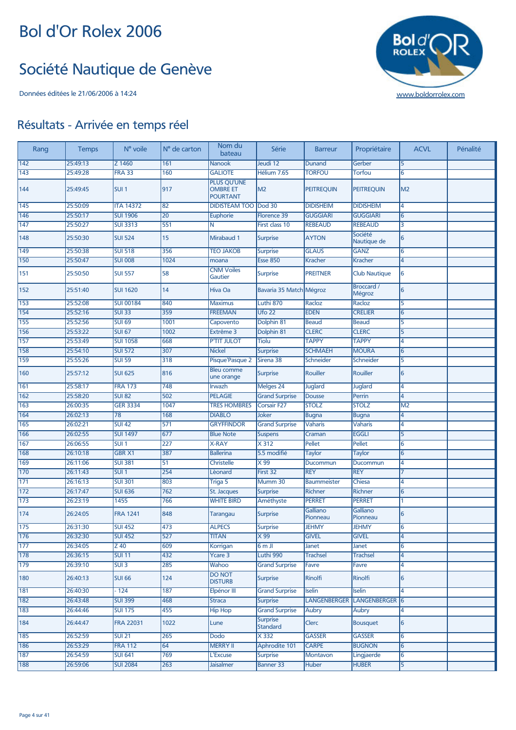# Bol d'Or Rolex 2006

## Société Nautique de Genève

Données éditées le 21/06/2006 à 14:24

www.boldorrolex.com

## Résultats - Arrivée en temps réel

| Rang | Temps | N° voile | N° de carton | Nom du bateau | Série | Barreur | Propriétaire | ACVL | Pénalité |
|---|---|---|---|---|---|---|---|---|---|
| 142 | 25:49:13 | Z 1460 | 161 | Nanook | Jeudi 12 | Dunand | Gerber | 5 | |
| 143 | 25:49:28 | FRA 33 | 160 | GALIOTE | Hélium 7.65 | TORFOU | Torfou | 6 | |
| 144 | 25:49:45 | SUI 1 | 917 | PLUS QU'UNE OMBRE ET POURTANT | M2 | PEITREQUIN | PEITREQUIN | M2 | |
| 145 | 25:50:09 | ITA 14372 | 82 | DIDISTEAM TOO | Dod 30 | DIDISHEIM | DIDISHEIM | 4 | |
| 146 | 25:50:17 | SUI 1906 | 20 | Euphorie | Florence 39 | GUGGIARI | GUGGIARI | 6 | |
| 147 | 25:50:27 | SUI 3313 | 551 | N | First class 10 | REBEAUD | REBEAUD | 3 | |
| 148 | 25:50:30 | SUI 524 | 15 | Mirabaud 1 | Surprise | AYTON | Société Nautique de | 6 | |
| 149 | 25:50:38 | SUI 518 | 356 | TEO JAKOB | Surprise | GLAUS | GANZ | 6 | |
| 150 | 25:50:47 | SUI 008 | 1024 | moana | Esse 850 | Kracher | Kracher | 4 | |
| 151 | 25:50:50 | SUI 557 | 58 | CNM Voiles Gautier | Surprise | PREITNER | Club Nautique | 6 | |
| 152 | 25:51:40 | SUI 1620 | 14 | Hiva Oa | Bavaria 35 Match | Mégroz | Broccard / Mégroz | 6 | |
| 153 | 25:52:08 | SUI 00184 | 840 | Maximus | Luthi 870 | Racloz | Racloz | 5 | |
| 154 | 25:52:16 | SUI 33 | 359 | FREEMAN | Ufo 22 | EDEN | CRELIER | 6 | |
| 155 | 25:52:56 | SUI 69 | 1001 | Capovento | Dolphin 81 | Beaud | Beaud | 5 | |
| 156 | 25:53:22 | SUI 67 | 1002 | Extrême 3 | Dolphin 81 | CLERC | CLERC | 5 | |
| 157 | 25:53:49 | SUI 1058 | 668 | P'TIT JULOT | Tiolu | TAPPY | TAPPY | 4 | |
| 158 | 25:54:10 | SUI 572 | 307 | Nickel | Surprise | SCHMAEH | MOURA | 6 | |
| 159 | 25:55:26 | SUI 59 | 318 | Pisque'Pasque 2 | Sirena 38 | Schneider | Schneider | 5 | |
| 160 | 25:57:12 | SUI 625 | 816 | Bleu comme une orange | Surprise | Rouiller | Rouiller | 6 | |
| 161 | 25:58:17 | FRA 173 | 748 | Irwazh | Melges 24 | Juglard | Juglard | 4 | |
| 162 | 25:58:20 | SUI 82 | 502 | PELAGIE | Grand Surprise | Dousse | Perrin | 4 | |
| 163 | 26:00:35 | GER 3334 | 1047 | TRES HOMBRES | Corsair F27 | STOLZ | STOLZ | M2 | |
| 164 | 26:02:13 | 78 | 168 | DIABLO | Joker | Bugna | Bugna | 4 | |
| 165 | 26:02:21 | SUI 42 | 571 | GRYFFINDOR | Grand Surprise | Vaharis | Vaharis | 4 | |
| 166 | 26:02:55 | SUI 1497 | 677 | Blue Note | Suspens | Craman | EGGLI | 5 | |
| 167 | 26:06:55 | SUI 1 | 227 | X-RAY | X 312 | Pellet | Pellet | 6 | |
| 168 | 26:10:18 | GBR X1 | 387 | Ballerina | 5.5 modifié | Taylor | Taylor | 6 | |
| 169 | 26:11:06 | SUI 381 | 51 | Christelle | X 99 | Ducommun | Ducommun | 4 | |
| 170 | 26:11:43 | SUI 1 | 254 | Lèonard | First 32 | REY | REY | 7 | |
| 171 | 26:16:13 | SUI 301 | 803 | Triga 5 | Mumm 30 | Baummeister | Chiesa | 4 | |
| 172 | 26:17:47 | SUI 636 | 762 | St. Jacques | Surprise | Richner | Richner | 6 | |
| 173 | 26:23:19 | 1455 | 766 | WHITE BIRD | Améthyste | PERRET | PERRET | 1 | |
| 174 | 26:24:05 | FRA 1241 | 848 | Tarangau | Surprise | Galliano Pionneau | Galliano Pionneau | 6 | |
| 175 | 26:31:30 | SUI 452 | 473 | ALPECS | Surprise | JEHMY | JEHMY | 6 | |
| 176 | 26:32:30 | SUI 452 | 527 | TITAN | X 99 | GIVEL | GIVEL | 4 | |
| 177 | 26:34:05 | Z 40 | 609 | Korrigan | 6 m JI | Janet | Janet | 6 | |
| 178 | 26:36:15 | SUI 11 | 432 | Ycare 3 | Luthi 990 | Trachsel | Trachsel | 4 | |
| 179 | 26:39:10 | SUI 3 | 285 | Wahoo | Grand Surprise | Favre | Favre | 4 | |
| 180 | 26:40:13 | SUI 66 | 124 | DO NOT DISTURB | Surprise | Rinolfi | Rinolfi | 6 | |
| 181 | 26:40:30 | - 124 | 187 | Elpénor III | Grand Surprise | Iselin | Iselin | 4 | |
| 182 | 26:43:48 | SUI 399 | 468 | Straca | Surprise | LANGENBERGER | LANGENBERGER | 6 | |
| 183 | 26:44:46 | SUI 175 | 455 | Hip Hop | Grand Surprise | Aubry | Aubry | 4 | |
| 184 | 26:44:47 | FRA 22031 | 1022 | Lune | Surprise Standard | Clerc | Bousquet | 6 | |
| 185 | 26:52:59 | SUI 21 | 265 | Dodo | X 332 | GASSER | GASSER | 6 | |
| 186 | 26:53:29 | FRA 112 | 64 | MERRY II | Aphrodite 101 | CARPE | BUGNON | 6 | |
| 187 | 26:54:59 | SUI 641 | 769 | L'Excuse | Surprise | Montavon | Lingjaerde | 6 | |
| 188 | 26:59:06 | SUI 2084 | 263 | Jaisalmer | Banner 33 | Huber | HUBER | 5 | |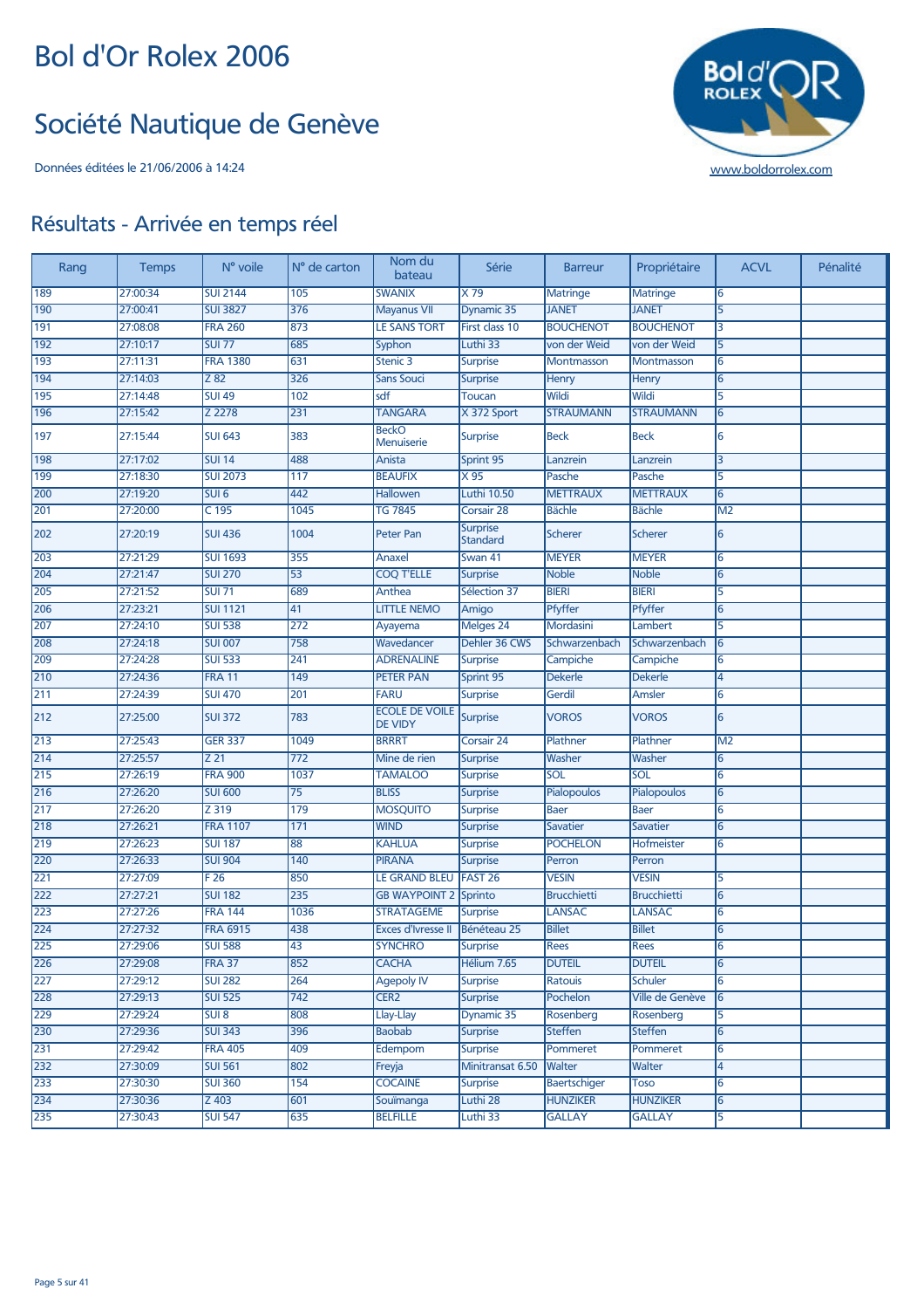# Bol d'Or Rolex 2006

## Société Nautique de Genève

Données éditées le 21/06/2006 à 14:24

www.boldorrolex.com

## Résultats - Arrivée en temps réel

| Rang | Temps | N° voile | N° de carton | Nom du bateau | Série | Barreur | Propriétaire | ACVL | Pénalité |
|---|---|---|---|---|---|---|---|---|---|
| 189 | 27:00:34 | SUI 2144 | 105 | SWANIX | X 79 | Matringe | Matringe | 6 | |
| 190 | 27:00:41 | SUI 3827 | 376 | Mayanus VII | Dynamic 35 | JANET | JANET | 5 | |
| 191 | 27:08:08 | FRA 260 | 873 | LE SANS TORT | First class 10 | BOUCHENOT | BOUCHENOT | 3 | |
| 192 | 27:10:17 | SUI 77 | 685 | Syphon | Luthi 33 | von der Weid | von der Weid | 5 | |
| 193 | 27:11:31 | FRA 1380 | 631 | Stenic 3 | Surprise | Montmasson | Montmasson | 6 | |
| 194 | 27:14:03 | Z 82 | 326 | Sans Souci | Surprise | Henry | Henry | 6 | |
| 195 | 27:14:48 | SUI 49 | 102 | sdf | Toucan | Wildi | Wildi | 5 | |
| 196 | 27:15:42 | Z 2278 | 231 | TANGARA | X 372 Sport | STRAUMANN | STRAUMANN | 6 | |
| 197 | 27:15:44 | SUI 643 | 383 | BeckO Menuiserie | Surprise | Beck | Beck | 6 | |
| 198 | 27:17:02 | SUI 14 | 488 | Anista | Sprint 95 | Lanzrein | Lanzrein | 3 | |
| 199 | 27:18:30 | SUI 2073 | 117 | BEAUFIX | X 95 | Pasche | Pasche | 5 | |
| 200 | 27:19:20 | SUI 6 | 442 | Hallowen | Luthi 10.50 | METTRAUX | METTRAUX | 6 | |
| 201 | 27:20:00 | C 195 | 1045 | TG 7845 | Corsair 28 | Bächle | Bächle | M2 | |
| 202 | 27:20:19 | SUI 436 | 1004 | Peter Pan | Surprise Standard | Scherer | Scherer | 6 | |
| 203 | 27:21:29 | SUI 1693 | 355 | Anaxel | Swan 41 | MEYER | MEYER | 6 | |
| 204 | 27:21:47 | SUI 270 | 53 | COQ T'ELLE | Surprise | Noble | Noble | 6 | |
| 205 | 27:21:52 | SUI 71 | 689 | Anthea | Sélection 37 | BIERI | BIERI | 5 | |
| 206 | 27:23:21 | SUI 1121 | 41 | LITTLE NEMO | Amigo | Pfyffer | Pfyffer | 6 | |
| 207 | 27:24:10 | SUI 538 | 272 | Ayayema | Melges 24 | Mordasini | Lambert | 5 | |
| 208 | 27:24:18 | SUI 007 | 758 | Wavedancer | Dehler 36 CWS | Schwarzenbach | Schwarzenbach | 6 | |
| 209 | 27:24:28 | SUI 533 | 241 | ADRENALINE | Surprise | Campiche | Campiche | 6 | |
| 210 | 27:24:36 | FRA 11 | 149 | PETER PAN | Sprint 95 | Dekerle | Dekerle | 4 | |
| 211 | 27:24:39 | SUI 470 | 201 | FARU | Surprise | Gerdil | Amsler | 6 | |
| 212 | 27:25:00 | SUI 372 | 783 | ECOLE DE VOILE DE VIDY | Surprise | VOROS | VOROS | 6 | |
| 213 | 27:25:43 | GER 337 | 1049 | BRRRT | Corsair 24 | Plathner | Plathner | M2 | |
| 214 | 27:25:57 | Z 21 | 772 | Mine de rien | Surprise | Washer | Washer | 6 | |
| 215 | 27:26:19 | FRA 900 | 1037 | TAMALOO | Surprise | SOL | SOL | 6 | |
| 216 | 27:26:20 | SUI 600 | 75 | BLISS | Surprise | Pialopoulos | Pialopoulos | 6 | |
| 217 | 27:26:20 | Z 319 | 179 | MOSQUITO | Surprise | Baer | Baer | 6 | |
| 218 | 27:26:21 | FRA 1107 | 171 | WIND | Surprise | Savatier | Savatier | 6 | |
| 219 | 27:26:23 | SUI 187 | 88 | KAHLUA | Surprise | POCHELON | Hofmeister | 6 | |
| 220 | 27:26:33 | SUI 904 | 140 | PIRANA | Surprise | Perron | Perron | | |
| 221 | 27:27:09 | F 26 | 850 | LE GRAND BLEU | FAST 26 | VESIN | VESIN | 5 | |
| 222 | 27:27:21 | SUI 182 | 235 | GB WAYPOINT 2 | Sprinto | Brucchietti | Brucchietti | 6 | |
| 223 | 27:27:26 | FRA 144 | 1036 | STRATAGEME | Surprise | LANSAC | LANSAC | 6 | |
| 224 | 27:27:32 | FRA 6915 | 438 | Exces d'Ivresse II | Bénéteau 25 | Billet | Billet | 6 | |
| 225 | 27:29:06 | SUI 588 | 43 | SYNCHRO | Surprise | Rees | Rees | 6 | |
| 226 | 27:29:08 | FRA 37 | 852 | CACHA | Hélium 7.65 | DUTEIL | DUTEIL | 6 | |
| 227 | 27:29:12 | SUI 282 | 264 | Agepoly IV | Surprise | Ratouis | Schuler | 6 | |
| 228 | 27:29:13 | SUI 525 | 742 | CER2 | Surprise | Pochelon | Ville de Genève | 6 | |
| 229 | 27:29:24 | SUI 8 | 808 | Llay-Llay | Dynamic 35 | Rosenberg | Rosenberg | 5 | |
| 230 | 27:29:36 | SUI 343 | 396 | Baobab | Surprise | Steffen | Steffen | 6 | |
| 231 | 27:29:42 | FRA 405 | 409 | Edempom | Surprise | Pommeret | Pommeret | 6 | |
| 232 | 27:30:09 | SUI 561 | 802 | Freyja | Minitransat 6.50 | Walter | Walter | 4 | |
| 233 | 27:30:30 | SUI 360 | 154 | COCAINE | Surprise | Baertschiger | Toso | 6 | |
| 234 | 27:30:36 | Z 403 | 601 | Souïmanga | Luthi 28 | HUNZIKER | HUNZIKER | 6 | |
| 235 | 27:30:43 | SUI 547 | 635 | BELFILLE | Luthi 33 | GALLAY | GALLAY | 5 | |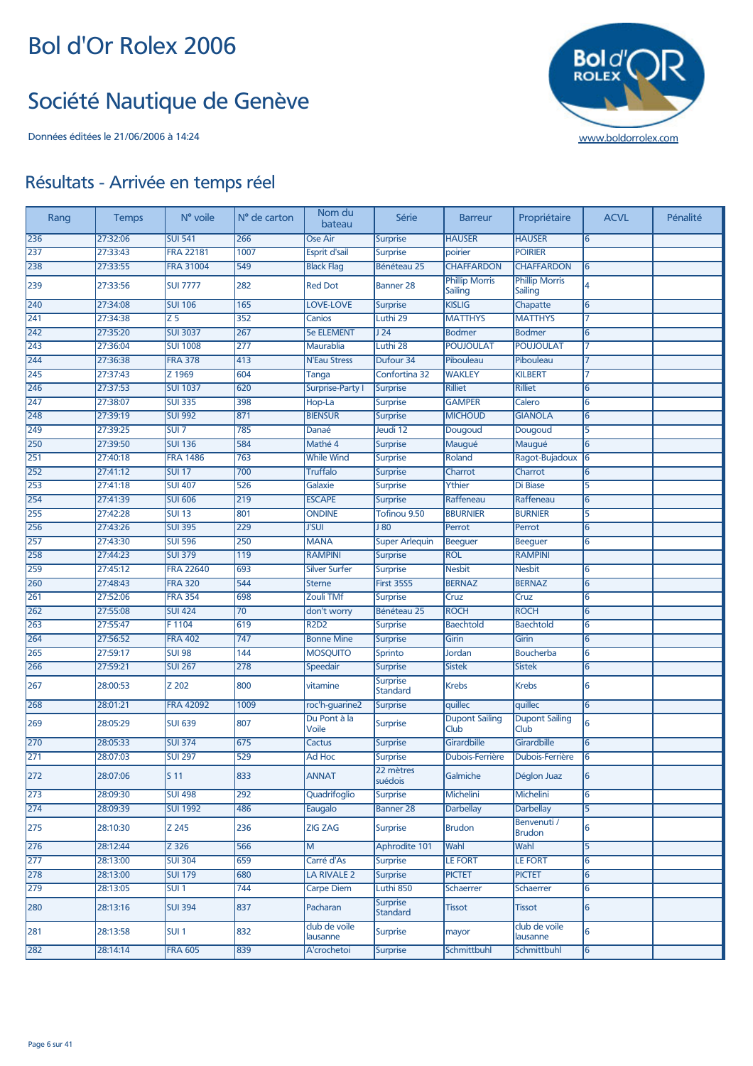# Bol d'Or Rolex 2006

## Société Nautique de Genève

Données éditées le 21/06/2006 à 14:24

www.boldorrolex.com

## Résultats - Arrivée en temps réel

| Rang | Temps | N° voile | N° de carton | Nom du bateau | Série | Barreur | Propriétaire | ACVL | Pénalité |
|---|---|---|---|---|---|---|---|---|---|
| 236 | 27:32:06 | SUI 541 | 266 | Ose Air | Surprise | HAUSER | HAUSER | 6 | |
| 237 | 27:33:43 | FRA 22181 | 1007 | Esprit d'sail | Surprise | poirier | POIRIER | | |
| 238 | 27:33:55 | FRA 31004 | 549 | Black Flag | Bénéteau 25 | CHAFFARDON | CHAFFARDON | 6 | |
| 239 | 27:33:56 | SUI 7777 | 282 | Red Dot | Banner 28 | Phillip Morris Sailing | Phillip Morris Sailing | 4 | |
| 240 | 27:34:08 | SUI 106 | 165 | LOVE-LOVE | Surprise | KISLIG | Chapatte | 6 | |
| 241 | 27:34:38 | Z 5 | 352 | Canios | Luthi 29 | MATTHYS | MATTHYS | 7 | |
| 242 | 27:35:20 | SUI 3037 | 267 | 5e ELEMENT | J 24 | Bodmer | Bodmer | 6 | |
| 243 | 27:36:04 | SUI 1008 | 277 | Maurablia | Luthi 28 | POUJOULAT | POUJOULAT | 7 | |
| 244 | 27:36:38 | FRA 378 | 413 | N'Eau Stress | Dufour 34 | Pibouleau | Pibouleau | 7 | |
| 245 | 27:37:43 | Z 1969 | 604 | Tanga | Confortina 32 | WAKLEY | KILBERT | 7 | |
| 246 | 27:37:53 | SUI 1037 | 620 | Surprise-Party I | Surprise | Rilliet | Rilliet | 6 | |
| 247 | 27:38:07 | SUI 335 | 398 | Hop-La | Surprise | GAMPER | Calero | 6 | |
| 248 | 27:39:19 | SUI 992 | 871 | BIENSUR | Surprise | MICHOUD | GIANOLA | 6 | |
| 249 | 27:39:25 | SUI 7 | 785 | Danaé | Jeudi 12 | Dougoud | Dougoud | 5 | |
| 250 | 27:39:50 | SUI 136 | 584 | Mathé 4 | Surprise | Maugué | Maugué | 6 | |
| 251 | 27:40:18 | FRA 1486 | 763 | While Wind | Surprise | Roland | Ragot-Bujadoux | 6 | |
| 252 | 27:41:12 | SUI 17 | 700 | Truffalo | Surprise | Charrot | Charrot | 6 | |
| 253 | 27:41:18 | SUI 407 | 526 | Galaxie | Surprise | Ythier | Di Biase | 5 | |
| 254 | 27:41:39 | SUI 606 | 219 | ESCAPE | Surprise | Raffeneau | Raffeneau | 6 | |
| 255 | 27:42:28 | SUI 13 | 801 | ONDINE | Tofinou 9.50 | BBURNIER | BURNIER | 5 | |
| 256 | 27:43:26 | SUI 395 | 229 | J'SUI | J 80 | Perrot | Perrot | 6 | |
| 257 | 27:43:30 | SUI 596 | 250 | MANA | Super Arlequin | Beeguer | Beeguer | 6 | |
| 258 | 27:44:23 | SUI 379 | 119 | RAMPINI | Surprise | ROL | RAMPINI | | |
| 259 | 27:45:12 | FRA 22640 | 693 | Silver Surfer | Surprise | Nesbit | Nesbit | 6 | |
| 260 | 27:48:43 | FRA 320 | 544 | Sterne | First 35S5 | BERNAZ | BERNAZ | 6 | |
| 261 | 27:52:06 | FRA 354 | 698 | Zouli TMf | Surprise | Cruz | Cruz | 6 | |
| 262 | 27:55:08 | SUI 424 | 70 | don't worry | Bénéteau 25 | ROCH | ROCH | 6 | |
| 263 | 27:55:47 | F 1104 | 619 | R2D2 | Surprise | Baechtold | Baechtold | 6 | |
| 264 | 27:56:52 | FRA 402 | 747 | Bonne Mine | Surprise | Girin | Girin | 6 | |
| 265 | 27:59:17 | SUI 98 | 144 | MOSQUITO | Sprinto | Jordan | Boucherba | 6 | |
| 266 | 27:59:21 | SUI 267 | 278 | Speedair | Surprise | Sistek | Sistek | 6 | |
| 267 | 28:00:53 | Z 202 | 800 | vitamine | Surprise Standard | Krebs | Krebs | 6 | |
| 268 | 28:01:21 | FRA 42092 | 1009 | roc'h-guarine2 | Surprise | quillec | quillec | 6 | |
| 269 | 28:05:29 | SUI 639 | 807 | Du Pont à la Voile | Surprise | Dupont Sailing Club | Dupont Sailing Club | 6 | |
| 270 | 28:05:33 | SUI 374 | 675 | Cactus | Surprise | Girardbille | Girardbille | 6 | |
| 271 | 28:07:03 | SUI 297 | 529 | Ad Hoc | Surprise | Dubois-Ferrière | Dubois-Ferrière | 6 | |
| 272 | 28:07:06 | S 11 | 833 | ANNAT | 22 mètres suédois | Galmiche | Déglon Juaz | 6 | |
| 273 | 28:09:30 | SUI 498 | 292 | Quadrifoglio | Surprise | Michelini | Michelini | 6 | |
| 274 | 28:09:39 | SUI 1992 | 486 | Eaugalo | Banner 28 | Darbellay | Darbellay | 5 | |
| 275 | 28:10:30 | Z 245 | 236 | ZIG ZAG | Surprise | Brudon | Benvenuti / Brudon | 6 | |
| 276 | 28:12:44 | Z 326 | 566 | M | Aphrodite 101 | Wahl | Wahl | 5 | |
| 277 | 28:13:00 | SUI 304 | 659 | Carré d'As | Surprise | LE FORT | LE FORT | 6 | |
| 278 | 28:13:00 | SUI 179 | 680 | LA RIVALE 2 | Surprise | PICTET | PICTET | 6 | |
| 279 | 28:13:05 | SUI 1 | 744 | Carpe Diem | Luthi 850 | Schaerrer | Schaerrer | 6 | |
| 280 | 28:13:16 | SUI 394 | 837 | Pacharan | Surprise Standard | Tissot | Tissot | 6 | |
| 281 | 28:13:58 | SUI 1 | 832 | club de voile lausanne | Surprise | mayor | club de voile lausanne | 6 | |
| 282 | 28:14:14 | FRA 605 | 839 | A'crochetoi | Surprise | Schmittbuhl | Schmittbuhl | 6 | |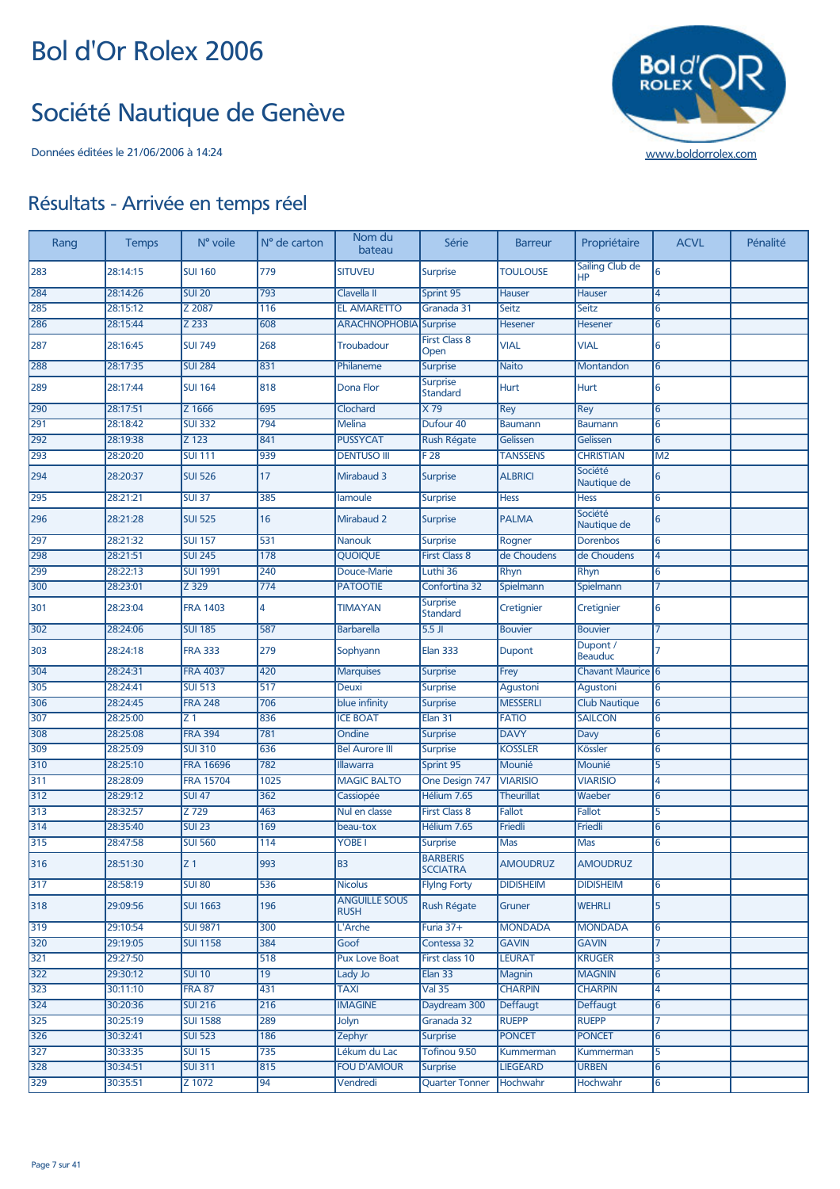# Bol d'Or Rolex 2006

## Société Nautique de Genève

Données éditées le 21/06/2006 à 14:24

www.boldorrolex.com

## Résultats - Arrivée en temps réel

| Rang | Temps | N° voile | N° de carton | Nom du bateau | Série | Barreur | Propriétaire | ACVL | Pénalité |
|---|---|---|---|---|---|---|---|---|---|
| 283 | 28:14:15 | SUI 160 | 779 | SITUVEU | Surprise | TOULOUSE | Sailing Club de HP | 6 | |
| 284 | 28:14:26 | SUI 20 | 793 | Clavella II | Sprint 95 | Hauser | Hauser | 4 | |
| 285 | 28:15:12 | Z 2087 | 116 | EL AMARETTO | Granada 31 | Seitz | Seitz | 6 | |
| 286 | 28:15:44 | Z 233 | 608 | ARACHNOPHOBIA | Surprise | Hesener | Hesener | 6 | |
| 287 | 28:16:45 | SUI 749 | 268 | Troubadour | First Class 8 Open | VIAL | VIAL | 6 | |
| 288 | 28:17:35 | SUI 284 | 831 | Philaneme | Surprise | Naito | Montandon | 6 | |
| 289 | 28:17:44 | SUI 164 | 818 | Dona Flor | Surprise Standard | Hurt | Hurt | 6 | |
| 290 | 28:17:51 | Z 1666 | 695 | Clochard | X 79 | Rey | Rey | 6 | |
| 291 | 28:18:42 | SUI 332 | 794 | Melina | Dufour 40 | Baumann | Baumann | 6 | |
| 292 | 28:19:38 | Z 123 | 841 | PUSSYCAT | Rush Régate | Gelissen | Gelissen | 6 | |
| 293 | 28:20:20 | SUI 111 | 939 | DENTUSO III | F 28 | TANSSENS | CHRISTIAN | M2 | |
| 294 | 28:20:37 | SUI 526 | 17 | Mirabaud 3 | Surprise | ALBRICI | Société Nautique de | 6 | |
| 295 | 28:21:21 | SUI 37 | 385 | Iamoule | Surprise | Hess | Hess | 6 | |
| 296 | 28:21:28 | SUI 525 | 16 | Mirabaud 2 | Surprise | PALMA | Société Nautique de | 6 | |
| 297 | 28:21:32 | SUI 157 | 531 | Nanouk | Surprise | Rogner | Dorenbos | 6 | |
| 298 | 28:21:51 | SUI 245 | 178 | QUOIQUE | First Class 8 | de Choudens | de Choudens | 4 | |
| 299 | 28:22:13 | SUI 1991 | 240 | Douce-Marie | Luthi 36 | Rhyn | Rhyn | 6 | |
| 300 | 28:23:01 | Z 329 | 774 | PATOOTIE | Confortina 32 | Spielmann | Spielmann | 7 | |
| 301 | 28:23:04 | FRA 1403 | 4 | TIMAYAN | Surprise Standard | Cretignier | Cretignier | 6 | |
| 302 | 28:24:06 | SUI 185 | 587 | Barbarella | 5.5 JI | Bouvier | Bouvier | 7 | |
| 303 | 28:24:18 | FRA 333 | 279 | Sophyann | Elan 333 | Dupont | Dupont / Beauduc | 7 | |
| 304 | 28:24:31 | FRA 4037 | 420 | Marquises | Surprise | Frey | Chavant Maurice | 6 | |
| 305 | 28:24:41 | SUI 513 | 517 | Deuxi | Surprise | Agustoni | Agustoni | 6 | |
| 306 | 28:24:45 | FRA 248 | 706 | blue infinity | Surprise | MESSERLI | Club Nautique | 6 | |
| 307 | 28:25:00 | Z 1 | 836 | ICE BOAT | Elan 31 | FATIO | SAILCON | 6 | |
| 308 | 28:25:08 | FRA 394 | 781 | Ondine | Surprise | DAVY | Davy | 6 | |
| 309 | 28:25:09 | SUI 310 | 636 | Bel Aurore III | Surprise | KOSSLER | Kössler | 6 | |
| 310 | 28:25:10 | FRA 16696 | 782 | Illawarra | Sprint 95 | Mounié | Mounié | 5 | |
| 311 | 28:28:09 | FRA 15704 | 1025 | MAGIC BALTO | One Design 747 | VIARISIO | VIARISIO | 4 | |
| 312 | 28:29:12 | SUI 47 | 362 | Cassiopée | Hélium 7.65 | Theurillat | Waeber | 6 | |
| 313 | 28:32:57 | Z 729 | 463 | Nul en classe | First Class 8 | Fallot | Fallot | 5 | |
| 314 | 28:35:40 | SUI 23 | 169 | beau-tox | Hélium 7.65 | Friedli | Friedli | 6 | |
| 315 | 28:47:58 | SUI 560 | 114 | YOBE I | Surprise | Mas | Mas | 6 | |
| 316 | 28:51:30 | Z 1 | 993 | B3 | BARBERIS SCCIATRA | AMOUDRUZ | AMOUDRUZ | | |
| 317 | 28:58:19 | SUI 80 | 536 | Nicolus | Flying Forty | DIDISHEIM | DIDISHEIM | 6 | |
| 318 | 29:09:56 | SUI 1663 | 196 | ANGUILLE SOUS RUSH | Rush Régate | Gruner | WEHRLI | 5 | |
| 319 | 29:10:54 | SUI 9871 | 300 | L'Arche | Furia 37+ | MONDADA | MONDADA | 6 | |
| 320 | 29:19:05 | SUI 1158 | 384 | Goof | Contessa 32 | GAVIN | GAVIN | 7 | |
| 321 | 29:27:50 | | 518 | Pux Love Boat | First class 10 | LEURAT | KRUGER | 3 | |
| 322 | 29:30:12 | SUI 10 | 19 | Lady Jo | Elan 33 | Magnin | MAGNIN | 6 | |
| 323 | 30:11:10 | FRA 87 | 431 | TAXI | Val 35 | CHARPIN | CHARPIN | 4 | |
| 324 | 30:20:36 | SUI 216 | 216 | IMAGINE | Daydream 300 | Deffaugt | Deffaugt | 6 | |
| 325 | 30:25:19 | SUI 1588 | 289 | Jolyn | Granada 32 | RUEPP | RUEPP | 7 | |
| 326 | 30:32:41 | SUI 523 | 186 | Zephyr | Surprise | PONCET | PONCET | 6 | |
| 327 | 30:33:35 | SUI 15 | 735 | Lékum du Lac | Tofinou 9.50 | Kummerman | Kummerman | 5 | |
| 328 | 30:34:51 | SUI 311 | 815 | FOU D'AMOUR | Surprise | LIEGEARD | URBEN | 6 | |
| 329 | 30:35:51 | Z 1072 | 94 | Vendredi | Quarter Tonner | Hochwahr | Hochwahr | 6 | |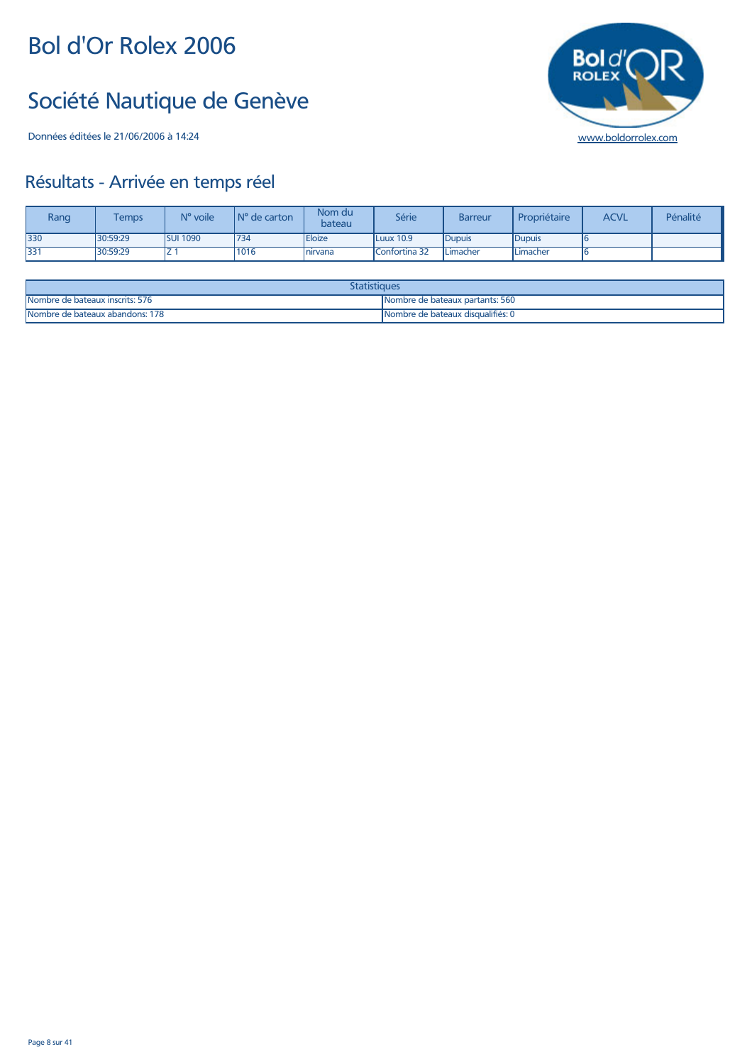# Bol d'Or Rolex 2006

## Société Nautique de Genève

Données éditées le 21/06/2006 à 14:24

www.boldorrolex.com

## Résultats - Arrivée en temps réel

| Rang | Temps | N° voile | N° de carton | Nom du bateau | Série | Barreur | Propriétaire | ACVL | Pénalité |
|---|---|---|---|---|---|---|---|---|---|
| 330 | 30:59:29 | SUI 1090 | 734 | Eloize | Luux 10.9 | Dupuis | Dupuis | 6 | |
| 331 | 30:59:29 | Z 1 | 1016 | nirvana | Confortina 32 | Limacher | Limacher | 6 | |

| Statistiques | |
|---|---|
| Nombre de bateaux inscrits: 576 | Nombre de bateaux partants: 560 |
| Nombre de bateaux abandons: 178 | Nombre de bateaux disqualifiés: 0 |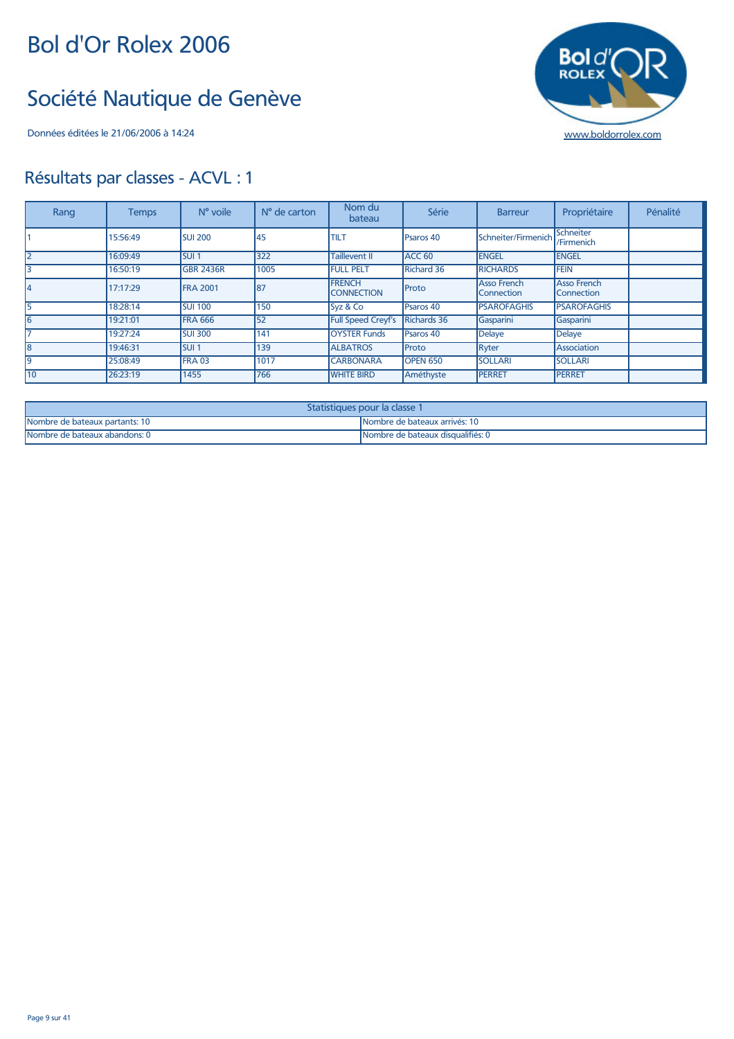# Bol d'Or Rolex 2006

# Société Nautique de Genève

Données éditées le 21/06/2006 à 14:24

www.boldorrolex.com

## Résultats par classes - ACVL : 1

| Rang | Temps | N° voile | N° de carton | Nom du bateau | Série | Barreur | Propriétaire | Pénalité |
|---|---|---|---|---|---|---|---|---|
| 1 | 15:56:49 | SUI 200 | 45 | TILT | Psaros 40 | Schneiter/Firmenich | Schneiter /Firmenich | |
| 2 | 16:09:49 | SUI 1 | 322 | Taillevent II | ACC 60 | ENGEL | ENGEL | |
| 3 | 16:50:19 | GBR 2436R | 1005 | FULL PELT | Richard 36 | RICHARDS | FEIN | |
| 4 | 17:17:29 | FRA 2001 | 87 | FRENCH CONNECTION | Proto | Asso French Connection | Asso French Connection | |
| 5 | 18:28:14 | SUI 100 | 150 | Syz & Co | Psaros 40 | PSAROFAGHIS | PSAROFAGHIS | |
| 6 | 19:21:01 | FRA 666 | 52 | Full Speed Creyf's | Richards 36 | Gasparini | Gasparini | |
| 7 | 19:27:24 | SUI 300 | 141 | OYSTER Funds | Psaros 40 | Delaye | Delaye | |
| 8 | 19:46:31 | SUI 1 | 139 | ALBATROS | Proto | Ryter | Association | |
| 9 | 25:08:49 | FRA 03 | 1017 | CARBONARA | OPEN 650 | SOLLARI | SOLLARI | |
| 10 | 26:23:19 | 1455 | 766 | WHITE BIRD | Améthyste | PERRET | PERRET | |

| Statistiques pour la classe 1 | |
|---|---|
| Nombre de bateaux partants: 10 | Nombre de bateaux arrivés: 10 |
| Nombre de bateaux abandons: 0 | Nombre de bateaux disqualifiés: 0 |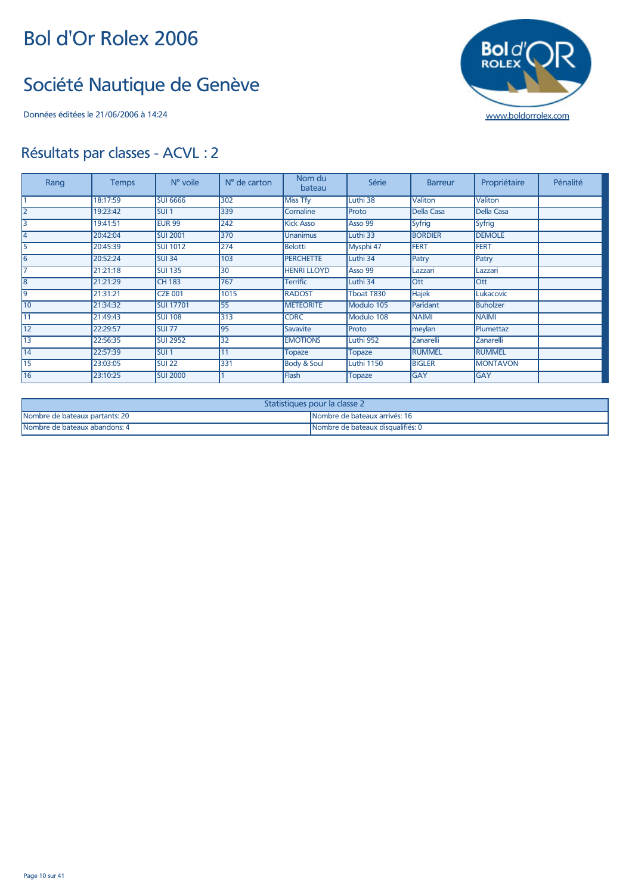# Bol d'Or Rolex 2006

## Société Nautique de Genève

Données éditées le 21/06/2006 à 14:24

www.boldorrolex.com

## Résultats par classes - ACVL : 2

| Rang | Temps | N° voile | N° de carton | Nom du bateau | Série | Barreur | Propriétaire | Pénalité |
|---|---|---|---|---|---|---|---|---|
| 1 | 18:17:59 | SUI 6666 | 302 | Miss Tfy | Luthi 38 | Valiton | Valiton | |
| 2 | 19:23:42 | SUI 1 | 339 | Cornaline | Proto | Della Casa | Della Casa | |
| 3 | 19:41:51 | EUR 99 | 242 | Kick Asso | Asso 99 | Syfrig | Syfrig | |
| 4 | 20:42:04 | SUI 2001 | 370 | Unanimus | Luthi 33 | BORDIER | DEMOLE | |
| 5 | 20:45:39 | SUI 1012 | 274 | Belotti | Mysphi 47 | FERT | FERT | |
| 6 | 20:52:24 | SUI 34 | 103 | PERCHETTE | Luthi 34 | Patry | Patry | |
| 7 | 21:21:18 | SUI 135 | 30 | HENRI LLOYD | Asso 99 | Lazzari | Lazzari | |
| 8 | 21:21:29 | CH 183 | 767 | Terrific | Luthi 34 | Ott | Ott | |
| 9 | 21:31:21 | CZE 001 | 1015 | RADOST | Tboat T830 | Hajek | Lukacovic | |
| 10 | 21:34:32 | SUI 17701 | 55 | METEORITE | Modulo 105 | Paridant | Buholzer | |
| 11 | 21:49:43 | SUI 108 | 313 | CDRC | Modulo 108 | NAIMI | NAIMI | |
| 12 | 22:29:57 | SUI 77 | 95 | Savavite | Proto | meylan | Plumettaz | |
| 13 | 22:56:35 | SUI 2952 | 32 | EMOTIONS | Luthi 952 | Zanarelli | Zanarelli | |
| 14 | 22:57:39 | SUI 1 | 11 | Topaze | Topaze | RUMMEL | RUMMEL | |
| 15 | 23:03:05 | SUI 22 | 331 | Body & Soul | Luthi 1150 | BIGLER | MONTAVON | |
| 16 | 23:10:25 | SUI 2000 | 1 | Flash | Topaze | GAY | GAY | |

| Statistiques pour la classe 2 | |
|---|---|
| Nombre de bateaux partants: 20 | Nombre de bateaux arrivés: 16 |
| Nombre de bateaux abandons: 4 | Nombre de bateaux disqualifiés: 0 |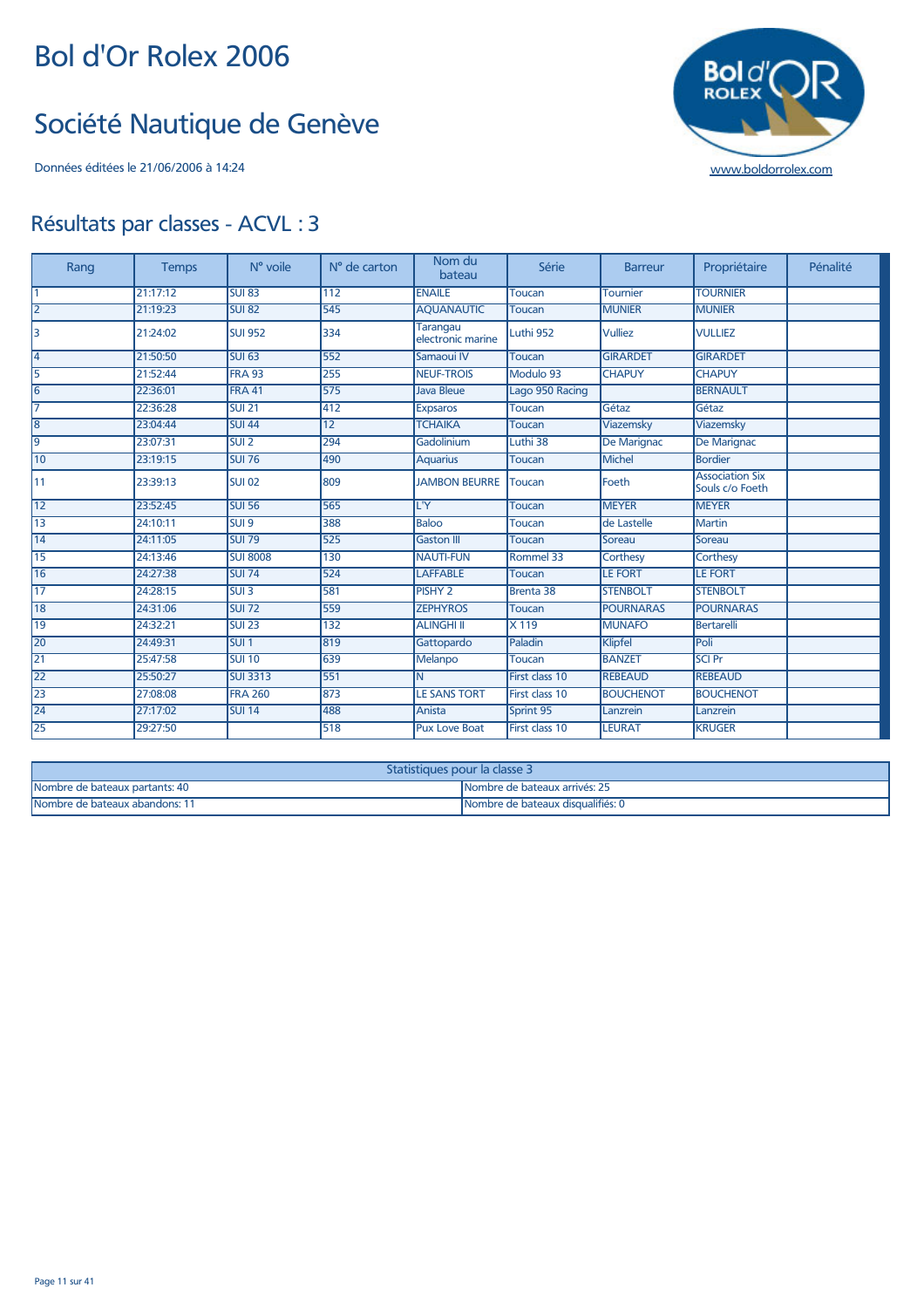# Bol d'Or Rolex 2006

## Société Nautique de Genève

Données éditées le 21/06/2006 à 14:24

www.boldorrolex.com

## Résultats par classes - ACVL : 3

| Rang | Temps | N° voile | N° de carton | Nom du bateau | Série | Barreur | Propriétaire | Pénalité |
|---|---|---|---|---|---|---|---|---|
| 1 | 21:17:12 | SUI 83 | 112 | ENAILE | Toucan | Tournier | TOURNIER | |
| 2 | 21:19:23 | SUI 82 | 545 | AQUANAUTIC | Toucan | MUNIER | MUNIER | |
| 3 | 21:24:02 | SUI 952 | 334 | Tarangau electronic marine | Luthi 952 | Vulliez | VULLIEZ | |
| 4 | 21:50:50 | SUI 63 | 552 | Samaoui IV | Toucan | GIRARDET | GIRARDET | |
| 5 | 21:52:44 | FRA 93 | 255 | NEUF-TROIS | Modulo 93 | CHAPUY | CHAPUY | |
| 6 | 22:36:01 | FRA 41 | 575 | Java Bleue | Lago 950 Racing | | BERNAULT | |
| 7 | 22:36:28 | SUI 21 | 412 | Expsaros | Toucan | Gétaz | Gétaz | |
| 8 | 23:04:44 | SUI 44 | 12 | TCHAIKA | Toucan | Viazemsky | Viazemsky | |
| 9 | 23:07:31 | SUI 2 | 294 | Gadolinium | Luthi 38 | De Marignac | De Marignac | |
| 10 | 23:19:15 | SUI 76 | 490 | Aquarius | Toucan | Michel | Bordier | |
| 11 | 23:39:13 | SUI 02 | 809 | JAMBON BEURRE | Toucan | Foeth | Association Six Souls c/o Foeth | |
| 12 | 23:52:45 | SUI 56 | 565 | L'Y | Toucan | MEYER | MEYER | |
| 13 | 24:10:11 | SUI 9 | 388 | Baloo | Toucan | de Lastelle | Martin | |
| 14 | 24:11:05 | SUI 79 | 525 | Gaston III | Toucan | Soreau | Soreau | |
| 15 | 24:13:46 | SUI 8008 | 130 | NAUTI-FUN | Rommel 33 | Corthesy | Corthesy | |
| 16 | 24:27:38 | SUI 74 | 524 | LAFFABLE | Toucan | LE FORT | LE FORT | |
| 17 | 24:28:15 | SUI 3 | 581 | PISHY 2 | Brenta 38 | STENBOLT | STENBOLT | |
| 18 | 24:31:06 | SUI 72 | 559 | ZEPHYROS | Toucan | POURNARAS | POURNARAS | |
| 19 | 24:32:21 | SUI 23 | 132 | ALINGHI II | X 119 | MUNAFO | Bertarelli | |
| 20 | 24:49:31 | SUI 1 | 819 | Gattopardo | Paladin | Klipfel | Poli | |
| 21 | 25:47:58 | SUI 10 | 639 | Melanpo | Toucan | BANZET | SCI Pr | |
| 22 | 25:50:27 | SUI 3313 | 551 | N | First class 10 | REBEAUD | REBEAUD | |
| 23 | 27:08:08 | FRA 260 | 873 | LE SANS TORT | First class 10 | BOUCHENOT | BOUCHENOT | |
| 24 | 27:17:02 | SUI 14 | 488 | Anista | Sprint 95 | Lanzrein | Lanzrein | |
| 25 | 29:27:50 | | 518 | Pux Love Boat | First class 10 | LEURAT | KRUGER | |

| Statistiques pour la classe 3 | |
|---|---|
| Nombre de bateaux partants: 40 | Nombre de bateaux arrivés: 25 |
| Nombre de bateaux abandons: 11 | Nombre de bateaux disqualifiés: 0 |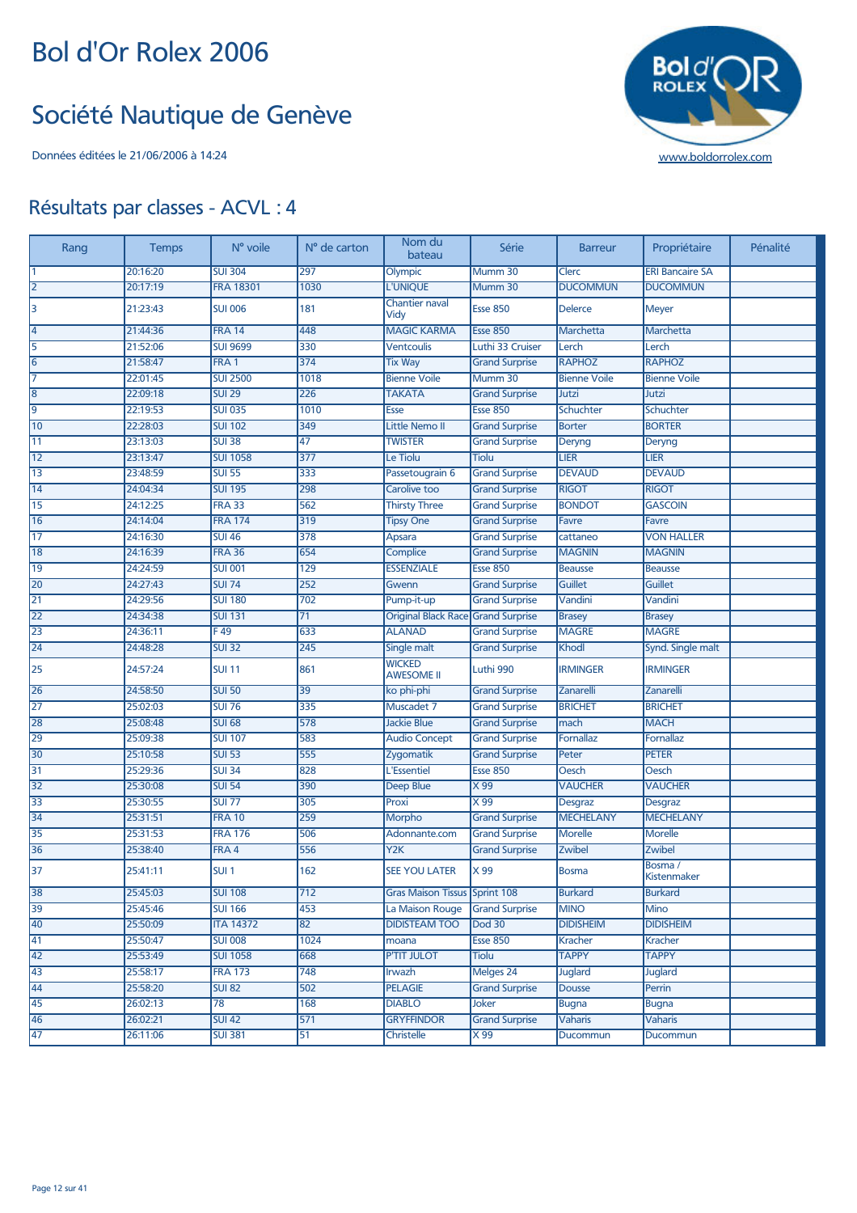# Bol d'Or Rolex 2006

# Société Nautique de Genève

Données éditées le 21/06/2006 à 14:24

www.boldorrolex.com

## Résultats par classes - ACVL : 4

| Rang | Temps | N° voile | N° de carton | Nom du bateau | Série | Barreur | Propriétaire | Pénalité |
|---|---|---|---|---|---|---|---|---|
| 1 | 20:16:20 | SUI 304 | 297 | Olympic | Mumm 30 | Clerc | ERI Bancaire SA | |
| 2 | 20:17:19 | FRA 18301 | 1030 | L'UNIQUE | Mumm 30 | DUCOMMUN | DUCOMMUN | |
| 3 | 21:23:43 | SUI 006 | 181 | Chantier naval Vidy | Esse 850 | Delerce | Meyer | |
| 4 | 21:44:36 | FRA 14 | 448 | MAGIC KARMA | Esse 850 | Marchetta | Marchetta | |
| 5 | 21:52:06 | SUI 9699 | 330 | Ventcoulis | Luthi 33 Cruiser | Lerch | Lerch | |
| 6 | 21:58:47 | FRA 1 | 374 | Tix Way | Grand Surprise | RAPHOZ | RAPHOZ | |
| 7 | 22:01:45 | SUI 2500 | 1018 | Bienne Voile | Mumm 30 | Bienne Voile | Bienne Voile | |
| 8 | 22:09:18 | SUI 29 | 226 | TAKATA | Grand Surprise | Jutzi | Jutzi | |
| 9 | 22:19:53 | SUI 035 | 1010 | Esse | Esse 850 | Schuchter | Schuchter | |
| 10 | 22:28:03 | SUI 102 | 349 | Little Nemo II | Grand Surprise | Borter | BORTER | |
| 11 | 23:13:03 | SUI 38 | 47 | TWISTER | Grand Surprise | Deryng | Deryng | |
| 12 | 23:13:47 | SUI 1058 | 377 | Le Tiolu | Tiolu | LIER | LIER | |
| 13 | 23:48:59 | SUI 55 | 333 | Passetougrain 6 | Grand Surprise | DEVAUD | DEVAUD | |
| 14 | 24:04:34 | SUI 195 | 298 | Carolive too | Grand Surprise | RIGOT | RIGOT | |
| 15 | 24:12:25 | FRA 33 | 562 | Thirsty Three | Grand Surprise | BONDOT | GASCOIN | |
| 16 | 24:14:04 | FRA 174 | 319 | Tipsy One | Grand Surprise | Favre | Favre | |
| 17 | 24:16:30 | SUI 46 | 378 | Apsara | Grand Surprise | cattaneo | VON HALLER | |
| 18 | 24:16:39 | FRA 36 | 654 | Complice | Grand Surprise | MAGNIN | MAGNIN | |
| 19 | 24:24:59 | SUI 001 | 129 | ESSENZIALE | Esse 850 | Beausse | Beausse | |
| 20 | 24:27:43 | SUI 74 | 252 | Gwenn | Grand Surprise | Guillet | Guillet | |
| 21 | 24:29:56 | SUI 180 | 702 | Pump-it-up | Grand Surprise | Vandini | Vandini | |
| 22 | 24:34:38 | SUI 131 | 71 | Original Black Race | Grand Surprise | Brasey | Brasey | |
| 23 | 24:36:11 | F 49 | 633 | ALANAD | Grand Surprise | MAGRE | MAGRE | |
| 24 | 24:48:28 | SUI 32 | 245 | Single malt | Grand Surprise | Khodl | Synd. Single malt | |
| 25 | 24:57:24 | SUI 11 | 861 | WICKED AWESOME II | Luthi 990 | IRMINGER | IRMINGER | |
| 26 | 24:58:50 | SUI 50 | 39 | ko phi-phi | Grand Surprise | Zanarelli | Zanarelli | |
| 27 | 25:02:03 | SUI 76 | 335 | Muscadet 7 | Grand Surprise | BRICHET | BRICHET | |
| 28 | 25:08:48 | SUI 68 | 578 | Jackie Blue | Grand Surprise | mach | MACH | |
| 29 | 25:09:38 | SUI 107 | 583 | Audio Concept | Grand Surprise | Fornallaz | Fornallaz | |
| 30 | 25:10:58 | SUI 53 | 555 | Zygomatik | Grand Surprise | Peter | PETER | |
| 31 | 25:29:36 | SUI 34 | 828 | L'Essentiel | Esse 850 | Oesch | Oesch | |
| 32 | 25:30:08 | SUI 54 | 390 | Deep Blue | X 99 | VAUCHER | VAUCHER | |
| 33 | 25:30:55 | SUI 77 | 305 | Proxi | X 99 | Desgraz | Desgraz | |
| 34 | 25:31:51 | FRA 10 | 259 | Morpho | Grand Surprise | MECHELANY | MECHELANY | |
| 35 | 25:31:53 | FRA 176 | 506 | Adonnante.com | Grand Surprise | Morelle | Morelle | |
| 36 | 25:38:40 | FRA 4 | 556 | Y2K | Grand Surprise | Zwibel | Zwibel | |
| 37 | 25:41:11 | SUI 1 | 162 | SEE YOU LATER | X 99 | Bosma | Bosma / Kistenmaker | |
| 38 | 25:45:03 | SUI 108 | 712 | Gras Maison Tissus | Sprint 108 | Burkard | Burkard | |
| 39 | 25:45:46 | SUI 166 | 453 | La Maison Rouge | Grand Surprise | MINO | Mino | |
| 40 | 25:50:09 | ITA 14372 | 82 | DIDISTEAM TOO | Dod 30 | DIDISHEIM | DIDISHEIM | |
| 41 | 25:50:47 | SUI 008 | 1024 | moana | Esse 850 | Kracher | Kracher | |
| 42 | 25:53:49 | SUI 1058 | 668 | P'TIT JULOT | Tiolu | TAPPY | TAPPY | |
| 43 | 25:58:17 | FRA 173 | 748 | Irwazh | Melges 24 | Juglard | Juglard | |
| 44 | 25:58:20 | SUI 82 | 502 | PELAGIE | Grand Surprise | Dousse | Perrin | |
| 45 | 26:02:13 | 78 | 168 | DIABLO | Joker | Bugna | Bugna | |
| 46 | 26:02:21 | SUI 42 | 571 | GRYFFINDOR | Grand Surprise | Vaharis | Vaharis | |
| 47 | 26:11:06 | SUI 381 | 51 | Christelle | X 99 | Ducommun | Ducommun | |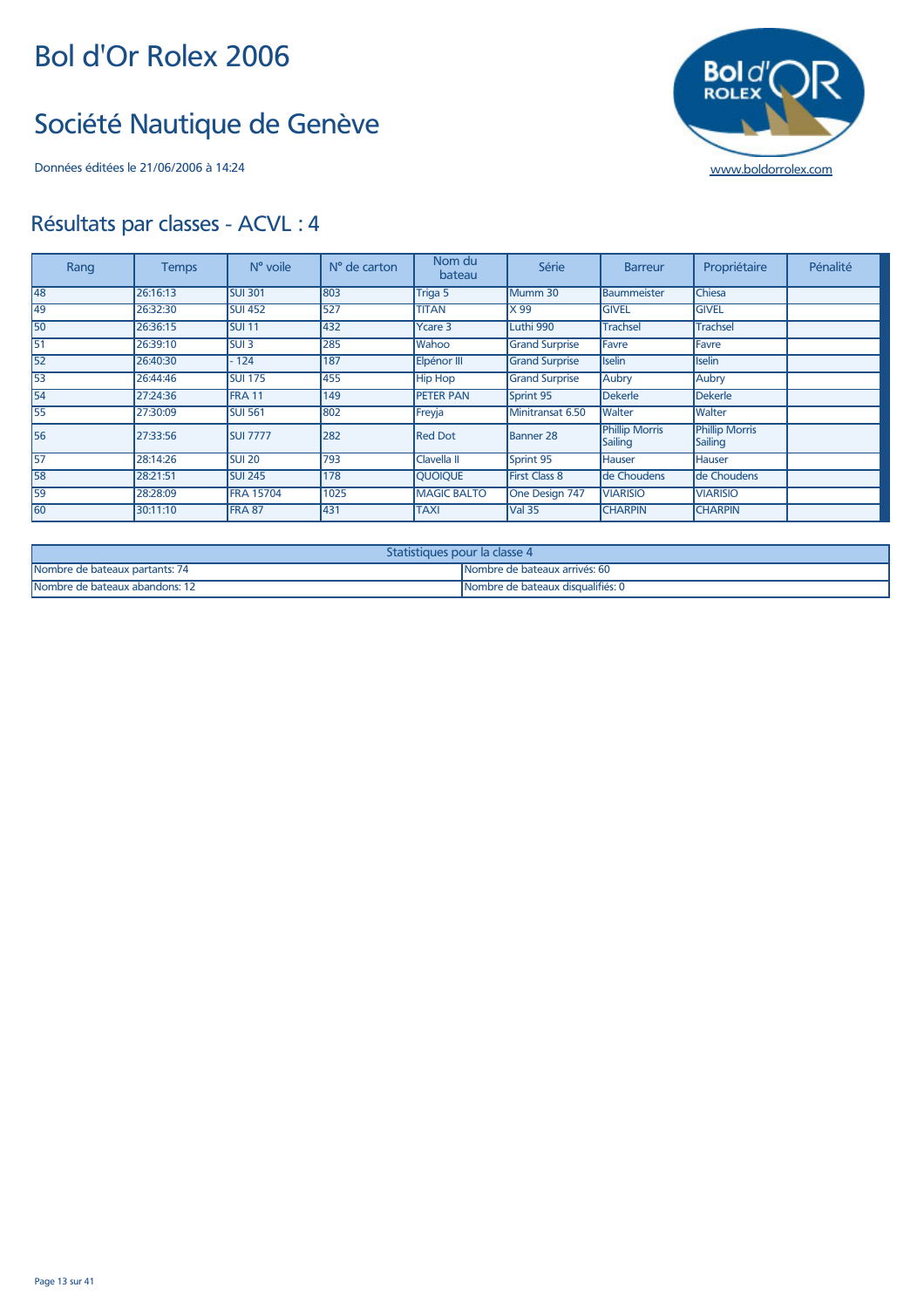# Bol d'Or Rolex 2006

## Société Nautique de Genève

Données éditées le 21/06/2006 à 14:24

www.boldorrolex.com

## Résultats par classes - ACVL : 4

| Rang | Temps | N° voile | N° de carton | Nom du bateau | Série | Barreur | Propriétaire | Pénalité |
|---|---|---|---|---|---|---|---|---|
| 48 | 26:16:13 | SUI 301 | 803 | Triga 5 | Mumm 30 | Baummeister | Chiesa | |
| 49 | 26:32:30 | SUI 452 | 527 | TITAN | X 99 | GIVEL | GIVEL | |
| 50 | 26:36:15 | SUI 11 | 432 | Ycare 3 | Luthi 990 | Trachsel | Trachsel | |
| 51 | 26:39:10 | SUI 3 | 285 | Wahoo | Grand Surprise | Favre | Favre | |
| 52 | 26:40:30 | - 124 | 187 | Elpénor III | Grand Surprise | Iselin | Iselin | |
| 53 | 26:44:46 | SUI 175 | 455 | Hip Hop | Grand Surprise | Aubry | Aubry | |
| 54 | 27:24:36 | FRA 11 | 149 | PETER PAN | Sprint 95 | Dekerle | Dekerle | |
| 55 | 27:30:09 | SUI 561 | 802 | Freyja | Minitransat 6.50 | Walter | Walter | |
| 56 | 27:33:56 | SUI 7777 | 282 | Red Dot | Banner 28 | Phillip Morris Sailing | Phillip Morris Sailing | |
| 57 | 28:14:26 | SUI 20 | 793 | Clavella II | Sprint 95 | Hauser | Hauser | |
| 58 | 28:21:51 | SUI 245 | 178 | QUOIQUE | First Class 8 | de Choudens | de Choudens | |
| 59 | 28:28:09 | FRA 15704 | 1025 | MAGIC BALTO | One Design 747 | VIARISIO | VIARISIO | |
| 60 | 30:11:10 | FRA 87 | 431 | TAXI | Val 35 | CHARPIN | CHARPIN | |

| Statistiques pour la classe 4 | |
|---|---|
| Nombre de bateaux partants: 74 | Nombre de bateaux arrivés: 60 |
| Nombre de bateaux abandons: 12 | Nombre de bateaux disqualifiés: 0 |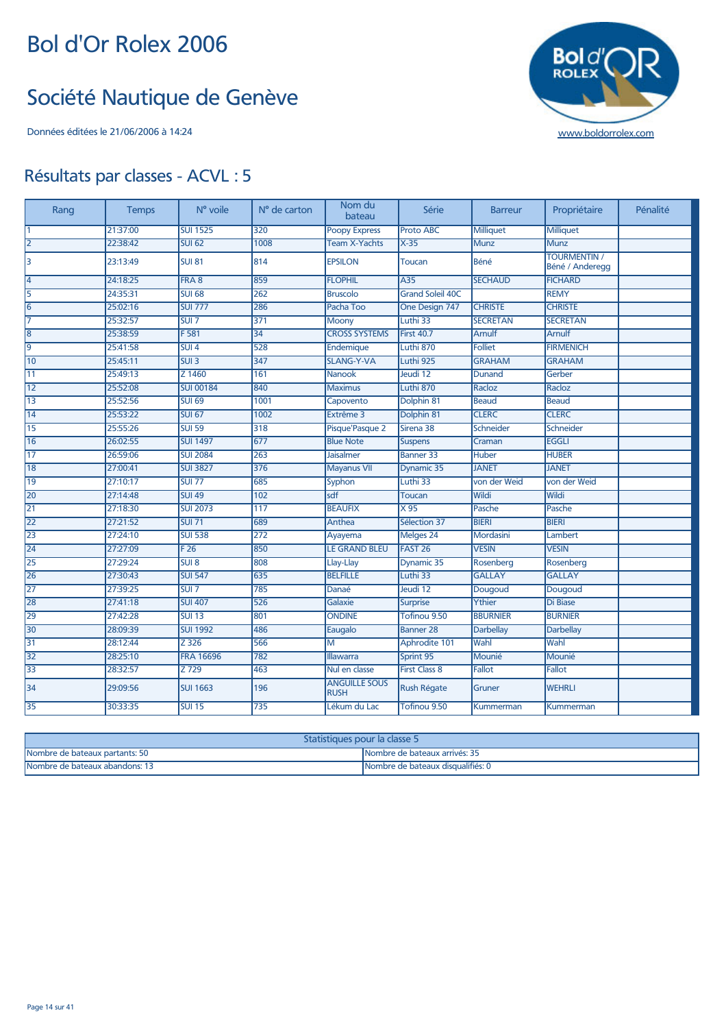# Bol d'Or Rolex 2006

## Société Nautique de Genève

Données éditées le 21/06/2006 à 14:24

www.boldorrolex.com

## Résultats par classes - ACVL : 5

| Rang | Temps | N° voile | N° de carton | Nom du bateau | Série | Barreur | Propriétaire | Pénalité |
|---|---|---|---|---|---|---|---|---|
| 1 | 21:37:00 | SUI 1525 | 320 | Poopy Express | Proto ABC | Milliquet | Milliquet | |
| 2 | 22:38:42 | SUI 62 | 1008 | Team X-Yachts | X-35 | Munz | Munz | |
| 3 | 23:13:49 | SUI 81 | 814 | EPSILON | Toucan | Béné | TOURMENTIN / Béné / Anderegg | |
| 4 | 24:18:25 | FRA 8 | 859 | FLOPHIL | A35 | SECHAUD | FICHARD | |
| 5 | 24:35:31 | SUI 68 | 262 | Bruscolo | Grand Soleil 40C | | REMY | |
| 6 | 25:02:16 | SUI 777 | 286 | Pacha Too | One Design 747 | CHRISTE | CHRISTE | |
| 7 | 25:32:57 | SUI 7 | 371 | Moony | Luthi 33 | SECRETAN | SECRETAN | |
| 8 | 25:38:59 | F 581 | 34 | CROSS SYSTEMS | First 40.7 | Arnulf | Arnulf | |
| 9 | 25:41:58 | SUI 4 | 528 | Endemique | Luthi 870 | Folliet | FIRMENICH | |
| 10 | 25:45:11 | SUI 3 | 347 | SLANG-Y-VA | Luthi 925 | GRAHAM | GRAHAM | |
| 11 | 25:49:13 | Z 1460 | 161 | Nanook | Jeudi 12 | Dunand | Gerber | |
| 12 | 25:52:08 | SUI 00184 | 840 | Maximus | Luthi 870 | Racloz | Racloz | |
| 13 | 25:52:56 | SUI 69 | 1001 | Capovento | Dolphin 81 | Beaud | Beaud | |
| 14 | 25:53:22 | SUI 67 | 1002 | Extrême 3 | Dolphin 81 | CLERC | CLERC | |
| 15 | 25:55:26 | SUI 59 | 318 | Pisque'Pasque 2 | Sirena 38 | Schneider | Schneider | |
| 16 | 26:02:55 | SUI 1497 | 677 | Blue Note | Suspens | Craman | EGGLI | |
| 17 | 26:59:06 | SUI 2084 | 263 | Jaisalmer | Banner 33 | Huber | HUBER | |
| 18 | 27:00:41 | SUI 3827 | 376 | Mayanus VII | Dynamic 35 | JANET | JANET | |
| 19 | 27:10:17 | SUI 77 | 685 | Syphon | Luthi 33 | von der Weid | von der Weid | |
| 20 | 27:14:48 | SUI 49 | 102 | sdf | Toucan | Wildi | Wildi | |
| 21 | 27:18:30 | SUI 2073 | 117 | BEAUFIX | X 95 | Pasche | Pasche | |
| 22 | 27:21:52 | SUI 71 | 689 | Anthea | Sélection 37 | BIERI | BIERI | |
| 23 | 27:24:10 | SUI 538 | 272 | Ayayema | Melges 24 | Mordasini | Lambert | |
| 24 | 27:27:09 | F 26 | 850 | LE GRAND BLEU | FAST 26 | VESIN | VESIN | |
| 25 | 27:29:24 | SUI 8 | 808 | Llay-Llay | Dynamic 35 | Rosenberg | Rosenberg | |
| 26 | 27:30:43 | SUI 547 | 635 | BELFILLE | Luthi 33 | GALLAY | GALLAY | |
| 27 | 27:39:25 | SUI 7 | 785 | Danaé | Jeudi 12 | Dougoud | Dougoud | |
| 28 | 27:41:18 | SUI 407 | 526 | Galaxie | Surprise | Ythier | Di Biase | |
| 29 | 27:42:28 | SUI 13 | 801 | ONDINE | Tofinou 9.50 | BBURNIER | BURNIER | |
| 30 | 28:09:39 | SUI 1992 | 486 | Eaugalo | Banner 28 | Darbellay | Darbellay | |
| 31 | 28:12:44 | Z 326 | 566 | M | Aphrodite 101 | Wahl | Wahl | |
| 32 | 28:25:10 | FRA 16696 | 782 | Illawarra | Sprint 95 | Mounié | Mounié | |
| 33 | 28:32:57 | Z 729 | 463 | Nul en classe | First Class 8 | Fallot | Fallot | |
| 34 | 29:09:56 | SUI 1663 | 196 | ANGUILLE SOUS RUSH | Rush Régate | Gruner | WEHRLI | |
| 35 | 30:33:35 | SUI 15 | 735 | Lékum du Lac | Tofinou 9.50 | Kummerman | Kummerman | |

| Statistiques pour la classe 5 | |
|---|---|
| Nombre de bateaux partants: 50 | Nombre de bateaux arrivés: 35 |
| Nombre de bateaux abandons: 13 | Nombre de bateaux disqualifiés: 0 |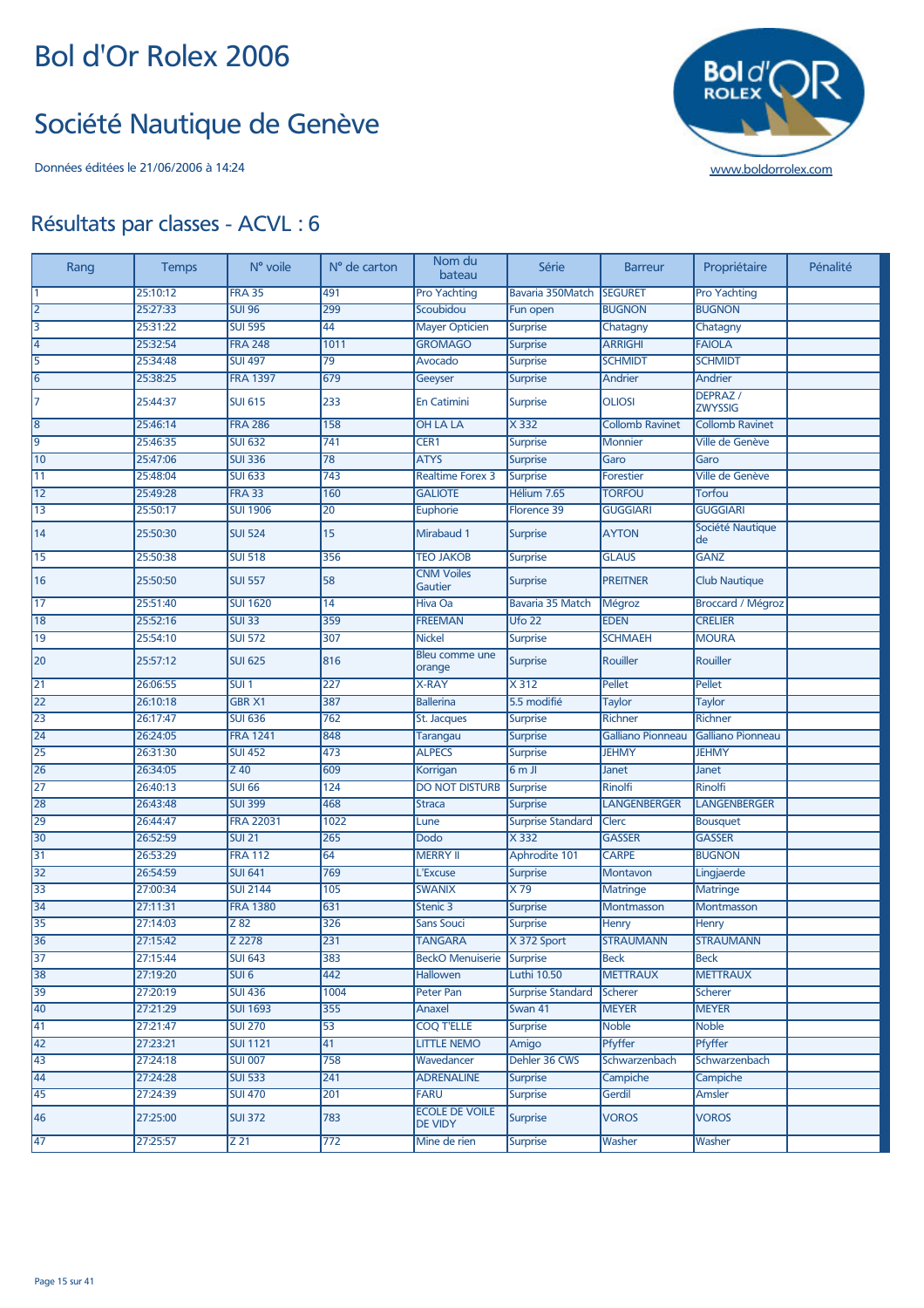# Bol d'Or Rolex 2006

## Société Nautique de Genève

Données éditées le 21/06/2006 à 14:24

www.boldorrolex.com

## Résultats par classes - ACVL : 6

| Rang | Temps | N° voile | N° de carton | Nom du bateau | Série | Barreur | Propriétaire | Pénalité |
|---|---|---|---|---|---|---|---|---|
| 1 | 25:10:12 | FRA 35 | 491 | Pro Yachting | Bavaria 350Match | SEGURET | Pro Yachting | |
| 2 | 25:27:33 | SUI 96 | 299 | Scoubidou | Fun open | BUGNON | BUGNON | |
| 3 | 25:31:22 | SUI 595 | 44 | Mayer Opticien | Surprise | Chatagny | Chatagny | |
| 4 | 25:32:54 | FRA 248 | 1011 | GROMAGO | Surprise | ARRIGHI | FAIOLA | |
| 5 | 25:34:48 | SUI 497 | 79 | Avocado | Surprise | SCHMIDT | SCHMIDT | |
| 6 | 25:38:25 | FRA 1397 | 679 | Geeyser | Surprise | Andrier | Andrier | |
| 7 | 25:44:37 | SUI 615 | 233 | En Catimini | Surprise | OLIOSI | DEPRAZ / ZWYSSIG | |
| 8 | 25:46:14 | FRA 286 | 158 | OH LA LA | X 332 | Collomb Ravinet | Collomb Ravinet | |
| 9 | 25:46:35 | SUI 632 | 741 | CER1 | Surprise | Monnier | Ville de Genève | |
| 10 | 25:47:06 | SUI 336 | 78 | ATYS | Surprise | Garo | Garo | |
| 11 | 25:48:04 | SUI 633 | 743 | Realtime Forex 3 | Surprise | Forestier | Ville de Genève | |
| 12 | 25:49:28 | FRA 33 | 160 | GALIOTE | Hélium 7.65 | TORFOU | Torfou | |
| 13 | 25:50:17 | SUI 1906 | 20 | Euphorie | Florence 39 | GUGGIARI | GUGGIARI | |
| 14 | 25:50:30 | SUI 524 | 15 | Mirabaud 1 | Surprise | AYTON | Société Nautique de | |
| 15 | 25:50:38 | SUI 518 | 356 | TEO JAKOB | Surprise | GLAUS | GANZ | |
| 16 | 25:50:50 | SUI 557 | 58 | CNM Voiles Gautier | Surprise | PREITNER | Club Nautique | |
| 17 | 25:51:40 | SUI 1620 | 14 | Hiva Oa | Bavaria 35 Match | Mégroz | Broccard / Mégroz | |
| 18 | 25:52:16 | SUI 33 | 359 | FREEMAN | Ufo 22 | EDEN | CRELIER | |
| 19 | 25:54:10 | SUI 572 | 307 | Nickel | Surprise | SCHMAEH | MOURA | |
| 20 | 25:57:12 | SUI 625 | 816 | Bleu comme une orange | Surprise | Rouiller | Rouiller | |
| 21 | 26:06:55 | SUI 1 | 227 | X-RAY | X 312 | Pellet | Pellet | |
| 22 | 26:10:18 | GBR X1 | 387 | Ballerina | 5.5 modifié | Taylor | Taylor | |
| 23 | 26:17:47 | SUI 636 | 762 | St. Jacques | Surprise | Richner | Richner | |
| 24 | 26:24:05 | FRA 1241 | 848 | Tarangau | Surprise | Galliano Pionneau | Galliano Pionneau | |
| 25 | 26:31:30 | SUI 452 | 473 | ALPECS | Surprise | JEHMY | JEHMY | |
| 26 | 26:34:05 | Z 40 | 609 | Korrigan | 6 m JI | Janet | Janet | |
| 27 | 26:40:13 | SUI 66 | 124 | DO NOT DISTURB | Surprise | Rinolfi | Rinolfi | |
| 28 | 26:43:48 | SUI 399 | 468 | Straca | Surprise | LANGENBERGER | LANGENBERGER | |
| 29 | 26:44:47 | FRA 22031 | 1022 | Lune | Surprise Standard | Clerc | Bousquet | |
| 30 | 26:52:59 | SUI 21 | 265 | Dodo | X 332 | GASSER | GASSER | |
| 31 | 26:53:29 | FRA 112 | 64 | MERRY II | Aphrodite 101 | CARPE | BUGNON | |
| 32 | 26:54:59 | SUI 641 | 769 | L'Excuse | Surprise | Montavon | Lingjaerde | |
| 33 | 27:00:34 | SUI 2144 | 105 | SWANIX | X 79 | Matringe | Matringe | |
| 34 | 27:11:31 | FRA 1380 | 631 | Stenic 3 | Surprise | Montmasson | Montmasson | |
| 35 | 27:14:03 | Z 82 | 326 | Sans Souci | Surprise | Henry | Henry | |
| 36 | 27:15:42 | Z 2278 | 231 | TANGARA | X 372 Sport | STRAUMANN | STRAUMANN | |
| 37 | 27:15:44 | SUI 643 | 383 | BeckO Menuiserie | Surprise | Beck | Beck | |
| 38 | 27:19:20 | SUI 6 | 442 | Hallowen | Luthi 10.50 | METTRAUX | METTRAUX | |
| 39 | 27:20:19 | SUI 436 | 1004 | Peter Pan | Surprise Standard | Scherer | Scherer | |
| 40 | 27:21:29 | SUI 1693 | 355 | Anaxel | Swan 41 | MEYER | MEYER | |
| 41 | 27:21:47 | SUI 270 | 53 | COQ T'ELLE | Surprise | Noble | Noble | |
| 42 | 27:23:21 | SUI 1121 | 41 | LITTLE NEMO | Amigo | Pfyffer | Pfyffer | |
| 43 | 27:24:18 | SUI 007 | 758 | Wavedancer | Dehler 36 CWS | Schwarzenbach | Schwarzenbach | |
| 44 | 27:24:28 | SUI 533 | 241 | ADRENALINE | Surprise | Campiche | Campiche | |
| 45 | 27:24:39 | SUI 470 | 201 | FARU | Surprise | Gerdil | Amsler | |
| 46 | 27:25:00 | SUI 372 | 783 | ECOLE DE VOILE DE VIDY | Surprise | VOROS | VOROS | |
| 47 | 27:25:57 | Z 21 | 772 | Mine de rien | Surprise | Washer | Washer | |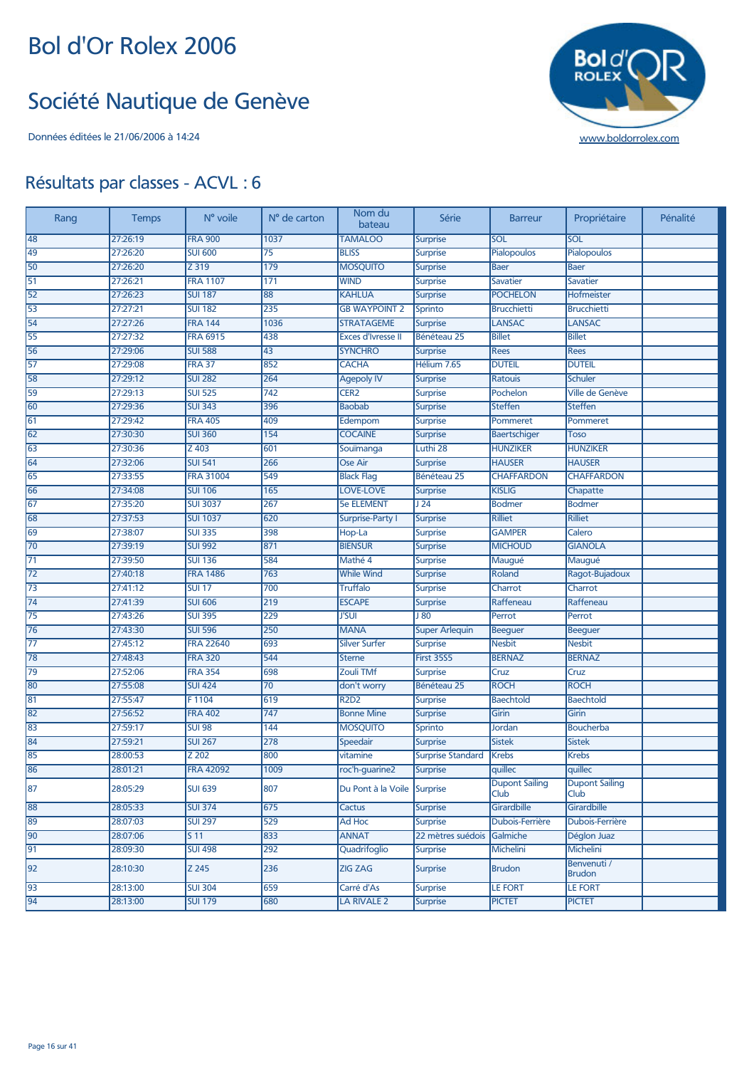# Bol d'Or Rolex 2006

## Société Nautique de Genève

Données éditées le 21/06/2006 à 14:24

www.boldorrolex.com

## Résultats par classes - ACVL : 6

| Rang | Temps | N° voile | N° de carton | Nom du bateau | Série | Barreur | Propriétaire | Pénalité |
|---|---|---|---|---|---|---|---|---|
| 48 | 27:26:19 | FRA 900 | 1037 | TAMALOO | Surprise | SOL | SOL | |
| 49 | 27:26:20 | SUI 600 | 75 | BLISS | Surprise | Pialopoulos | Pialopoulos | |
| 50 | 27:26:20 | Z 319 | 179 | MOSQUITO | Surprise | Baer | Baer | |
| 51 | 27:26:21 | FRA 1107 | 171 | WIND | Surprise | Savatier | Savatier | |
| 52 | 27:26:23 | SUI 187 | 88 | KAHLUA | Surprise | POCHELON | Hofmeister | |
| 53 | 27:27:21 | SUI 182 | 235 | GB WAYPOINT 2 | Sprinto | Brucchietti | Brucchietti | |
| 54 | 27:27:26 | FRA 144 | 1036 | STRATAGEME | Surprise | LANSAC | LANSAC | |
| 55 | 27:27:32 | FRA 6915 | 438 | Exces d'Ivresse II | Bénéteau 25 | Billet | Billet | |
| 56 | 27:29:06 | SUI 588 | 43 | SYNCHRO | Surprise | Rees | Rees | |
| 57 | 27:29:08 | FRA 37 | 852 | CACHA | Hélium 7.65 | DUTEIL | DUTEIL | |
| 58 | 27:29:12 | SUI 282 | 264 | Agepoly IV | Surprise | Ratouis | Schuler | |
| 59 | 27:29:13 | SUI 525 | 742 | CER2 | Surprise | Pochelon | Ville de Genève | |
| 60 | 27:29:36 | SUI 343 | 396 | Baobab | Surprise | Steffen | Steffen | |
| 61 | 27:29:42 | FRA 405 | 409 | Edempom | Surprise | Pommeret | Pommeret | |
| 62 | 27:30:30 | SUI 360 | 154 | COCAINE | Surprise | Baertschiger | Toso | |
| 63 | 27:30:36 | Z 403 | 601 | Souïmanga | Luthi 28 | HUNZIKER | HUNZIKER | |
| 64 | 27:32:06 | SUI 541 | 266 | Ose Air | Surprise | HAUSER | HAUSER | |
| 65 | 27:33:55 | FRA 31004 | 549 | Black Flag | Bénéteau 25 | CHAFFARDON | CHAFFARDON | |
| 66 | 27:34:08 | SUI 106 | 165 | LOVE-LOVE | Surprise | KISLIG | Chapatte | |
| 67 | 27:35:20 | SUI 3037 | 267 | 5e ELEMENT | J 24 | Bodmer | Bodmer | |
| 68 | 27:37:53 | SUI 1037 | 620 | Surprise-Party I | Surprise | Rilliet | Rilliet | |
| 69 | 27:38:07 | SUI 335 | 398 | Hop-La | Surprise | GAMPER | Calero | |
| 70 | 27:39:19 | SUI 992 | 871 | BIENSUR | Surprise | MICHOUD | GIANOLA | |
| 71 | 27:39:50 | SUI 136 | 584 | Mathé 4 | Surprise | Maugué | Maugué | |
| 72 | 27:40:18 | FRA 1486 | 763 | While Wind | Surprise | Roland | Ragot-Bujadoux | |
| 73 | 27:41:12 | SUI 17 | 700 | Truffalo | Surprise | Charrot | Charrot | |
| 74 | 27:41:39 | SUI 606 | 219 | ESCAPE | Surprise | Raffeneau | Raffeneau | |
| 75 | 27:43:26 | SUI 395 | 229 | J'SUI | J 80 | Perrot | Perrot | |
| 76 | 27:43:30 | SUI 596 | 250 | MANA | Super Arlequin | Beeguer | Beeguer | |
| 77 | 27:45:12 | FRA 22640 | 693 | Silver Surfer | Surprise | Nesbit | Nesbit | |
| 78 | 27:48:43 | FRA 320 | 544 | Sterne | First 35S5 | BERNAZ | BERNAZ | |
| 79 | 27:52:06 | FRA 354 | 698 | Zouli TMf | Surprise | Cruz | Cruz | |
| 80 | 27:55:08 | SUI 424 | 70 | don't worry | Bénéteau 25 | ROCH | ROCH | |
| 81 | 27:55:47 | F 1104 | 619 | R2D2 | Surprise | Baechtold | Baechtold | |
| 82 | 27:56:52 | FRA 402 | 747 | Bonne Mine | Surprise | Girin | Girin | |
| 83 | 27:59:17 | SUI 98 | 144 | MOSQUITO | Sprinto | Jordan | Boucherba | |
| 84 | 27:59:21 | SUI 267 | 278 | Speedair | Surprise | Sistek | Sistek | |
| 85 | 28:00:53 | Z 202 | 800 | vitamine | Surprise Standard | Krebs | Krebs | |
| 86 | 28:01:21 | FRA 42092 | 1009 | roc'h-guarine2 | Surprise | quillec | quillec | |
| 87 | 28:05:29 | SUI 639 | 807 | Du Pont à la Voile | Surprise | Dupont Sailing Club | Dupont Sailing Club | |
| 88 | 28:05:33 | SUI 374 | 675 | Cactus | Surprise | Girardbille | Girardbille | |
| 89 | 28:07:03 | SUI 297 | 529 | Ad Hoc | Surprise | Dubois-Ferrière | Dubois-Ferrière | |
| 90 | 28:07:06 | S 11 | 833 | ANNAT | 22 mètres suédois | Galmiche | Déglon Juaz | |
| 91 | 28:09:30 | SUI 498 | 292 | Quadrifoglio | Surprise | Michelini | Michelini | |
| 92 | 28:10:30 | Z 245 | 236 | ZIG ZAG | Surprise | Brudon | Benvenuti / Brudon | |
| 93 | 28:13:00 | SUI 304 | 659 | Carré d'As | Surprise | LE FORT | LE FORT | |
| 94 | 28:13:00 | SUI 179 | 680 | LA RIVALE 2 | Surprise | PICTET | PICTET | |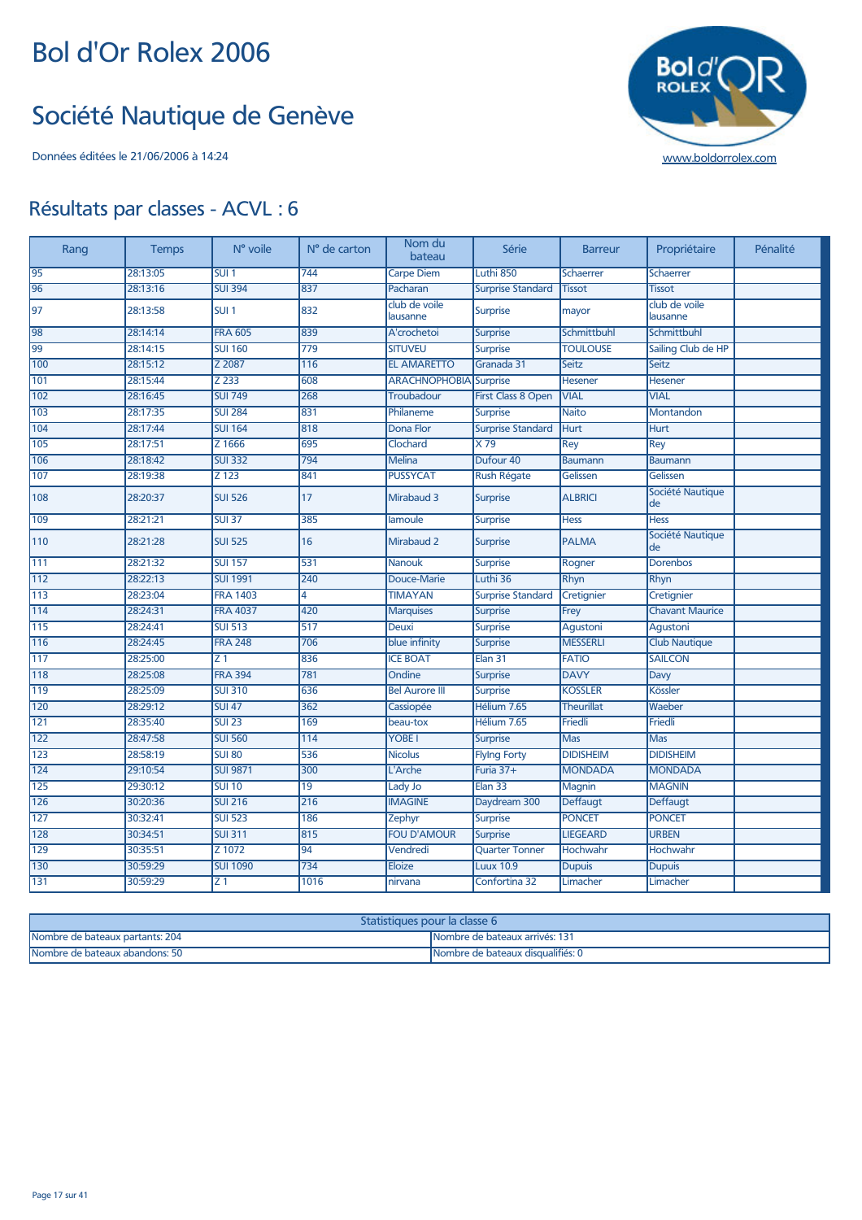# Bol d'Or Rolex 2006

## Société Nautique de Genève

Données éditées le 21/06/2006 à 14:24

www.boldorrolex.com

## Résultats par classes - ACVL : 6

| Rang | Temps | N° voile | N° de carton | Nom du bateau | Série | Barreur | Propriétaire | Pénalité |
|---|---|---|---|---|---|---|---|---|
| 95 | 28:13:05 | SUI 1 | 744 | Carpe Diem | Luthi 850 | Schaerrer | Schaerrer | |
| 96 | 28:13:16 | SUI 394 | 837 | Pacharan | Surprise Standard | Tissot | Tissot | |
| 97 | 28:13:58 | SUI 1 | 832 | club de voile lausanne | Surprise | mayor | club de voile lausanne | |
| 98 | 28:14:14 | FRA 605 | 839 | A'crochetoi | Surprise | Schmittbuhl | Schmittbuhl | |
| 99 | 28:14:15 | SUI 160 | 779 | SITUVEU | Surprise | TOULOUSE | Sailing Club de HP | |
| 100 | 28:15:12 | Z 2087 | 116 | EL AMARETTO | Granada 31 | Seitz | Seitz | |
| 101 | 28:15:44 | Z 233 | 608 | ARACHNOPHOBIA | Surprise | Hesener | Hesener | |
| 102 | 28:16:45 | SUI 749 | 268 | Troubadour | First Class 8 Open | VIAL | VIAL | |
| 103 | 28:17:35 | SUI 284 | 831 | Philaneme | Surprise | Naito | Montandon | |
| 104 | 28:17:44 | SUI 164 | 818 | Dona Flor | Surprise Standard | Hurt | Hurt | |
| 105 | 28:17:51 | Z 1666 | 695 | Clochard | X 79 | Rey | Rey | |
| 106 | 28:18:42 | SUI 332 | 794 | Melina | Dufour 40 | Baumann | Baumann | |
| 107 | 28:19:38 | Z 123 | 841 | PUSSYCAT | Rush Régate | Gelissen | Gelissen | |
| 108 | 28:20:37 | SUI 526 | 17 | Mirabaud 3 | Surprise | ALBRICI | Société Nautique de | |
| 109 | 28:21:21 | SUI 37 | 385 | lamoule | Surprise | Hess | Hess | |
| 110 | 28:21:28 | SUI 525 | 16 | Mirabaud 2 | Surprise | PALMA | Société Nautique de | |
| 111 | 28:21:32 | SUI 157 | 531 | Nanouk | Surprise | Rogner | Dorenbos | |
| 112 | 28:22:13 | SUI 1991 | 240 | Douce-Marie | Luthi 36 | Rhyn | Rhyn | |
| 113 | 28:23:04 | FRA 1403 | 4 | TIMAYAN | Surprise Standard | Cretignier | Cretignier | |
| 114 | 28:24:31 | FRA 4037 | 420 | Marquises | Surprise | Frey | Chavant Maurice | |
| 115 | 28:24:41 | SUI 513 | 517 | Deuxi | Surprise | Agustoni | Agustoni | |
| 116 | 28:24:45 | FRA 248 | 706 | blue infinity | Surprise | MESSERLI | Club Nautique | |
| 117 | 28:25:00 | Z 1 | 836 | ICE BOAT | Elan 31 | FATIO | SAILCON | |
| 118 | 28:25:08 | FRA 394 | 781 | Ondine | Surprise | DAVY | Davy | |
| 119 | 28:25:09 | SUI 310 | 636 | Bel Aurore III | Surprise | KOSSLER | Kössler | |
| 120 | 28:29:12 | SUI 47 | 362 | Cassiopée | Hélium 7.65 | Theurillat | Waeber | |
| 121 | 28:35:40 | SUI 23 | 169 | beau-tox | Hélium 7.65 | Friedli | Friedli | |
| 122 | 28:47:58 | SUI 560 | 114 | YOBE I | Surprise | Mas | Mas | |
| 123 | 28:58:19 | SUI 80 | 536 | Nicolus | Flying Forty | DIDISHEIM | DIDISHEIM | |
| 124 | 29:10:54 | SUI 9871 | 300 | L'Arche | Furia 37+ | MONDADA | MONDADA | |
| 125 | 29:30:12 | SUI 10 | 19 | Lady Jo | Elan 33 | Magnin | MAGNIN | |
| 126 | 30:20:36 | SUI 216 | 216 | IMAGINE | Daydream 300 | Deffaugt | Deffaugt | |
| 127 | 30:32:41 | SUI 523 | 186 | Zephyr | Surprise | PONCET | PONCET | |
| 128 | 30:34:51 | SUI 311 | 815 | FOU D'AMOUR | Surprise | LIEGEARD | URBEN | |
| 129 | 30:35:51 | Z 1072 | 94 | Vendredi | Quarter Tonner | Hochwahr | Hochwahr | |
| 130 | 30:59:29 | SUI 1090 | 734 | Eloize | Luux 10.9 | Dupuis | Dupuis | |
| 131 | 30:59:29 | Z 1 | 1016 | nirvana | Confortina 32 | Limacher | Limacher | |

| Statistiques pour la classe 6 | |
|---|---|
| Nombre de bateaux partants: 204 | Nombre de bateaux arrivés: 131 |
| Nombre de bateaux abandons: 50 | Nombre de bateaux disqualifiés: 0 |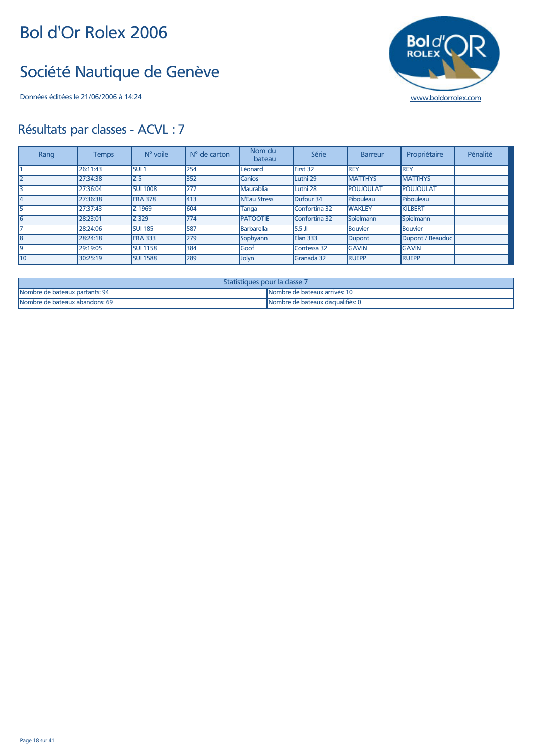# Bol d'Or Rolex 2006

# Société Nautique de Genève

Données éditées le 21/06/2006 à 14:24

www.boldorrolex.com

## Résultats par classes - ACVL : 7

| Rang | Temps | N° voile | N° de carton | Nom du bateau | Série | Barreur | Propriétaire | Pénalité |
|---|---|---|---|---|---|---|---|---|
| 1 | 26:11:43 | SUI 1 | 254 | Lèonard | First 32 | REY | REY | |
| 2 | 27:34:38 | Z 5 | 352 | Canios | Luthi 29 | MATTHYS | MATTHYS | |
| 3 | 27:36:04 | SUI 1008 | 277 | Maurablia | Luthi 28 | POUJOULAT | POUJOULAT | |
| 4 | 27:36:38 | FRA 378 | 413 | N'Eau Stress | Dufour 34 | Pibouleau | Pibouleau | |
| 5 | 27:37:43 | Z 1969 | 604 | Tanga | Confortina 32 | WAKLEY | KILBERT | |
| 6 | 28:23:01 | Z 329 | 774 | PATOOTIE | Confortina 32 | Spielmann | Spielmann | |
| 7 | 28:24:06 | SUI 185 | 587 | Barbarella | 5.5 JI | Bouvier | Bouvier | |
| 8 | 28:24:18 | FRA 333 | 279 | Sophyann | Elan 333 | Dupont | Dupont / Beauduc | |
| 9 | 29:19:05 | SUI 1158 | 384 | Goof | Contessa 32 | GAVIN | GAVIN | |
| 10 | 30:25:19 | SUI 1588 | 289 | Jolyn | Granada 32 | RUEPP | RUEPP | |

| Statistiques pour la classe 7 | |
|---|---|
| Nombre de bateaux partants: 94 | Nombre de bateaux arrivés: 10 |
| Nombre de bateaux abandons: 69 | Nombre de bateaux disqualifiés: 0 |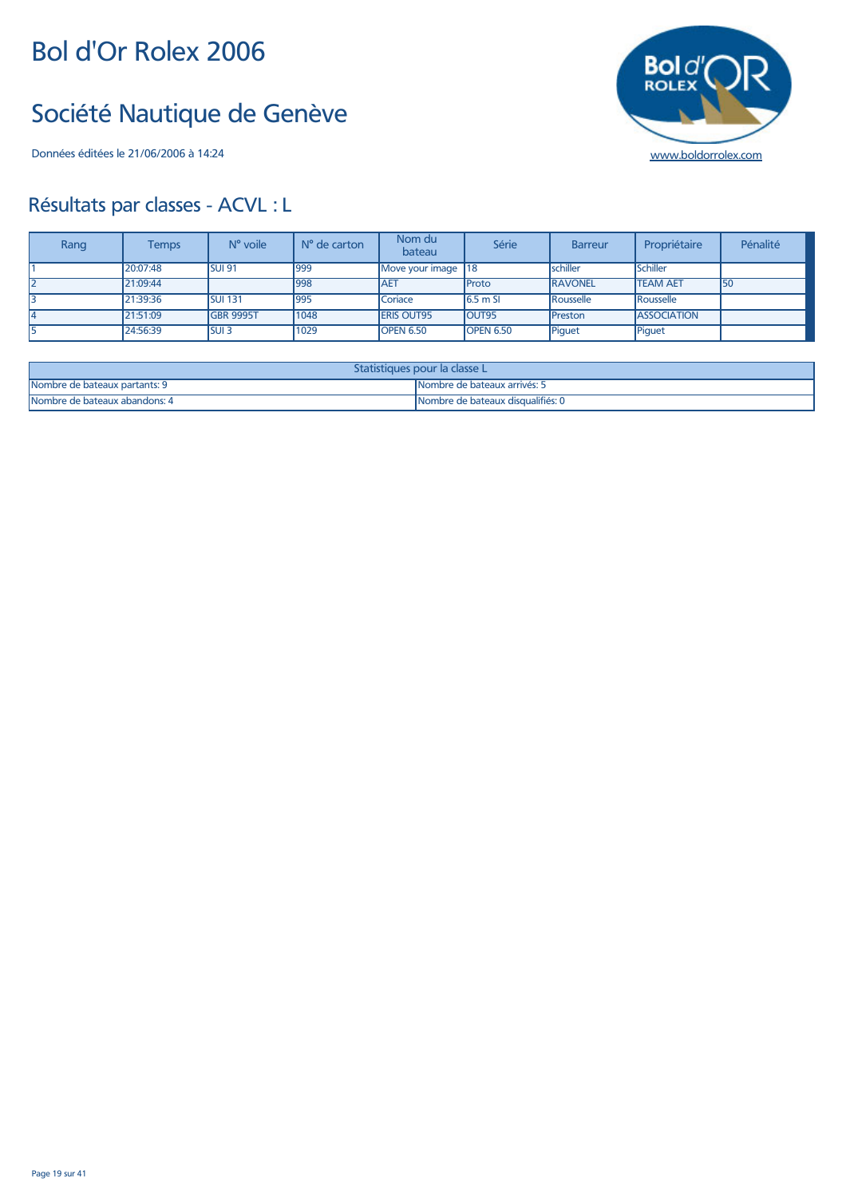# Bol d'Or Rolex 2006

# Société Nautique de Genève

Données éditées le 21/06/2006 à 14:24

www.boldorrolex.com

## Résultats par classes - ACVL : L

| Rang | Temps | N° voile | N° de carton | Nom du bateau | Série | Barreur | Propriétaire | Pénalité |
|---|---|---|---|---|---|---|---|---|
| 1 | 20:07:48 | SUI 91 | 999 | Move your image | 18 | schiller | Schiller | |
| 2 | 21:09:44 | | 998 | AET | Proto | RAVONEL | TEAM AET | 50 |
| 3 | 21:39:36 | SUI 131 | 995 | Coriace | 6.5 m SI | Rousselle | Rousselle | |
| 4 | 21:51:09 | GBR 9995T | 1048 | ERIS OUT95 | OUT95 | Preston | ASSOCIATION | |
| 5 | 24:56:39 | SUI 3 | 1029 | OPEN 6.50 | OPEN 6.50 | Piguet | Piguet | |

| Statistiques pour la classe L | |
|---|---|
| Nombre de bateaux partants: 9 | Nombre de bateaux arrivés: 5 |
| Nombre de bateaux abandons: 4 | Nombre de bateaux disqualifiés: 0 |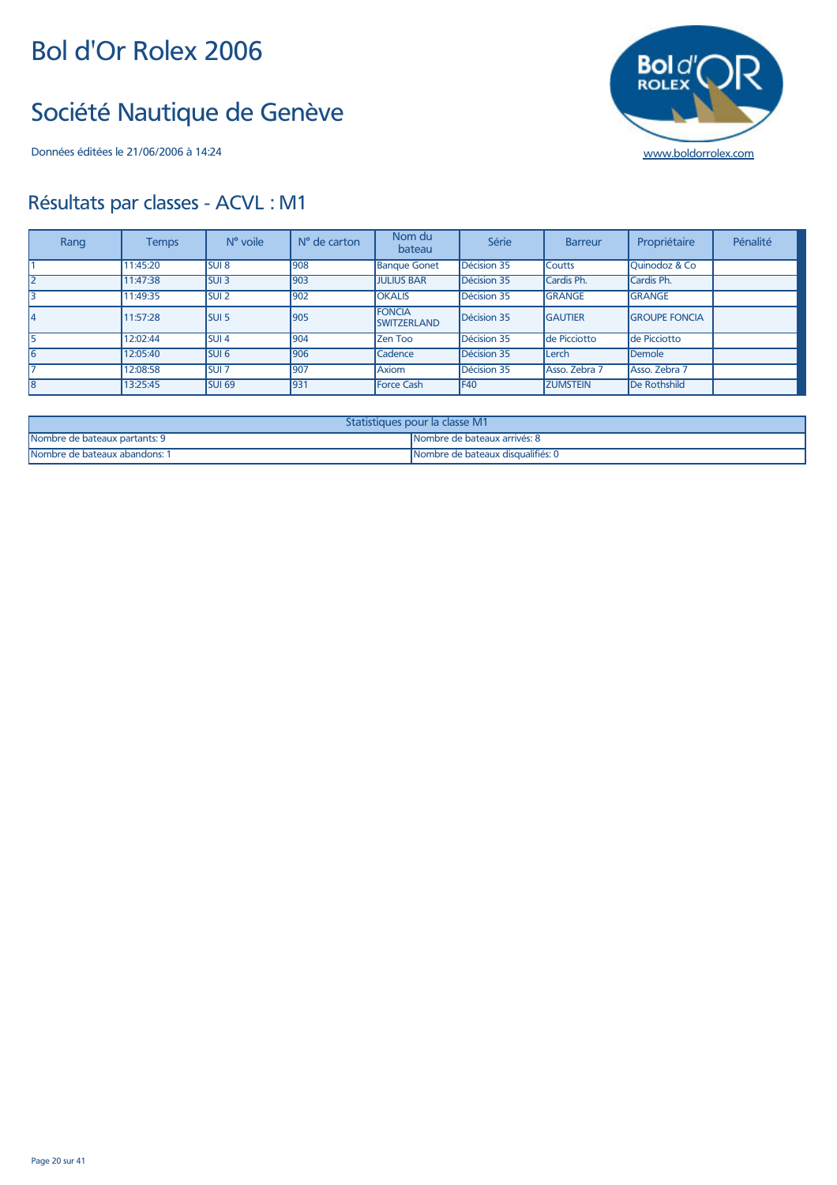# Bol d'Or Rolex 2006

## Société Nautique de Genève

Données éditées le 21/06/2006 à 14:24

www.boldorrolex.com

## Résultats par classes - ACVL : M1

| Rang | Temps | N° voile | N° de carton | Nom du bateau | Série | Barreur | Propriétaire | Pénalité |
|---|---|---|---|---|---|---|---|---|
| 1 | 11:45:20 | SUI 8 | 908 | Banque Gonet | Décision 35 | Coutts | Quinodoz & Co | |
| 2 | 11:47:38 | SUI 3 | 903 | JULIUS BAR | Décision 35 | Cardis Ph. | Cardis Ph. | |
| 3 | 11:49:35 | SUI 2 | 902 | OKALIS | Décision 35 | GRANGE | GRANGE | |
| 4 | 11:57:28 | SUI 5 | 905 | FONCIA SWITZERLAND | Décision 35 | GAUTIER | GROUPE FONCIA | |
| 5 | 12:02:44 | SUI 4 | 904 | Zen Too | Décision 35 | de Picciotto | de Picciotto | |
| 6 | 12:05:40 | SUI 6 | 906 | Cadence | Décision 35 | Lerch | Demole | |
| 7 | 12:08:58 | SUI 7 | 907 | Axiom | Décision 35 | Asso. Zebra 7 | Asso. Zebra 7 | |
| 8 | 13:25:45 | SUI 69 | 931 | Force Cash | F40 | ZUMSTEIN | De Rothshild | |

| Statistiques pour la classe M1 | |
|---|---|
| Nombre de bateaux partants: 9 | Nombre de bateaux arrivés: 8 |
| Nombre de bateaux abandons: 1 | Nombre de bateaux disqualifiés: 0 |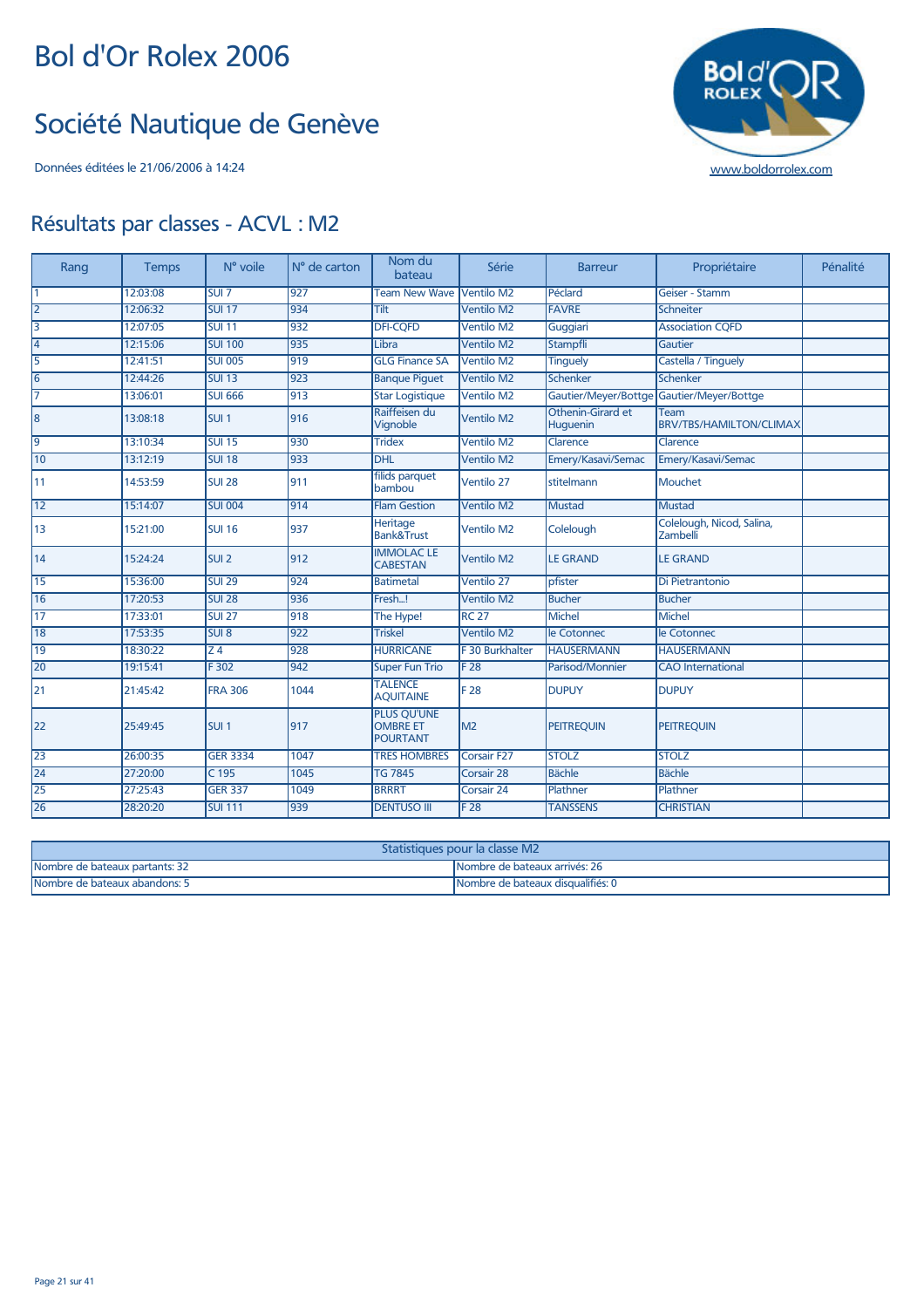# Bol d'Or Rolex 2006

## Société Nautique de Genève

Données éditées le 21/06/2006 à 14:24

www.boldorrolex.com

## Résultats par classes - ACVL : M2

| Rang | Temps | N° voile | N° de carton | Nom du bateau | Série | Barreur | Propriétaire | Pénalité |
|---|---|---|---|---|---|---|---|---|
| 1 | 12:03:08 | SUI 7 | 927 | Team New Wave | Ventilo M2 | Péclard | Geiser - Stamm | |
| 2 | 12:06:32 | SUI 17 | 934 | Tilt | Ventilo M2 | FAVRE | Schneiter | |
| 3 | 12:07:05 | SUI 11 | 932 | DFI-CQFD | Ventilo M2 | Guggiari | Association CQFD | |
| 4 | 12:15:06 | SUI 100 | 935 | Libra | Ventilo M2 | Stampfli | Gautier | |
| 5 | 12:41:51 | SUI 005 | 919 | GLG Finance SA | Ventilo M2 | Tinguely | Castella / Tinguely | |
| 6 | 12:44:26 | SUI 13 | 923 | Banque Piguet | Ventilo M2 | Schenker | Schenker | |
| 7 | 13:06:01 | SUI 666 | 913 | Star Logistique | Ventilo M2 | Gautier/Meyer/Bottge | Gautier/Meyer/Bottge | |
| 8 | 13:08:18 | SUI 1 | 916 | Raiffeisen du Vignoble | Ventilo M2 | Othenin-Girard et Huguenin | Team BRV/TBS/HAMILTON/CLIMAX | |
| 9 | 13:10:34 | SUI 15 | 930 | Tridex | Ventilo M2 | Clarence | Clarence | |
| 10 | 13:12:19 | SUI 18 | 933 | DHL | Ventilo M2 | Emery/Kasavi/Semac | Emery/Kasavi/Semac | |
| 11 | 14:53:59 | SUI 28 | 911 | filids parquet bambou | Ventilo 27 | stitelmann | Mouchet | |
| 12 | 15:14:07 | SUI 004 | 914 | Flam Gestion | Ventilo M2 | Mustad | Mustad | |
| 13 | 15:21:00 | SUI 16 | 937 | Heritage Bank&Trust | Ventilo M2 | Colelough | Colelough, Nicod, Salina, Zambelli | |
| 14 | 15:24:24 | SUI 2 | 912 | IMMOLAC LE CABESTAN | Ventilo M2 | LE GRAND | LE GRAND | |
| 15 | 15:36:00 | SUI 29 | 924 | Batimetal | Ventilo 27 | pfister | Di Pietrantonio | |
| 16 | 17:20:53 | SUI 28 | 936 | Fresh...! | Ventilo M2 | Bucher | Bucher | |
| 17 | 17:33:01 | SUI 27 | 918 | The Hype! | RC 27 | Michel | Michel | |
| 18 | 17:53:35 | SUI 8 | 922 | Triskel | Ventilo M2 | le Cotonnec | le Cotonnec | |
| 19 | 18:30:22 | Z 4 | 928 | HURRICANE | F 30 Burkhalter | HAUSERMANN | HAUSERMANN | |
| 20 | 19:15:41 | F 302 | 942 | Super Fun Trio | F 28 | Parisod/Monnier | CAO International | |
| 21 | 21:45:42 | FRA 306 | 1044 | TALENCE AQUITAINE | F 28 | DUPUY | DUPUY | |
| 22 | 25:49:45 | SUI 1 | 917 | PLUS QU'UNE OMBRE ET POURTANT | M2 | PEITREQUIN | PEITREQUIN | |
| 23 | 26:00:35 | GER 3334 | 1047 | TRES HOMBRES | Corsair F27 | STOLZ | STOLZ | |
| 24 | 27:20:00 | C 195 | 1045 | TG 7845 | Corsair 28 | Bächle | Bächle | |
| 25 | 27:25:43 | GER 337 | 1049 | BRRRT | Corsair 24 | Plathner | Plathner | |
| 26 | 28:20:20 | SUI 111 | 939 | DENTUSO III | F 28 | TANSSENS | CHRISTIAN | |

| Statistiques pour la classe M2 | |
|---|---|
| Nombre de bateaux partants: 32 | Nombre de bateaux arrivés: 26 |
| Nombre de bateaux abandons: 5 | Nombre de bateaux disqualifiés: 0 |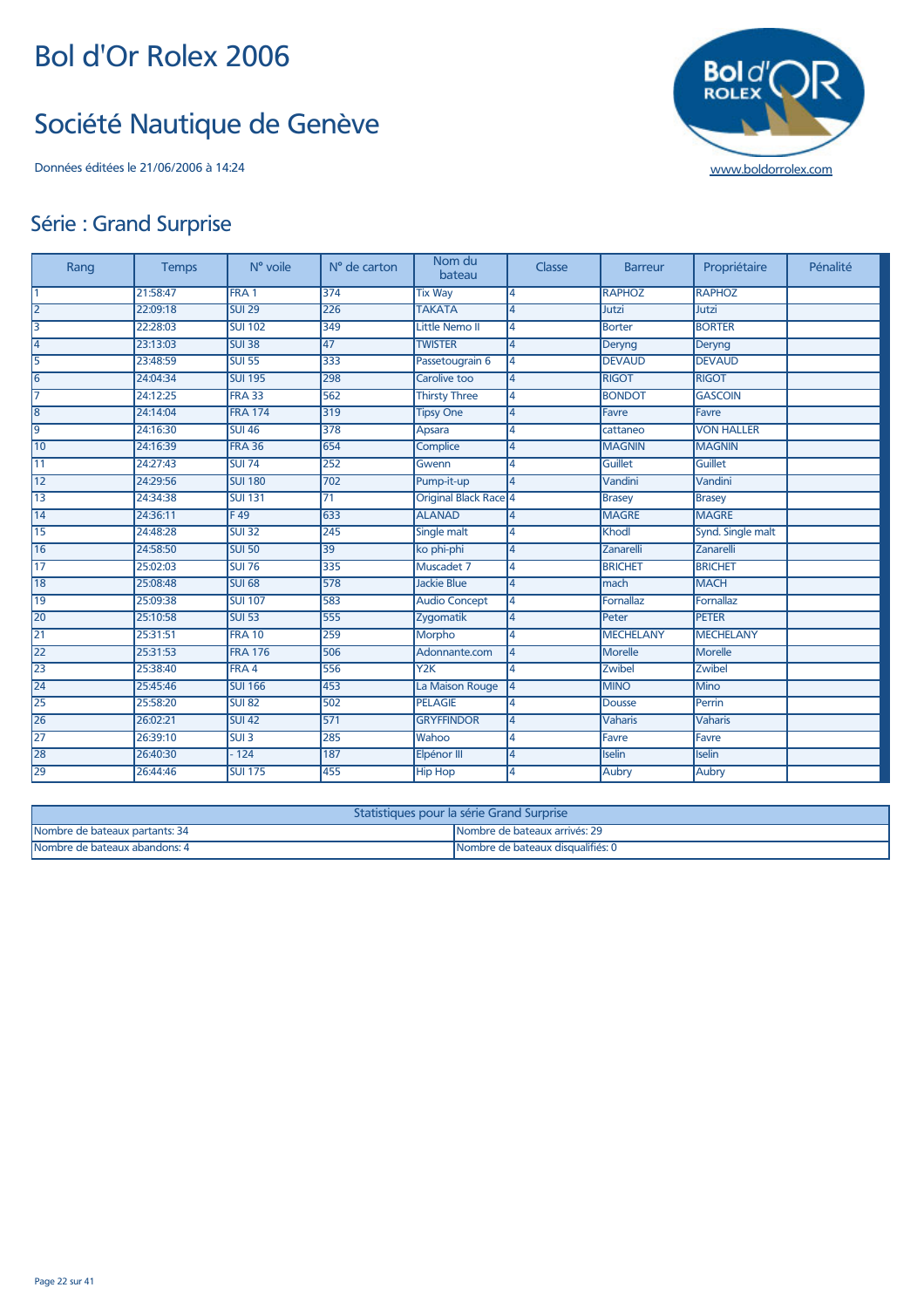# Bol d'Or Rolex 2006

## Société Nautique de Genève

Données éditées le 21/06/2006 à 14:24

www.boldorrolex.com

## Série : Grand Surprise

| Rang | Temps | N° voile | N° de carton | Nom du bateau | Classe | Barreur | Propriétaire | Pénalité |
|---|---|---|---|---|---|---|---|---|
| 1 | 21:58:47 | FRA 1 | 374 | Tix Way | 4 | RAPHOZ | RAPHOZ | |
| 2 | 22:09:18 | SUI 29 | 226 | TAKATA | 4 | Jutzi | Jutzi | |
| 3 | 22:28:03 | SUI 102 | 349 | Little Nemo II | 4 | Borter | BORTER | |
| 4 | 23:13:03 | SUI 38 | 47 | TWISTER | 4 | Deryng | Deryng | |
| 5 | 23:48:59 | SUI 55 | 333 | Passetougrain 6 | 4 | DEVAUD | DEVAUD | |
| 6 | 24:04:34 | SUI 195 | 298 | Carolive too | 4 | RIGOT | RIGOT | |
| 7 | 24:12:25 | FRA 33 | 562 | Thirsty Three | 4 | BONDOT | GASCOIN | |
| 8 | 24:14:04 | FRA 174 | 319 | Tipsy One | 4 | Favre | Favre | |
| 9 | 24:16:30 | SUI 46 | 378 | Apsara | 4 | cattaneo | VON HALLER | |
| 10 | 24:16:39 | FRA 36 | 654 | Complice | 4 | MAGNIN | MAGNIN | |
| 11 | 24:27:43 | SUI 74 | 252 | Gwenn | 4 | Guillet | Guillet | |
| 12 | 24:29:56 | SUI 180 | 702 | Pump-it-up | 4 | Vandini | Vandini | |
| 13 | 24:34:38 | SUI 131 | 71 | Original Black Race | 4 | Brasey | Brasey | |
| 14 | 24:36:11 | F 49 | 633 | ALANAD | 4 | MAGRE | MAGRE | |
| 15 | 24:48:28 | SUI 32 | 245 | Single malt | 4 | Khodl | Synd. Single malt | |
| 16 | 24:58:50 | SUI 50 | 39 | ko phi-phi | 4 | Zanarelli | Zanarelli | |
| 17 | 25:02:03 | SUI 76 | 335 | Muscadet 7 | 4 | BRICHET | BRICHET | |
| 18 | 25:08:48 | SUI 68 | 578 | Jackie Blue | 4 | mach | MACH | |
| 19 | 25:09:38 | SUI 107 | 583 | Audio Concept | 4 | Fornallaz | Fornallaz | |
| 20 | 25:10:58 | SUI 53 | 555 | Zygomatik | 4 | Peter | PETER | |
| 21 | 25:31:51 | FRA 10 | 259 | Morpho | 4 | MECHELANY | MECHELANY | |
| 22 | 25:31:53 | FRA 176 | 506 | Adonnante.com | 4 | Morelle | Morelle | |
| 23 | 25:38:40 | FRA 4 | 556 | Y2K | 4 | Zwibel | Zwibel | |
| 24 | 25:45:46 | SUI 166 | 453 | La Maison Rouge | 4 | MINO | Mino | |
| 25 | 25:58:20 | SUI 82 | 502 | PELAGIE | 4 | Dousse | Perrin | |
| 26 | 26:02:21 | SUI 42 | 571 | GRYFFINDOR | 4 | Vaharis | Vaharis | |
| 27 | 26:39:10 | SUI 3 | 285 | Wahoo | 4 | Favre | Favre | |
| 28 | 26:40:30 | - 124 | 187 | Elpénor III | 4 | Iselin | Iselin | |
| 29 | 26:44:46 | SUI 175 | 455 | Hip Hop | 4 | Aubry | Aubry | |

| Statistiques pour la série Grand Surprise | |
|---|---|
| Nombre de bateaux partants: 34 | Nombre de bateaux arrivés: 29 |
| Nombre de bateaux abandons: 4 | Nombre de bateaux disqualifiés: 0 |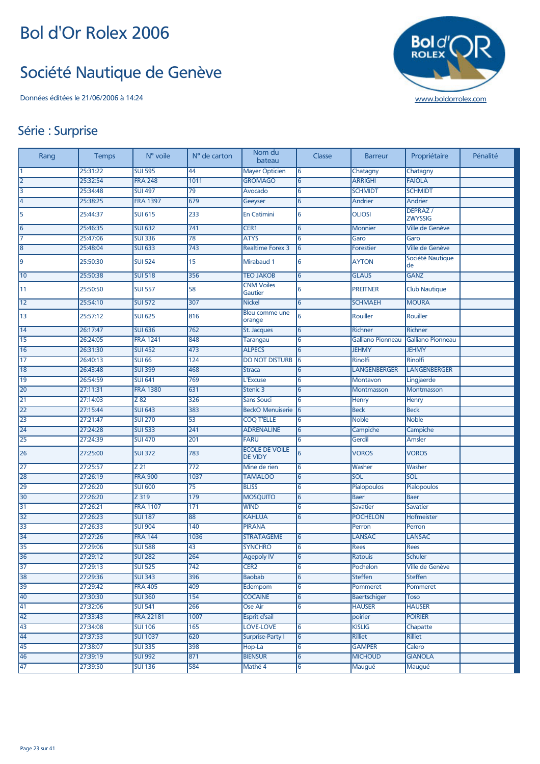# Bol d'Or Rolex 2006

# Société Nautique de Genève

Données éditées le 21/06/2006 à 14:24

www.boldorrolex.com

## Série : Surprise

| Rang | Temps | N° voile | N° de carton | Nom du bateau | Classe | Barreur | Propriétaire | Pénalité |
|---|---|---|---|---|---|---|---|---|
| 1 | 25:31:22 | SUI 595 | 44 | Mayer Opticien | 6 | Chatagny | Chatagny | |
| 2 | 25:32:54 | FRA 248 | 1011 | GROMAGO | 6 | ARRIGHI | FAIOLA | |
| 3 | 25:34:48 | SUI 497 | 79 | Avocado | 6 | SCHMIDT | SCHMIDT | |
| 4 | 25:38:25 | FRA 1397 | 679 | Geeyser | 6 | Andrier | Andrier | |
| 5 | 25:44:37 | SUI 615 | 233 | En Catimini | 6 | OLIOSI | DEPRAZ / ZWYSSIG | |
| 6 | 25:46:35 | SUI 632 | 741 | CER1 | 6 | Monnier | Ville de Genève | |
| 7 | 25:47:06 | SUI 336 | 78 | ATYS | 6 | Garo | Garo | |
| 8 | 25:48:04 | SUI 633 | 743 | Realtime Forex 3 | 6 | Forestier | Ville de Genève | |
| 9 | 25:50:30 | SUI 524 | 15 | Mirabaud 1 | 6 | AYTON | Société Nautique de | |
| 10 | 25:50:38 | SUI 518 | 356 | TEO JAKOB | 6 | GLAUS | GANZ | |
| 11 | 25:50:50 | SUI 557 | 58 | CNM Voiles Gautier | 6 | PREITNER | Club Nautique | |
| 12 | 25:54:10 | SUI 572 | 307 | Nickel | 6 | SCHMAEH | MOURA | |
| 13 | 25:57:12 | SUI 625 | 816 | Bleu comme une orange | 6 | Rouiller | Rouiller | |
| 14 | 26:17:47 | SUI 636 | 762 | St. Jacques | 6 | Richner | Richner | |
| 15 | 26:24:05 | FRA 1241 | 848 | Tarangau | 6 | Galliano Pionneau | Galliano Pionneau | |
| 16 | 26:31:30 | SUI 452 | 473 | ALPECS | 6 | JEHMY | JEHMY | |
| 17 | 26:40:13 | SUI 66 | 124 | DO NOT DISTURB | 6 | Rinolfi | Rinolfi | |
| 18 | 26:43:48 | SUI 399 | 468 | Straca | 6 | LANGENBERGER | LANGENBERGER | |
| 19 | 26:54:59 | SUI 641 | 769 | L'Excuse | 6 | Montavon | Lingjaerde | |
| 20 | 27:11:31 | FRA 1380 | 631 | Stenic 3 | 6 | Montmasson | Montmasson | |
| 21 | 27:14:03 | Z 82 | 326 | Sans Souci | 6 | Henry | Henry | |
| 22 | 27:15:44 | SUI 643 | 383 | BeckO Menuiserie | 6 | Beck | Beck | |
| 23 | 27:21:47 | SUI 270 | 53 | COQ T'ELLE | 6 | Noble | Noble | |
| 24 | 27:24:28 | SUI 533 | 241 | ADRENALINE | 6 | Campiche | Campiche | |
| 25 | 27:24:39 | SUI 470 | 201 | FARU | 6 | Gerdil | Amsler | |
| 26 | 27:25:00 | SUI 372 | 783 | ECOLE DE VOILE DE VIDY | 6 | VOROS | VOROS | |
| 27 | 27:25:57 | Z 21 | 772 | Mine de rien | 6 | Washer | Washer | |
| 28 | 27:26:19 | FRA 900 | 1037 | TAMALOO | 6 | SOL | SOL | |
| 29 | 27:26:20 | SUI 600 | 75 | BLISS | 6 | Pialopoulos | Pialopoulos | |
| 30 | 27:26:20 | Z 319 | 179 | MOSQUITO | 6 | Baer | Baer | |
| 31 | 27:26:21 | FRA 1107 | 171 | WIND | 6 | Savatier | Savatier | |
| 32 | 27:26:23 | SUI 187 | 88 | KAHLUA | 6 | POCHELON | Hofmeister | |
| 33 | 27:26:33 | SUI 904 | 140 | PIRANA | | Perron | Perron | |
| 34 | 27:27:26 | FRA 144 | 1036 | STRATAGEME | 6 | LANSAC | LANSAC | |
| 35 | 27:29:06 | SUI 588 | 43 | SYNCHRO | 6 | Rees | Rees | |
| 36 | 27:29:12 | SUI 282 | 264 | Agepoly IV | 6 | Ratouis | Schuler | |
| 37 | 27:29:13 | SUI 525 | 742 | CER2 | 6 | Pochelon | Ville de Genève | |
| 38 | 27:29:36 | SUI 343 | 396 | Baobab | 6 | Steffen | Steffen | |
| 39 | 27:29:42 | FRA 405 | 409 | Edempom | 6 | Pommeret | Pommeret | |
| 40 | 27:30:30 | SUI 360 | 154 | COCAINE | 6 | Baertschiger | Toso | |
| 41 | 27:32:06 | SUI 541 | 266 | Ose Air | 6 | HAUSER | HAUSER | |
| 42 | 27:33:43 | FRA 22181 | 1007 | Esprit d'sail | | poirier | POIRIER | |
| 43 | 27:34:08 | SUI 106 | 165 | LOVE-LOVE | 6 | KISLIG | Chapatte | |
| 44 | 27:37:53 | SUI 1037 | 620 | Surprise-Party I | 6 | Rilliet | Rilliet | |
| 45 | 27:38:07 | SUI 335 | 398 | Hop-La | 6 | GAMPER | Calero | |
| 46 | 27:39:19 | SUI 992 | 871 | BIENSUR | 6 | MICHOUD | GIANOLA | |
| 47 | 27:39:50 | SUI 136 | 584 | Mathé 4 | 6 | Maugué | Maugué | |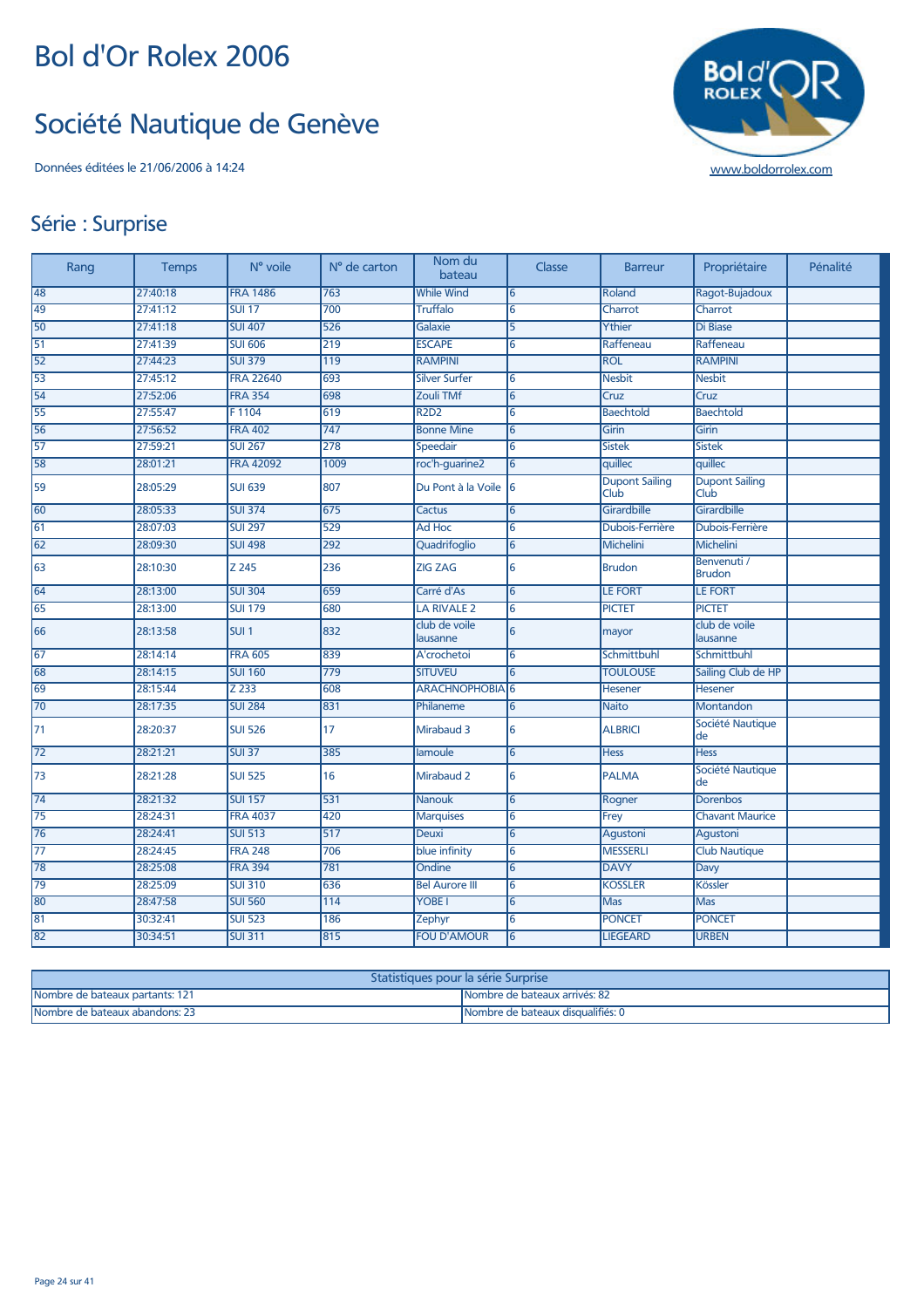# Bol d'Or Rolex 2006

# Société Nautique de Genève

Données éditées le 21/06/2006 à 14:24

www.boldorrolex.com

## Série : Surprise

| Rang | Temps | N° voile | N° de carton | Nom du bateau | Classe | Barreur | Propriétaire | Pénalité |
|---|---|---|---|---|---|---|---|---|
| 48 | 27:40:18 | FRA 1486 | 763 | While Wind | 6 | Roland | Ragot-Bujadoux | |
| 49 | 27:41:12 | SUI 17 | 700 | Truffalo | 6 | Charrot | Charrot | |
| 50 | 27:41:18 | SUI 407 | 526 | Galaxie | 5 | Ythier | Di Biase | |
| 51 | 27:41:39 | SUI 606 | 219 | ESCAPE | 6 | Raffeneau | Raffeneau | |
| 52 | 27:44:23 | SUI 379 | 119 | RAMPINI | | ROL | RAMPINI | |
| 53 | 27:45:12 | FRA 22640 | 693 | Silver Surfer | 6 | Nesbit | Nesbit | |
| 54 | 27:52:06 | FRA 354 | 698 | Zouli TMf | 6 | Cruz | Cruz | |
| 55 | 27:55:47 | F 1104 | 619 | R2D2 | 6 | Baechtold | Baechtold | |
| 56 | 27:56:52 | FRA 402 | 747 | Bonne Mine | 6 | Girin | Girin | |
| 57 | 27:59:21 | SUI 267 | 278 | Speedair | 6 | Sistek | Sistek | |
| 58 | 28:01:21 | FRA 42092 | 1009 | roc'h-guarine2 | 6 | quillec | quillec | |
| 59 | 28:05:29 | SUI 639 | 807 | Du Pont à la Voile | 6 | Dupont Sailing Club | Dupont Sailing Club | |
| 60 | 28:05:33 | SUI 374 | 675 | Cactus | 6 | Girardbille | Girardbille | |
| 61 | 28:07:03 | SUI 297 | 529 | Ad Hoc | 6 | Dubois-Ferrière | Dubois-Ferrière | |
| 62 | 28:09:30 | SUI 498 | 292 | Quadrifoglio | 6 | Michelini | Michelini | |
| 63 | 28:10:30 | Z 245 | 236 | ZIG ZAG | 6 | Brudon | Benvenuti / Brudon | |
| 64 | 28:13:00 | SUI 304 | 659 | Carré d'As | 6 | LE FORT | LE FORT | |
| 65 | 28:13:00 | SUI 179 | 680 | LA RIVALE 2 | 6 | PICTET | PICTET | |
| 66 | 28:13:58 | SUI 1 | 832 | club de voile lausanne | 6 | mayor | club de voile lausanne | |
| 67 | 28:14:14 | FRA 605 | 839 | A'crochetoi | 6 | Schmittbuhl | Schmittbuhl | |
| 68 | 28:14:15 | SUI 160 | 779 | SITUVEU | 6 | TOULOUSE | Sailing Club de HP | |
| 69 | 28:15:44 | Z 233 | 608 | ARACHNOPHOBIA | 6 | Hesener | Hesener | |
| 70 | 28:17:35 | SUI 284 | 831 | Philaneme | 6 | Naito | Montandon | |
| 71 | 28:20:37 | SUI 526 | 17 | Mirabaud 3 | 6 | ALBRICI | Société Nautique de | |
| 72 | 28:21:21 | SUI 37 | 385 | lamoule | 6 | Hess | Hess | |
| 73 | 28:21:28 | SUI 525 | 16 | Mirabaud 2 | 6 | PALMA | Société Nautique de | |
| 74 | 28:21:32 | SUI 157 | 531 | Nanouk | 6 | Rogner | Dorenbos | |
| 75 | 28:24:31 | FRA 4037 | 420 | Marquises | 6 | Frey | Chavant Maurice | |
| 76 | 28:24:41 | SUI 513 | 517 | Deuxi | 6 | Agustoni | Agustoni | |
| 77 | 28:24:45 | FRA 248 | 706 | blue infinity | 6 | MESSERLI | Club Nautique | |
| 78 | 28:25:08 | FRA 394 | 781 | Ondine | 6 | DAVY | Davy | |
| 79 | 28:25:09 | SUI 310 | 636 | Bel Aurore III | 6 | KOSSLER | Kössler | |
| 80 | 28:47:58 | SUI 560 | 114 | YOBE I | 6 | Mas | Mas | |
| 81 | 30:32:41 | SUI 523 | 186 | Zephyr | 6 | PONCET | PONCET | |
| 82 | 30:34:51 | SUI 311 | 815 | FOU D'AMOUR | 6 | LIEGEARD | URBEN | |

| Statistiques pour la série Surprise | |
|---|---|
| Nombre de bateaux partants: 121 | Nombre de bateaux arrivés: 82 |
| Nombre de bateaux abandons: 23 | Nombre de bateaux disqualifiés: 0 |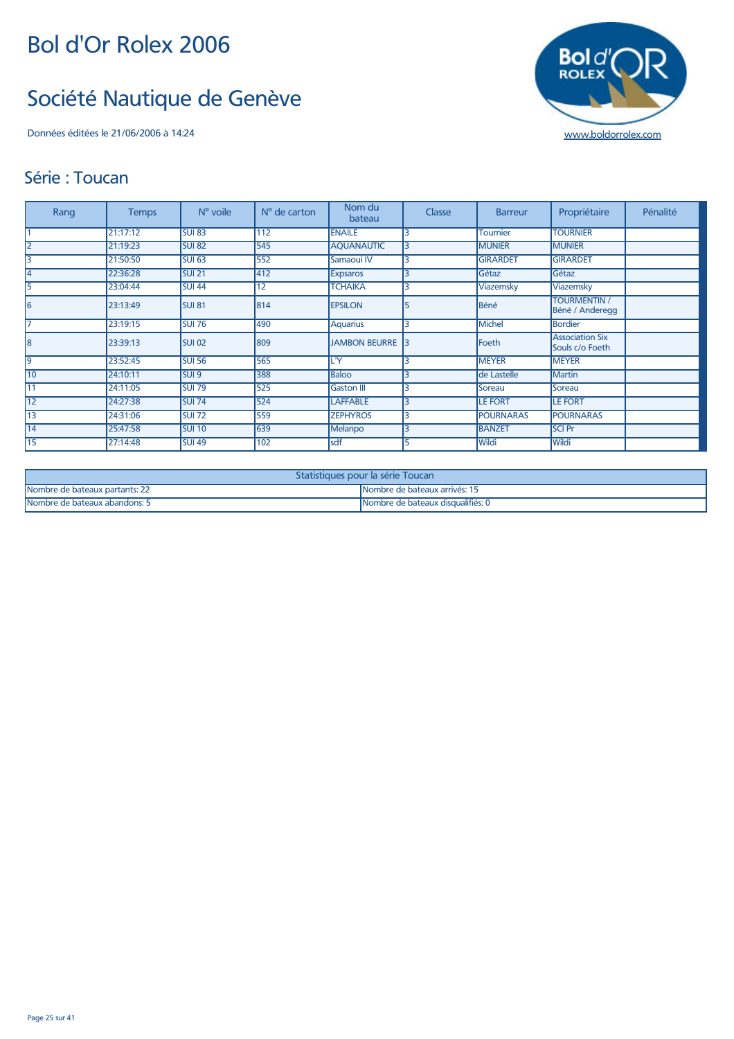# Bol d'Or Rolex 2006

# Société Nautique de Genève

Données éditées le 21/06/2006 à 14:24

www.boldorrolex.com

## Série : Toucan

| Rang | Temps | N° voile | N° de carton | Nom du bateau | Classe | Barreur | Propriétaire | Pénalité |
|---|---|---|---|---|---|---|---|---|
| 1 | 21:17:12 | SUI 83 | 112 | ENAILE | 3 | Tournier | TOURNIER | |
| 2 | 21:19:23 | SUI 82 | 545 | AQUANAUTIC | 3 | MUNIER | MUNIER | |
| 3 | 21:50:50 | SUI 63 | 552 | Samaoui IV | 3 | GIRARDET | GIRARDET | |
| 4 | 22:36:28 | SUI 21 | 412 | Expsaros | 3 | Gétaz | Gétaz | |
| 5 | 23:04:44 | SUI 44 | 12 | TCHAIKA | 3 | Viazemsky | Viazemsky | |
| 6 | 23:13:49 | SUI 81 | 814 | EPSILON | 5 | Béné | TOURMENTIN / Béné / Anderegg | |
| 7 | 23:19:15 | SUI 76 | 490 | Aquarius | 3 | Michel | Bordier | |
| 8 | 23:39:13 | SUI 02 | 809 | JAMBON BEURRE | 3 | Foeth | Association Six Souls c/o Foeth | |
| 9 | 23:52:45 | SUI 56 | 565 | L'Y | 3 | MEYER | MEYER | |
| 10 | 24:10:11 | SUI 9 | 388 | Baloo | 3 | de Lastelle | Martin | |
| 11 | 24:11:05 | SUI 79 | 525 | Gaston III | 3 | Soreau | Soreau | |
| 12 | 24:27:38 | SUI 74 | 524 | LAFFABLE | 3 | LE FORT | LE FORT | |
| 13 | 24:31:06 | SUI 72 | 559 | ZEPHYROS | 3 | POURNARAS | POURNARAS | |
| 14 | 25:47:58 | SUI 10 | 639 | Melanpo | 3 | BANZET | SCI Pr | |
| 15 | 27:14:48 | SUI 49 | 102 | sdf | 5 | Wildi | Wildi | |

| Statistiques pour la série Toucan | |
|---|---|
| Nombre de bateaux partants: 22 | Nombre de bateaux arrivés: 15 |
| Nombre de bateaux abandons: 5 | Nombre de bateaux disqualifiés: 0 |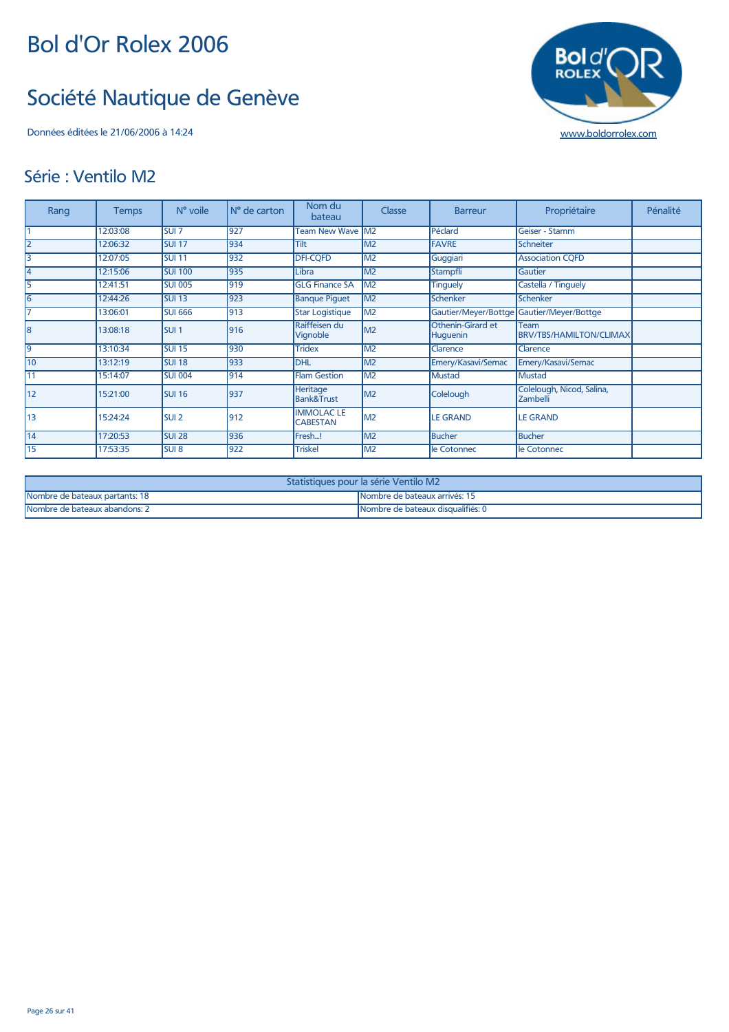# Bol d'Or Rolex 2006

# Société Nautique de Genève

Données éditées le 21/06/2006 à 14:24

www.boldorrolex.com

## Série : Ventilo M2

| Rang | Temps | N° voile | N° de carton | Nom du bateau | Classe | Barreur | Propriétaire | Pénalité |
|---|---|---|---|---|---|---|---|---|
| 1 | 12:03:08 | SUI 7 | 927 | Team New Wave | M2 | Péclard | Geiser - Stamm | |
| 2 | 12:06:32 | SUI 17 | 934 | Tilt | M2 | FAVRE | Schneiter | |
| 3 | 12:07:05 | SUI 11 | 932 | DFI-CQFD | M2 | Guggiari | Association CQFD | |
| 4 | 12:15:06 | SUI 100 | 935 | Libra | M2 | Stampfli | Gautier | |
| 5 | 12:41:51 | SUI 005 | 919 | GLG Finance SA | M2 | Tinguely | Castella / Tinguely | |
| 6 | 12:44:26 | SUI 13 | 923 | Banque Piguet | M2 | Schenker | Schenker | |
| 7 | 13:06:01 | SUI 666 | 913 | Star Logistique | M2 | Gautier/Meyer/Bottge | Gautier/Meyer/Bottge | |
| 8 | 13:08:18 | SUI 1 | 916 | Raiffeisen du Vignoble | M2 | Othenin-Girard et Huguenin | Team BRV/TBS/HAMILTON/CLIMAX | |
| 9 | 13:10:34 | SUI 15 | 930 | Tridex | M2 | Clarence | Clarence | |
| 10 | 13:12:19 | SUI 18 | 933 | DHL | M2 | Emery/Kasavi/Semac | Emery/Kasavi/Semac | |
| 11 | 15:14:07 | SUI 004 | 914 | Flam Gestion | M2 | Mustad | Mustad | |
| 12 | 15:21:00 | SUI 16 | 937 | Heritage Bank&Trust | M2 | Colelough | Colelough, Nicod, Salina, Zambelli | |
| 13 | 15:24:24 | SUI 2 | 912 | IMMOLAC LE CABESTAN | M2 | LE GRAND | LE GRAND | |
| 14 | 17:20:53 | SUI 28 | 936 | Fresh...! | M2 | Bucher | Bucher | |
| 15 | 17:53:35 | SUI 8 | 922 | Triskel | M2 | le Cotonnec | le Cotonnec | |

| Statistiques pour la série Ventilo M2 | |
|---|---|
| Nombre de bateaux partants: 18 | Nombre de bateaux arrivés: 15 |
| Nombre de bateaux abandons: 2 | Nombre de bateaux disqualifiés: 0 |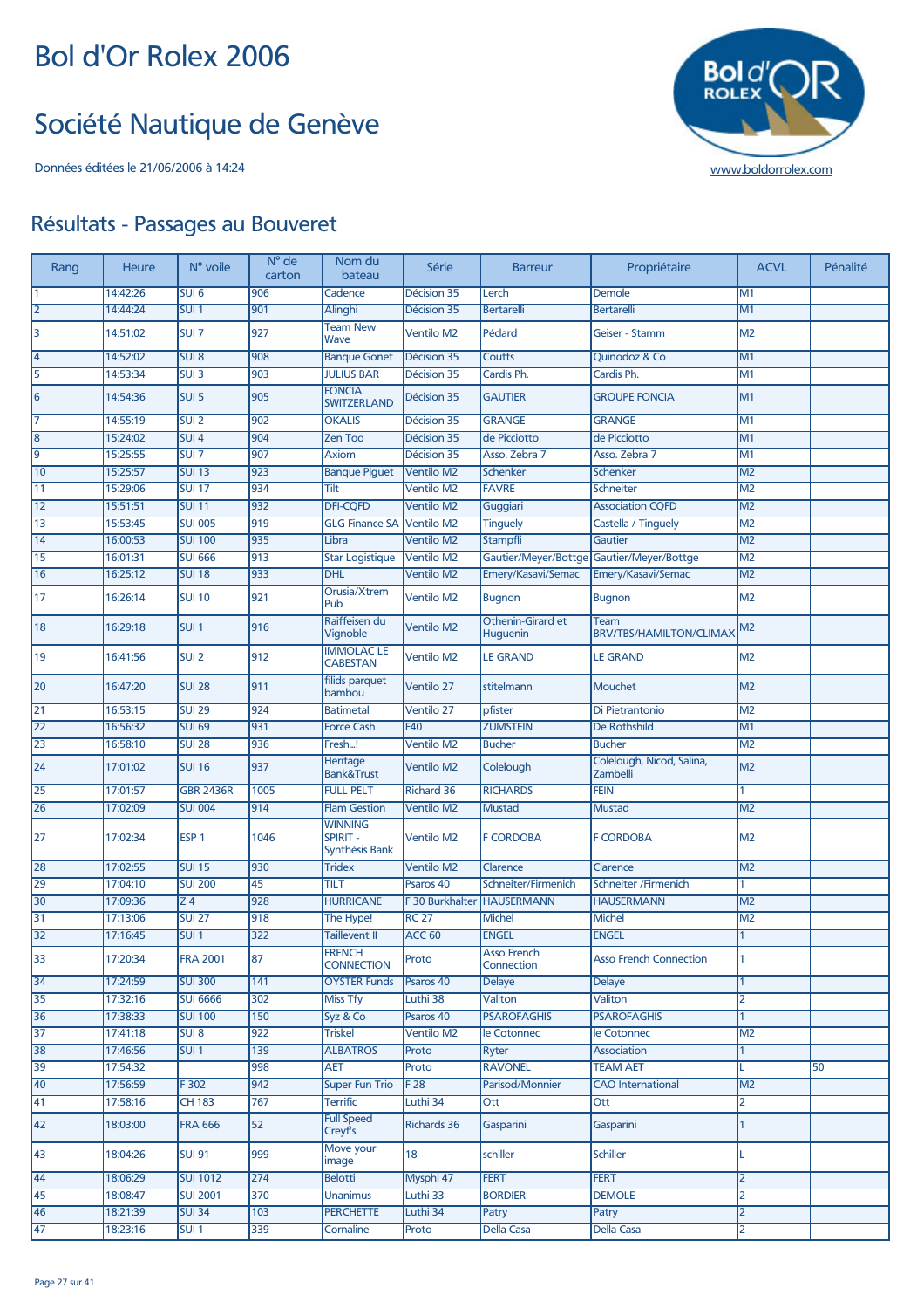# Bol d'Or Rolex 2006

## Société Nautique de Genève

Données éditées le 21/06/2006 à 14:24

www.boldorrolex.com

## Résultats - Passages au Bouveret

| Rang | Heure | N° voile | N° de carton | Nom du bateau | Série | Barreur | Propriétaire | ACVL | Pénalité |
|---|---|---|---|---|---|---|---|---|---|
| 1 | 14:42:26 | SUI 6 | 906 | Cadence | Décision 35 | Lerch | Demole | M1 | |
| 2 | 14:44:24 | SUI 1 | 901 | Alinghi | Décision 35 | Bertarelli | Bertarelli | M1 | |
| 3 | 14:51:02 | SUI 7 | 927 | Team New Wave | Ventilo M2 | Péclard | Geiser - Stamm | M2 | |
| 4 | 14:52:02 | SUI 8 | 908 | Banque Gonet | Décision 35 | Coutts | Quinodoz & Co | M1 | |
| 5 | 14:53:34 | SUI 3 | 903 | JULIUS BAR | Décision 35 | Cardis Ph. | Cardis Ph. | M1 | |
| 6 | 14:54:36 | SUI 5 | 905 | FONCIA SWITZERLAND | Décision 35 | GAUTIER | GROUPE FONCIA | M1 | |
| 7 | 14:55:19 | SUI 2 | 902 | OKALIS | Décision 35 | GRANGE | GRANGE | M1 | |
| 8 | 15:24:02 | SUI 4 | 904 | Zen Too | Décision 35 | de Picciotto | de Picciotto | M1 | |
| 9 | 15:25:55 | SUI 7 | 907 | Axiom | Décision 35 | Asso. Zebra 7 | Asso. Zebra 7 | M1 | |
| 10 | 15:25:57 | SUI 13 | 923 | Banque Piguet | Ventilo M2 | Schenker | Schenker | M2 | |
| 11 | 15:29:06 | SUI 17 | 934 | Tilt | Ventilo M2 | FAVRE | Schneiter | M2 | |
| 12 | 15:51:51 | SUI 11 | 932 | DFI-CQFD | Ventilo M2 | Guggiari | Association CQFD | M2 | |
| 13 | 15:53:45 | SUI 005 | 919 | GLG Finance SA | Ventilo M2 | Tinguely | Castella / Tinguely | M2 | |
| 14 | 16:00:53 | SUI 100 | 935 | Libra | Ventilo M2 | Stampfli | Gautier | M2 | |
| 15 | 16:01:31 | SUI 666 | 913 | Star Logistique | Ventilo M2 | Gautier/Meyer/Bottge | Gautier/Meyer/Bottge | M2 | |
| 16 | 16:25:12 | SUI 18 | 933 | DHL | Ventilo M2 | Emery/Kasavi/Semac | Emery/Kasavi/Semac | M2 | |
| 17 | 16:26:14 | SUI 10 | 921 | Orusia/Xtrem Pub | Ventilo M2 | Bugnon | Bugnon | M2 | |
| 18 | 16:29:18 | SUI 1 | 916 | Raiffeisen du Vignoble | Ventilo M2 | Othenin-Girard et Huguenin | Team BRV/TBS/HAMILTON/CLIMAX | M2 | |
| 19 | 16:41:56 | SUI 2 | 912 | IMMOLAC LE CABESTAN | Ventilo M2 | LE GRAND | LE GRAND | M2 | |
| 20 | 16:47:20 | SUI 28 | 911 | filids parquet bambou | Ventilo 27 | stitelmann | Mouchet | M2 | |
| 21 | 16:53:15 | SUI 29 | 924 | Batimetal | Ventilo 27 | pfister | Di Pietrantonio | M2 | |
| 22 | 16:56:32 | SUI 69 | 931 | Force Cash | F40 | ZUMSTEIN | De Rothshild | M1 | |
| 23 | 16:58:10 | SUI 28 | 936 | Fresh...! | Ventilo M2 | Bucher | Bucher | M2 | |
| 24 | 17:01:02 | SUI 16 | 937 | Heritage Bank&Trust | Ventilo M2 | Colelough | Colelough, Nicod, Salina, Zambelli | M2 | |
| 25 | 17:01:57 | GBR 2436R | 1005 | FULL PELT | Richard 36 | RICHARDS | FEIN | 1 | |
| 26 | 17:02:09 | SUI 004 | 914 | Flam Gestion | Ventilo M2 | Mustad | Mustad | M2 | |
| 27 | 17:02:34 | ESP 1 | 1046 | WINNING SPIRIT - Synthésis Bank | Ventilo M2 | F CORDOBA | F CORDOBA | M2 | |
| 28 | 17:02:55 | SUI 15 | 930 | Tridex | Ventilo M2 | Clarence | Clarence | M2 | |
| 29 | 17:04:10 | SUI 200 | 45 | TILT | Psaros 40 | Schneiter/Firmenich | Schneiter /Firmenich | 1 | |
| 30 | 17:09:36 | Z 4 | 928 | HURRICANE | F 30 Burkhalter | HAUSERMANN | HAUSERMANN | M2 | |
| 31 | 17:13:06 | SUI 27 | 918 | The Hype! | RC 27 | Michel | Michel | M2 | |
| 32 | 17:16:45 | SUI 1 | 322 | Taillevent II | ACC 60 | ENGEL | ENGEL | 1 | |
| 33 | 17:20:34 | FRA 2001 | 87 | FRENCH CONNECTION | Proto | Asso French Connection | Asso French Connection | 1 | |
| 34 | 17:24:59 | SUI 300 | 141 | OYSTER Funds | Psaros 40 | Delaye | Delaye | 1 | |
| 35 | 17:32:16 | SUI 6666 | 302 | Miss Tfy | Luthi 38 | Valiton | Valiton | 2 | |
| 36 | 17:38:33 | SUI 100 | 150 | Syz & Co | Psaros 40 | PSAROFAGHIS | PSAROFAGHIS | 1 | |
| 37 | 17:41:18 | SUI 8 | 922 | Triskel | Ventilo M2 | le Cotonnec | le Cotonnec | M2 | |
| 38 | 17:46:56 | SUI 1 | 139 | ALBATROS | Proto | Ryter | Association | 1 | |
| 39 | 17:54:32 | | 998 | AET | Proto | RAVONEL | TEAM AET | L | 50 |
| 40 | 17:56:59 | F 302 | 942 | Super Fun Trio | F 28 | Parisod/Monnier | CAO International | M2 | |
| 41 | 17:58:16 | CH 183 | 767 | Terrific | Luthi 34 | Ott | Ott | 2 | |
| 42 | 18:03:00 | FRA 666 | 52 | Full Speed Creyf's | Richards 36 | Gasparini | Gasparini | 1 | |
| 43 | 18:04:26 | SUI 91 | 999 | Move your image | 18 | schiller | Schiller | L | |
| 44 | 18:06:29 | SUI 1012 | 274 | Belotti | Mysphi 47 | FERT | FERT | 2 | |
| 45 | 18:08:47 | SUI 2001 | 370 | Unanimus | Luthi 33 | BORDIER | DEMOLE | 2 | |
| 46 | 18:21:39 | SUI 34 | 103 | PERCHETTE | Luthi 34 | Patry | Patry | 2 | |
| 47 | 18:23:16 | SUI 1 | 339 | Cornaline | Proto | Della Casa | Della Casa | 2 | |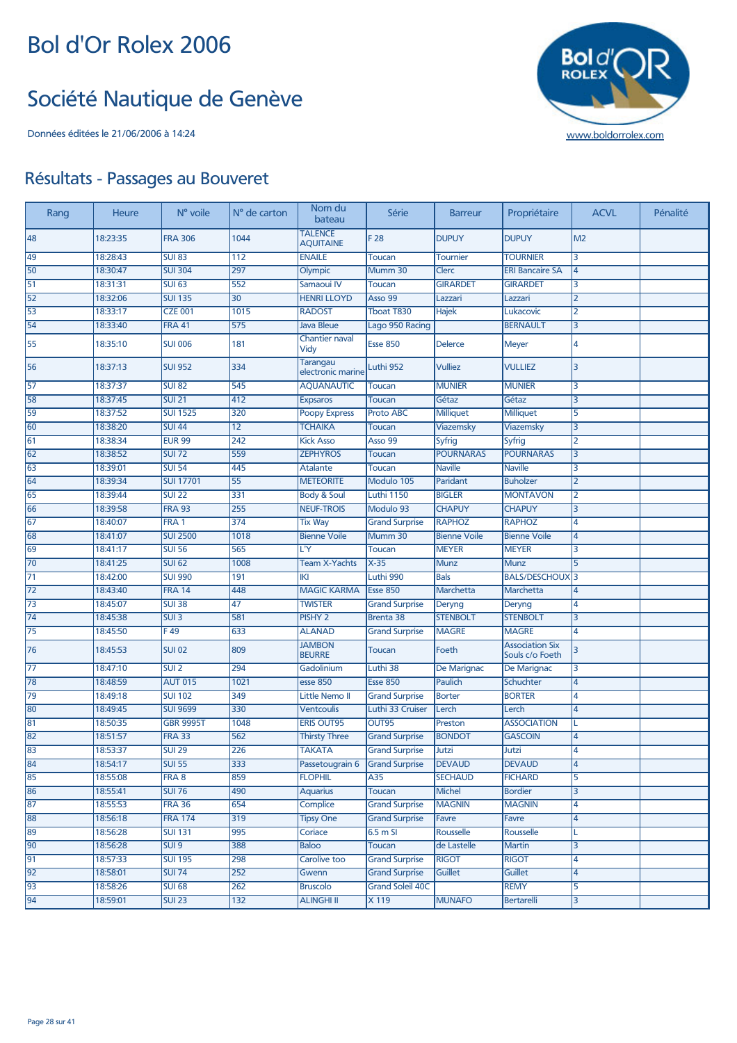# Bol d'Or Rolex 2006

## Société Nautique de Genève

Données éditées le 21/06/2006 à 14:24

www.boldorrolex.com

## Résultats - Passages au Bouveret

| Rang | Heure | N° voile | N° de carton | Nom du bateau | Série | Barreur | Propriétaire | ACVL | Pénalité |
|---|---|---|---|---|---|---|---|---|---|
| 48 | 18:23:35 | FRA 306 | 1044 | TALENCE AQUITAINE | F 28 | DUPUY | DUPUY | M2 | |
| 49 | 18:28:43 | SUI 83 | 112 | ENAILE | Toucan | Tournier | TOURNIER | 3 | |
| 50 | 18:30:47 | SUI 304 | 297 | Olympic | Mumm 30 | Clerc | ERI Bancaire SA | 4 | |
| 51 | 18:31:31 | SUI 63 | 552 | Samaoui IV | Toucan | GIRARDET | GIRARDET | 3 | |
| 52 | 18:32:06 | SUI 135 | 30 | HENRI LLOYD | Asso 99 | Lazzari | Lazzari | 2 | |
| 53 | 18:33:17 | CZE 001 | 1015 | RADOST | Tboat T830 | Hajek | Lukacovic | 2 | |
| 54 | 18:33:40 | FRA 41 | 575 | Java Bleue | Lago 950 Racing | | BERNAULT | 3 | |
| 55 | 18:35:10 | SUI 006 | 181 | Chantier naval Vidy | Esse 850 | Delerce | Meyer | 4 | |
| 56 | 18:37:13 | SUI 952 | 334 | Tarangau electronic marine | Luthi 952 | Vulliez | VULLIEZ | 3 | |
| 57 | 18:37:37 | SUI 82 | 545 | AQUANAUTIC | Toucan | MUNIER | MUNIER | 3 | |
| 58 | 18:37:45 | SUI 21 | 412 | Expsaros | Toucan | Gétaz | Gétaz | 3 | |
| 59 | 18:37:52 | SUI 1525 | 320 | Poopy Express | Proto ABC | Milliquet | Milliquet | 5 | |
| 60 | 18:38:20 | SUI 44 | 12 | TCHAIKA | Toucan | Viazemsky | Viazemsky | 3 | |
| 61 | 18:38:34 | EUR 99 | 242 | Kick Asso | Asso 99 | Syfrig | Syfrig | 2 | |
| 62 | 18:38:52 | SUI 72 | 559 | ZEPHYROS | Toucan | POURNARAS | POURNARAS | 3 | |
| 63 | 18:39:01 | SUI 54 | 445 | Atalante | Toucan | Naville | Naville | 3 | |
| 64 | 18:39:34 | SUI 17701 | 55 | METEORITE | Modulo 105 | Paridant | Buholzer | 2 | |
| 65 | 18:39:44 | SUI 22 | 331 | Body & Soul | Luthi 1150 | BIGLER | MONTAVON | 2 | |
| 66 | 18:39:58 | FRA 93 | 255 | NEUF-TROIS | Modulo 93 | CHAPUY | CHAPUY | 3 | |
| 67 | 18:40:07 | FRA 1 | 374 | Tix Way | Grand Surprise | RAPHOZ | RAPHOZ | 4 | |
| 68 | 18:41:07 | SUI 2500 | 1018 | Bienne Voile | Mumm 30 | Bienne Voile | Bienne Voile | 4 | |
| 69 | 18:41:17 | SUI 56 | 565 | L'Y | Toucan | MEYER | MEYER | 3 | |
| 70 | 18:41:25 | SUI 62 | 1008 | Team X-Yachts | X-35 | Munz | Munz | 5 | |
| 71 | 18:42:00 | SUI 990 | 191 | IKI | Luthi 990 | Bals | BALS/DESCHOUX | 3 | |
| 72 | 18:43:40 | FRA 14 | 448 | MAGIC KARMA | Esse 850 | Marchetta | Marchetta | 4 | |
| 73 | 18:45:07 | SUI 38 | 47 | TWISTER | Grand Surprise | Deryng | Deryng | 4 | |
| 74 | 18:45:38 | SUI 3 | 581 | PISHY 2 | Brenta 38 | STENBOLT | STENBOLT | 3 | |
| 75 | 18:45:50 | F 49 | 633 | ALANAD | Grand Surprise | MAGRE | MAGRE | 4 | |
| 76 | 18:45:53 | SUI 02 | 809 | JAMBON BEURRE | Toucan | Foeth | Association Six Souls c/o Foeth | 3 | |
| 77 | 18:47:10 | SUI 2 | 294 | Gadolinium | Luthi 38 | De Marignac | De Marignac | 3 | |
| 78 | 18:48:59 | AUT 015 | 1021 | esse 850 | Esse 850 | Paulich | Schuchter | 4 | |
| 79 | 18:49:18 | SUI 102 | 349 | Little Nemo II | Grand Surprise | Borter | BORTER | 4 | |
| 80 | 18:49:45 | SUI 9699 | 330 | Ventcoulis | Luthi 33 Cruiser | Lerch | Lerch | 4 | |
| 81 | 18:50:35 | GBR 9995T | 1048 | ERIS OUT95 | OUT95 | Preston | ASSOCIATION | L | |
| 82 | 18:51:57 | FRA 33 | 562 | Thirsty Three | Grand Surprise | BONDOT | GASCOIN | 4 | |
| 83 | 18:53:37 | SUI 29 | 226 | TAKATA | Grand Surprise | Jutzi | Jutzi | 4 | |
| 84 | 18:54:17 | SUI 55 | 333 | Passetougrain 6 | Grand Surprise | DEVAUD | DEVAUD | 4 | |
| 85 | 18:55:08 | FRA 8 | 859 | FLOPHIL | A35 | SECHAUD | FICHARD | 5 | |
| 86 | 18:55:41 | SUI 76 | 490 | Aquarius | Toucan | Michel | Bordier | 3 | |
| 87 | 18:55:53 | FRA 36 | 654 | Complice | Grand Surprise | MAGNIN | MAGNIN | 4 | |
| 88 | 18:56:18 | FRA 174 | 319 | Tipsy One | Grand Surprise | Favre | Favre | 4 | |
| 89 | 18:56:28 | SUI 131 | 995 | Coriace | 6.5 m SI | Rousselle | Rousselle | L | |
| 90 | 18:56:28 | SUI 9 | 388 | Baloo | Toucan | de Lastelle | Martin | 3 | |
| 91 | 18:57:33 | SUI 195 | 298 | Carolive too | Grand Surprise | RIGOT | RIGOT | 4 | |
| 92 | 18:58:01 | SUI 74 | 252 | Gwenn | Grand Surprise | Guillet | Guillet | 4 | |
| 93 | 18:58:26 | SUI 68 | 262 | Bruscolo | Grand Soleil 40C | | REMY | 5 | |
| 94 | 18:59:01 | SUI 23 | 132 | ALINGHI II | X 119 | MUNAFO | Bertarelli | 3 | |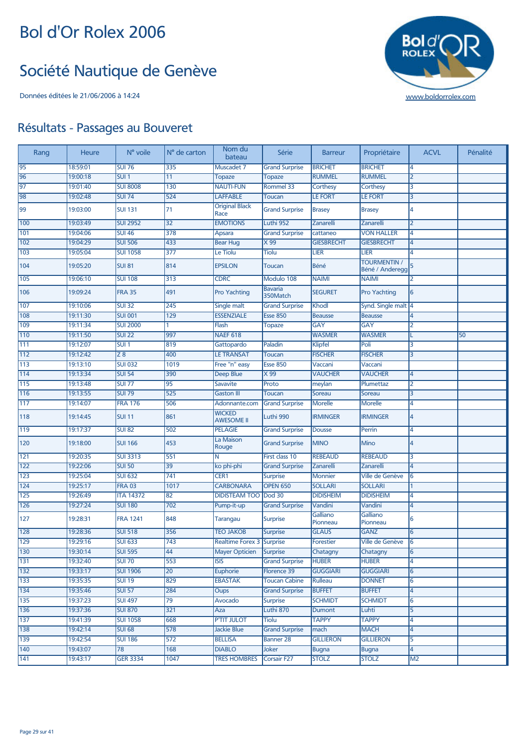# Bol d'Or Rolex 2006

## Société Nautique de Genève

Données éditées le 21/06/2006 à 14:24

www.boldorrolex.com

## Résultats - Passages au Bouveret

| Rang | Heure | N° voile | N° de carton | Nom du bateau | Série | Barreur | Propriétaire | ACVL | Pénalité |
|---|---|---|---|---|---|---|---|---|---|
| 95 | 18:59:01 | SUI 76 | 335 | Muscadet 7 | Grand Surprise | BRICHET | BRICHET | 4 | |
| 96 | 19:00:18 | SUI 1 | 11 | Topaze | Topaze | RUMMEL | RUMMEL | 2 | |
| 97 | 19:01:40 | SUI 8008 | 130 | NAUTI-FUN | Rommel 33 | Corthesy | Corthesy | 3 | |
| 98 | 19:02:48 | SUI 74 | 524 | LAFFABLE | Toucan | LE FORT | LE FORT | 3 | |
| 99 | 19:03:00 | SUI 131 | 71 | Original Black Race | Grand Surprise | Brasey | Brasey | 4 | |
| 100 | 19:03:49 | SUI 2952 | 32 | EMOTIONS | Luthi 952 | Zanarelli | Zanarelli | 2 | |
| 101 | 19:04:06 | SUI 46 | 378 | Apsara | Grand Surprise | cattaneo | VON HALLER | 4 | |
| 102 | 19:04:29 | SUI 506 | 433 | Bear Hug | X 99 | GIESBRECHT | GIESBRECHT | 4 | |
| 103 | 19:05:04 | SUI 1058 | 377 | Le Tiolu | Tiolu | LIER | LIER | 4 | |
| 104 | 19:05:20 | SUI 81 | 814 | EPSILON | Toucan | Béné | TOURMENTIN / Béné / Anderegg | 5 | |
| 105 | 19:06:10 | SUI 108 | 313 | CDRC | Modulo 108 | NAIMI | NAIMI | 2 | |
| 106 | 19:09:24 | FRA 35 | 491 | Pro Yachting | Bavaria 350Match | SEGURET | Pro Yachting | 6 | |
| 107 | 19:10:06 | SUI 32 | 245 | Single malt | Grand Surprise | Khodl | Synd. Single malt | 4 | |
| 108 | 19:11:30 | SUI 001 | 129 | ESSENZIALE | Esse 850 | Beausse | Beausse | 4 | |
| 109 | 19:11:34 | SUI 2000 | 1 | Flash | Topaze | GAY | GAY | 2 | |
| 110 | 19:11:50 | SUI 22 | 997 | NAEF 618 | | WASMER | WASMER | L | 50 |
| 111 | 19:12:07 | SUI 1 | 819 | Gattopardo | Paladin | Klipfel | Poli | 3 | |
| 112 | 19:12:42 | Z 8 | 400 | LE TRANSAT | Toucan | FISCHER | FISCHER | 3 | |
| 113 | 19:13:10 | SUI 032 | 1019 | Free "n" easy | Esse 850 | Vaccani | Vaccani | | |
| 114 | 19:13:34 | SUI 54 | 390 | Deep Blue | X 99 | VAUCHER | VAUCHER | 4 | |
| 115 | 19:13:48 | SUI 77 | 95 | Savavite | Proto | meylan | Plumettaz | 2 | |
| 116 | 19:13:55 | SUI 79 | 525 | Gaston III | Toucan | Soreau | Soreau | 3 | |
| 117 | 19:14:07 | FRA 176 | 506 | Adonnante.com | Grand Surprise | Morelle | Morelle | 4 | |
| 118 | 19:14:45 | SUI 11 | 861 | WICKED AWESOME II | Luthi 990 | IRMINGER | IRMINGER | 4 | |
| 119 | 19:17:37 | SUI 82 | 502 | PELAGIE | Grand Surprise | Dousse | Perrin | 4 | |
| 120 | 19:18:00 | SUI 166 | 453 | La Maison Rouge | Grand Surprise | MINO | Mino | 4 | |
| 121 | 19:20:35 | SUI 3313 | 551 | N | First class 10 | REBEAUD | REBEAUD | 3 | |
| 122 | 19:22:06 | SUI 50 | 39 | ko phi-phi | Grand Surprise | Zanarelli | Zanarelli | 4 | |
| 123 | 19:25:04 | SUI 632 | 741 | CER1 | Surprise | Monnier | Ville de Genève | 6 | |
| 124 | 19:25:17 | FRA 03 | 1017 | CARBONARA | OPEN 650 | SOLLARI | SOLLARI | 1 | |
| 125 | 19:26:49 | ITA 14372 | 82 | DIDISTEAM TOO | Dod 30 | DIDISHEIM | DIDISHEIM | 4 | |
| 126 | 19:27:24 | SUI 180 | 702 | Pump-it-up | Grand Surprise | Vandini | Vandini | 4 | |
| 127 | 19:28:31 | FRA 1241 | 848 | Tarangau | Surprise | Galliano Pionneau | Galliano Pionneau | 6 | |
| 128 | 19:28:36 | SUI 518 | 356 | TEO JAKOB | Surprise | GLAUS | GANZ | 6 | |
| 129 | 19:29:16 | SUI 633 | 743 | Realtime Forex 3 | Surprise | Forestier | Ville de Genève | 6 | |
| 130 | 19:30:14 | SUI 595 | 44 | Mayer Opticien | Surprise | Chatagny | Chatagny | 6 | |
| 131 | 19:32:40 | SUI 70 | 553 | ISIS | Grand Surprise | HUBER | HUBER | 4 | |
| 132 | 19:33:17 | SUI 1906 | 20 | Euphorie | Florence 39 | GUGGIARI | GUGGIARI | 6 | |
| 133 | 19:35:35 | SUI 19 | 829 | EBASTAK | Toucan Cabine | Rulleau | DONNET | 6 | |
| 134 | 19:35:46 | SUI 57 | 284 | Oups | Grand Surprise | BUFFET | BUFFET | 4 | |
| 135 | 19:37:23 | SUI 497 | 79 | Avocado | Surprise | SCHMIDT | SCHMIDT | 6 | |
| 136 | 19:37:36 | SUI 870 | 321 | Aza | Luthi 870 | Dumont | Luhti | 5 | |
| 137 | 19:41:39 | SUI 1058 | 668 | P'TIT JULOT | Tiolu | TAPPY | TAPPY | 4 | |
| 138 | 19:42:14 | SUI 68 | 578 | Jackie Blue | Grand Surprise | mach | MACH | 4 | |
| 139 | 19:42:54 | SUI 186 | 572 | BELLISA | Banner 28 | GILLIERON | GILLIERON | 5 | |
| 140 | 19:43:07 | 78 | 168 | DIABLO | Joker | Bugna | Bugna | 4 | |
| 141 | 19:43:17 | GER 3334 | 1047 | TRES HOMBRES | Corsair F27 | STOLZ | STOLZ | M2 | |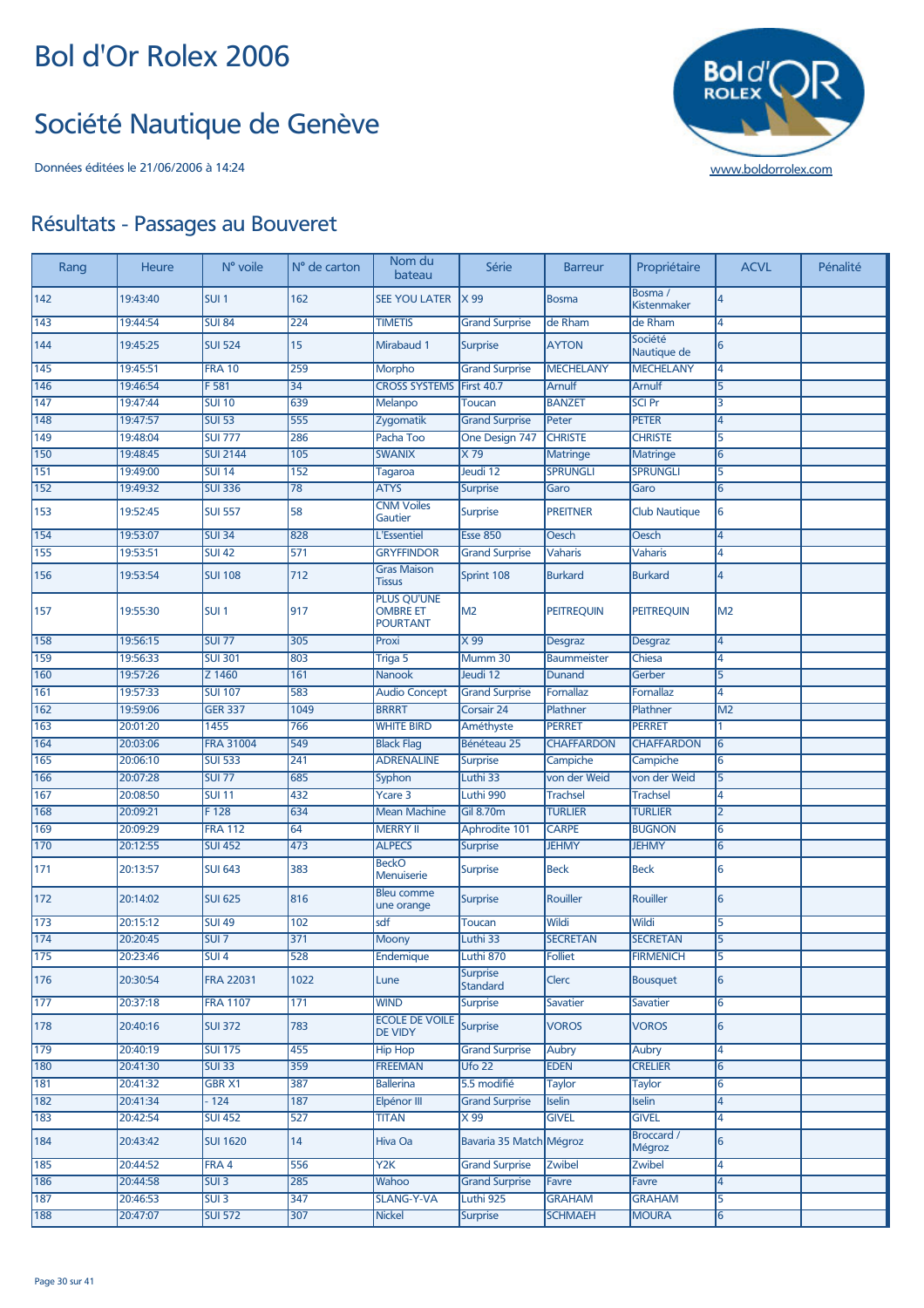# Bol d'Or Rolex 2006

## Société Nautique de Genève

Données éditées le 21/06/2006 à 14:24

www.boldorrolex.com

## Résultats - Passages au Bouveret

| Rang | Heure | N° voile | N° de carton | Nom du bateau | Série | Barreur | Propriétaire | ACVL | Pénalité |
|---|---|---|---|---|---|---|---|---|---|
| 142 | 19:43:40 | SUI 1 | 162 | SEE YOU LATER | X 99 | Bosma | Bosma / Kistenmaker | 4 | |
| 143 | 19:44:54 | SUI 84 | 224 | TIMETIS | Grand Surprise | de Rham | de Rham | 4 | |
| 144 | 19:45:25 | SUI 524 | 15 | Mirabaud 1 | Surprise | AYTON | Société Nautique de | 6 | |
| 145 | 19:45:51 | FRA 10 | 259 | Morpho | Grand Surprise | MECHELANY | MECHELANY | 4 | |
| 146 | 19:46:54 | F 581 | 34 | CROSS SYSTEMS | First 40.7 | Arnulf | Arnulf | 5 | |
| 147 | 19:47:44 | SUI 10 | 639 | Melanpo | Toucan | BANZET | SCI Pr | 3 | |
| 148 | 19:47:57 | SUI 53 | 555 | Zygomatik | Grand Surprise | Peter | PETER | 4 | |
| 149 | 19:48:04 | SUI 777 | 286 | Pacha Too | One Design 747 | CHRISTE | CHRISTE | 5 | |
| 150 | 19:48:45 | SUI 2144 | 105 | SWANIX | X 79 | Matringe | Matringe | 6 | |
| 151 | 19:49:00 | SUI 14 | 152 | Tagaroa | Jeudi 12 | SPRUNGLI | SPRUNGLI | 5 | |
| 152 | 19:49:32 | SUI 336 | 78 | ATYS | Surprise | Garo | Garo | 6 | |
| 153 | 19:52:45 | SUI 557 | 58 | CNM Voiles Gautier | Surprise | PREITNER | Club Nautique | 6 | |
| 154 | 19:53:07 | SUI 34 | 828 | L'Essentiel | Esse 850 | Oesch | Oesch | 4 | |
| 155 | 19:53:51 | SUI 42 | 571 | GRYFFINDOR | Grand Surprise | Vaharis | Vaharis | 4 | |
| 156 | 19:53:54 | SUI 108 | 712 | Gras Maison Tissus | Sprint 108 | Burkard | Burkard | 4 | |
| 157 | 19:55:30 | SUI 1 | 917 | PLUS QU'UNE OMBRE ET POURTANT | M2 | PEITREQUIN | PEITREQUIN | M2 | |
| 158 | 19:56:15 | SUI 77 | 305 | Proxi | X 99 | Desgraz | Desgraz | 4 | |
| 159 | 19:56:33 | SUI 301 | 803 | Triga 5 | Mumm 30 | Baummeister | Chiesa | 4 | |
| 160 | 19:57:26 | Z 1460 | 161 | Nanook | Jeudi 12 | Dunand | Gerber | 5 | |
| 161 | 19:57:33 | SUI 107 | 583 | Audio Concept | Grand Surprise | Fornallaz | Fornallaz | 4 | |
| 162 | 19:59:06 | GER 337 | 1049 | BRRRT | Corsair 24 | Plathner | Plathner | M2 | |
| 163 | 20:01:20 | 1455 | 766 | WHITE BIRD | Améthyste | PERRET | PERRET | 1 | |
| 164 | 20:03:06 | FRA 31004 | 549 | Black Flag | Bénéteau 25 | CHAFFARDON | CHAFFARDON | 6 | |
| 165 | 20:06:10 | SUI 533 | 241 | ADRENALINE | Surprise | Campiche | Campiche | 6 | |
| 166 | 20:07:28 | SUI 77 | 685 | Syphon | Luthi 33 | von der Weid | von der Weid | 5 | |
| 167 | 20:08:50 | SUI 11 | 432 | Ycare 3 | Luthi 990 | Trachsel | Trachsel | 4 | |
| 168 | 20:09:21 | F 128 | 634 | Mean Machine | Gil 8.70m | TURLIER | TURLIER | 2 | |
| 169 | 20:09:29 | FRA 112 | 64 | MERRY II | Aphrodite 101 | CARPE | BUGNON | 6 | |
| 170 | 20:12:55 | SUI 452 | 473 | ALPECS | Surprise | JEHMY | JEHMY | 6 | |
| 171 | 20:13:57 | SUI 643 | 383 | BeckO Menuiserie | Surprise | Beck | Beck | 6 | |
| 172 | 20:14:02 | SUI 625 | 816 | Bleu comme une orange | Surprise | Rouiller | Rouiller | 6 | |
| 173 | 20:15:12 | SUI 49 | 102 | sdf | Toucan | Wildi | Wildi | 5 | |
| 174 | 20:20:45 | SUI 7 | 371 | Moony | Luthi 33 | SECRETAN | SECRETAN | 5 | |
| 175 | 20:23:46 | SUI 4 | 528 | Endemique | Luthi 870 | Folliet | FIRMENICH | 5 | |
| 176 | 20:30:54 | FRA 22031 | 1022 | Lune | Surprise Standard | Clerc | Bousquet | 6 | |
| 177 | 20:37:18 | FRA 1107 | 171 | WIND | Surprise | Savatier | Savatier | 6 | |
| 178 | 20:40:16 | SUI 372 | 783 | ECOLE DE VOILE DE VIDY | Surprise | VOROS | VOROS | 6 | |
| 179 | 20:40:19 | SUI 175 | 455 | Hip Hop | Grand Surprise | Aubry | Aubry | 4 | |
| 180 | 20:41:30 | SUI 33 | 359 | FREEMAN | Ufo 22 | EDEN | CRELIER | 6 | |
| 181 | 20:41:32 | GBR X1 | 387 | Ballerina | 5.5 modifié | Taylor | Taylor | 6 | |
| 182 | 20:41:34 | - 124 | 187 | Elpénor III | Grand Surprise | Iselin | Iselin | 4 | |
| 183 | 20:42:54 | SUI 452 | 527 | TITAN | X 99 | GIVEL | GIVEL | 4 | |
| 184 | 20:43:42 | SUI 1620 | 14 | Hiva Oa | Bavaria 35 Match | Mégroz | Broccard / Mégroz | 6 | |
| 185 | 20:44:52 | FRA 4 | 556 | Y2K | Grand Surprise | Zwibel | Zwibel | 4 | |
| 186 | 20:44:58 | SUI 3 | 285 | Wahoo | Grand Surprise | Favre | Favre | 4 | |
| 187 | 20:46:53 | SUI 3 | 347 | SLANG-Y-VA | Luthi 925 | GRAHAM | GRAHAM | 5 | |
| 188 | 20:47:07 | SUI 572 | 307 | Nickel | Surprise | SCHMAEH | MOURA | 6 | |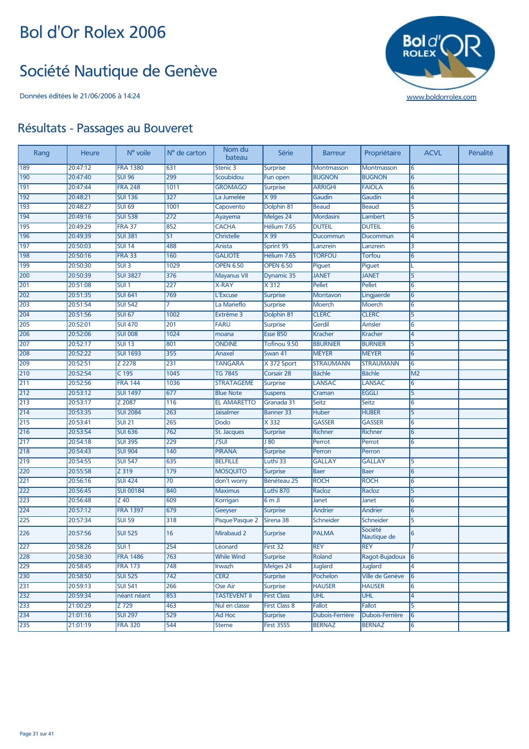# Bol d'Or Rolex 2006

# Société Nautique de Genève

Données éditées le 21/06/2006 à 14:24

www.boldorrolex.com

## Résultats - Passages au Bouveret

| Rang | Heure | N° voile | N° de carton | Nom du bateau | Série | Barreur | Propriétaire | ACVL | Pénalité |
|---|---|---|---|---|---|---|---|---|---|
| 189 | 20:47:12 | FRA 1380 | 631 | Stenic 3 | Surprise | Montmasson | Montmasson | 6 | |
| 190 | 20:47:40 | SUI 96 | 299 | Scoubidou | Fun open | BUGNON | BUGNON | 6 | |
| 191 | 20:47:44 | FRA 248 | 1011 | GROMAGO | Surprise | ARRIGHI | FAIOLA | 6 | |
| 192 | 20:48:21 | SUI 136 | 327 | La Jumelée | X 99 | Gaudin | Gaudin | 4 | |
| 193 | 20:48:27 | SUI 69 | 1001 | Capovento | Dolphin 81 | Beaud | Beaud | 5 | |
| 194 | 20:49:16 | SUI 538 | 272 | Ayayema | Melges 24 | Mordasini | Lambert | 5 | |
| 195 | 20:49:29 | FRA 37 | 852 | CACHA | Hélium 7.65 | DUTEIL | DUTEIL | 6 | |
| 196 | 20:49:39 | SUI 381 | 51 | Christelle | X 99 | Ducommun | Ducommun | 4 | |
| 197 | 20:50:03 | SUI 14 | 488 | Anista | Sprint 95 | Lanzrein | Lanzrein | 3 | |
| 198 | 20:50:16 | FRA 33 | 160 | GALIOTE | Hélium 7.65 | TORFOU | Torfou | 6 | |
| 199 | 20:50:30 | SUI 3 | 1029 | OPEN 6.50 | OPEN 6.50 | Piguet | Piguet | L | |
| 200 | 20:50:39 | SUI 3827 | 376 | Mayanus VII | Dynamic 35 | JANET | JANET | 5 | |
| 201 | 20:51:08 | SUI 1 | 227 | X-RAY | X 312 | Pellet | Pellet | 6 | |
| 202 | 20:51:35 | SUI 641 | 769 | L'Excuse | Surprise | Montavon | Lingjaerde | 6 | |
| 203 | 20:51:54 | SUI 542 | 7 | La Marieflo | Surprise | Moerch | Moerch | 6 | |
| 204 | 20:51:56 | SUI 67 | 1002 | Extrême 3 | Dolphin 81 | CLERC | CLERC | 5 | |
| 205 | 20:52:01 | SUI 470 | 201 | FARU | Surprise | Gerdil | Amsler | 6 | |
| 206 | 20:52:06 | SUI 008 | 1024 | moana | Esse 850 | Kracher | Kracher | 4 | |
| 207 | 20:52:17 | SUI 13 | 801 | ONDINE | Tofinou 9.50 | BBURNIER | BURNIER | 5 | |
| 208 | 20:52:22 | SUI 1693 | 355 | Anaxel | Swan 41 | MEYER | MEYER | 6 | |
| 209 | 20:52:51 | Z 2278 | 231 | TANGARA | X 372 Sport | STRAUMANN | STRAUMANN | 6 | |
| 210 | 20:52:54 | C 195 | 1045 | TG 7845 | Corsair 28 | Bächle | Bächle | M2 | |
| 211 | 20:52:56 | FRA 144 | 1036 | STRATAGEME | Surprise | LANSAC | LANSAC | 6 | |
| 212 | 20:53:12 | SUI 1497 | 677 | Blue Note | Suspens | Craman | EGGLI | 5 | |
| 213 | 20:53:17 | Z 2087 | 116 | EL AMARETTO | Granada 31 | Seitz | Seitz | 6 | |
| 214 | 20:53:35 | SUI 2084 | 263 | Jaisalmer | Banner 33 | Huber | HUBER | 5 | |
| 215 | 20:53:41 | SUI 21 | 265 | Dodo | X 332 | GASSER | GASSER | 6 | |
| 216 | 20:53:54 | SUI 636 | 762 | St. Jacques | Surprise | Richner | Richner | 6 | |
| 217 | 20:54:18 | SUI 395 | 229 | J'SUI | J 80 | Perrot | Perrot | 6 | |
| 218 | 20:54:43 | SUI 904 | 140 | PIRANA | Surprise | Perron | Perron | | |
| 219 | 20:54:55 | SUI 547 | 635 | BELFILLE | Luthi 33 | GALLAY | GALLAY | 5 | |
| 220 | 20:55:58 | Z 319 | 179 | MOSQUITO | Surprise | Baer | Baer | 6 | |
| 221 | 20:56:16 | SUI 424 | 70 | don't worry | Bénéteau 25 | ROCH | ROCH | 6 | |
| 222 | 20:56:45 | SUI 00184 | 840 | Maximus | Luthi 870 | Racloz | Racloz | 5 | |
| 223 | 20:56:48 | Z 40 | 609 | Korrigan | 6 m JI | Janet | Janet | 6 | |
| 224 | 20:57:12 | FRA 1397 | 679 | Geeyser | Surprise | Andrier | Andrier | 6 | |
| 225 | 20:57:34 | SUI 59 | 318 | Pisque'Pasque 2 | Sirena 38 | Schneider | Schneider | 5 | |
| 226 | 20:57:56 | SUI 525 | 16 | Mirabaud 2 | Surprise | PALMA | Société Nautique de | 6 | |
| 227 | 20:58:26 | SUI 1 | 254 | Léonard | First 32 | REY | REY | 7 | |
| 228 | 20:58:30 | FRA 1486 | 763 | While Wind | Surprise | Roland | Ragot-Bujadoux | 6 | |
| 229 | 20:58:45 | FRA 173 | 748 | Irwazh | Melges 24 | Juglard | Juglard | 4 | |
| 230 | 20:58:50 | SUI 525 | 742 | CER2 | Surprise | Pochelon | Ville de Genève | 6 | |
| 231 | 20:59:13 | SUI 541 | 266 | Ose Air | Surprise | HAUSER | HAUSER | 6 | |
| 232 | 20:59:34 | néant néant | 853 | TASTEVENT II | First Class | UHL | UHL | 4 | |
| 233 | 21:00:29 | Z 729 | 463 | Nul en classe | First Class 8 | Fallot | Fallot | 5 | |
| 234 | 21:01:16 | SUI 297 | 529 | Ad Hoc | Surprise | Dubois-Ferrière | Dubois-Ferrière | 6 | |
| 235 | 21:01:19 | FRA 320 | 544 | Sterne | First 35S5 | BERNAZ | BERNAZ | 6 | |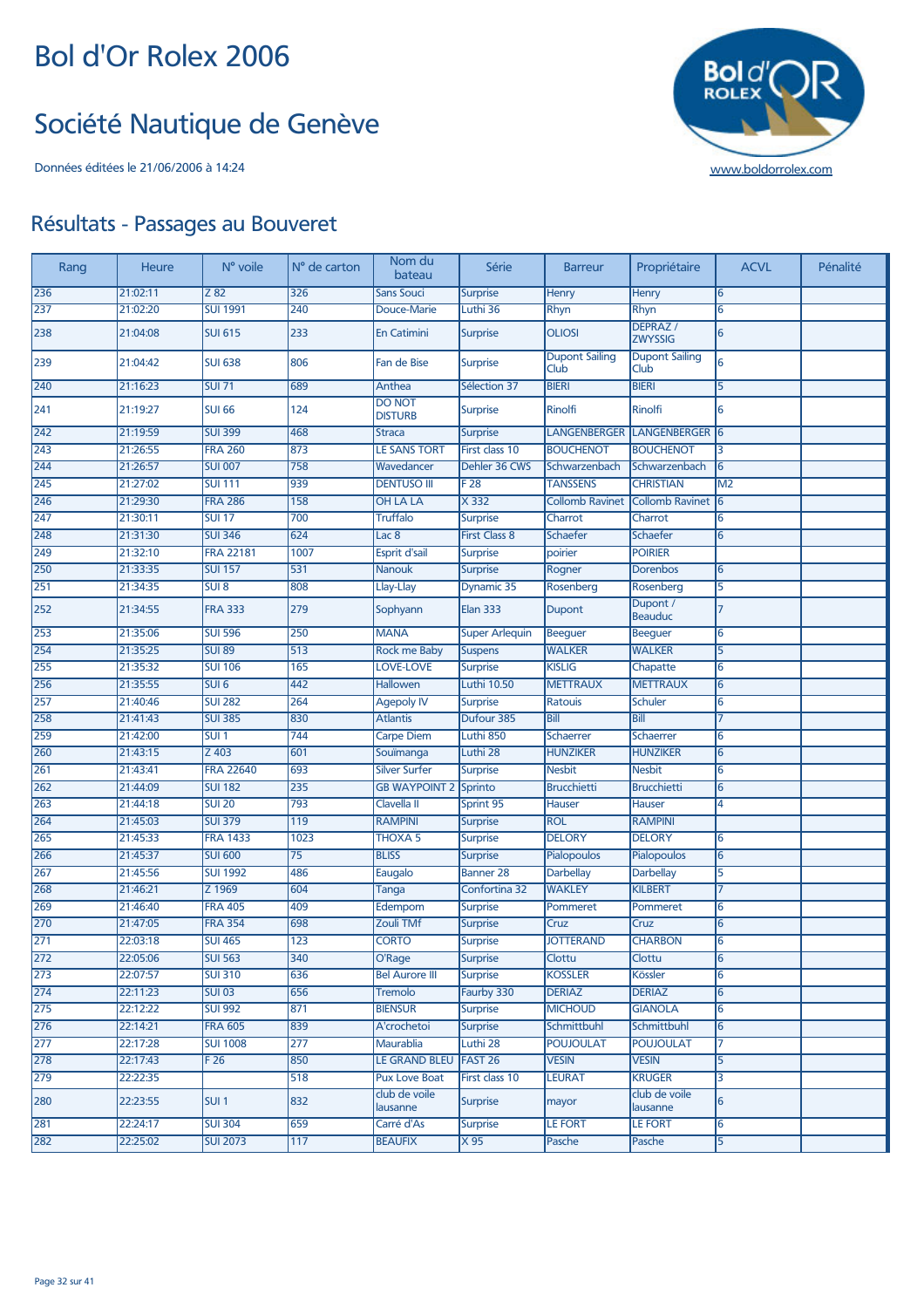# Bol d'Or Rolex 2006

# Société Nautique de Genève

Données éditées le 21/06/2006 à 14:24

www.boldorrolex.com

## Résultats - Passages au Bouveret

| Rang | Heure | N° voile | N° de carton | Nom du bateau | Série | Barreur | Propriétaire | ACVL | Pénalité |
|---|---|---|---|---|---|---|---|---|---|
| 236 | 21:02:11 | Z 82 | 326 | Sans Souci | Surprise | Henry | Henry | 6 | |
| 237 | 21:02:20 | SUI 1991 | 240 | Douce-Marie | Luthi 36 | Rhyn | Rhyn | 6 | |
| 238 | 21:04:08 | SUI 615 | 233 | En Catimini | Surprise | OLIOSI | DEPRAZ / ZWYSSIG | 6 | |
| 239 | 21:04:42 | SUI 638 | 806 | Fan de Bise | Surprise | Dupont Sailing Club | Dupont Sailing Club | 6 | |
| 240 | 21:16:23 | SUI 71 | 689 | Anthea | Sélection 37 | BIERI | BIERI | 5 | |
| 241 | 21:19:27 | SUI 66 | 124 | DO NOT DISTURB | Surprise | Rinolfi | Rinolfi | 6 | |
| 242 | 21:19:59 | SUI 399 | 468 | Straca | Surprise | LANGENBERGER | LANGENBERGER | 6 | |
| 243 | 21:26:55 | FRA 260 | 873 | LE SANS TORT | First class 10 | BOUCHENOT | BOUCHENOT | 3 | |
| 244 | 21:26:57 | SUI 007 | 758 | Wavedancer | Dehler 36 CWS | Schwarzenbach | Schwarzenbach | 6 | |
| 245 | 21:27:02 | SUI 111 | 939 | DENTUSO III | F 28 | TANSSENS | CHRISTIAN | M2 | |
| 246 | 21:29:30 | FRA 286 | 158 | OH LA LA | X 332 | Collomb Ravinet | Collomb Ravinet | 6 | |
| 247 | 21:30:11 | SUI 17 | 700 | Truffalo | Surprise | Charrot | Charrot | 6 | |
| 248 | 21:31:30 | SUI 346 | 624 | Lac 8 | First Class 8 | Schaefer | Schaefer | 6 | |
| 249 | 21:32:10 | FRA 22181 | 1007 | Esprit d'sail | Surprise | poirier | POIRIER | | |
| 250 | 21:33:35 | SUI 157 | 531 | Nanouk | Surprise | Rogner | Dorenbos | 6 | |
| 251 | 21:34:35 | SUI 8 | 808 | Llay-Llay | Dynamic 35 | Rosenberg | Rosenberg | 5 | |
| 252 | 21:34:55 | FRA 333 | 279 | Sophyann | Elan 333 | Dupont | Dupont / Beauduc | 7 | |
| 253 | 21:35:06 | SUI 596 | 250 | MANA | Super Arlequin | Beeguer | Beeguer | 6 | |
| 254 | 21:35:25 | SUI 89 | 513 | Rock me Baby | Suspens | WALKER | WALKER | 5 | |
| 255 | 21:35:32 | SUI 106 | 165 | LOVE-LOVE | Surprise | KISLIG | Chapatte | 6 | |
| 256 | 21:35:55 | SUI 6 | 442 | Hallowen | Luthi 10.50 | METTRAUX | METTRAUX | 6 | |
| 257 | 21:40:46 | SUI 282 | 264 | Agepoly IV | Surprise | Ratouis | Schuler | 6 | |
| 258 | 21:41:43 | SUI 385 | 830 | Atlantis | Dufour 385 | Bill | Bill | 7 | |
| 259 | 21:42:00 | SUI 1 | 744 | Carpe Diem | Luthi 850 | Schaerrer | Schaerrer | 6 | |
| 260 | 21:43:15 | Z 403 | 601 | Souïmanga | Luthi 28 | HUNZIKER | HUNZIKER | 6 | |
| 261 | 21:43:41 | FRA 22640 | 693 | Silver Surfer | Surprise | Nesbit | Nesbit | 6 | |
| 262 | 21:44:09 | SUI 182 | 235 | GB WAYPOINT 2 | Sprinto | Brucchietti | Brucchietti | 6 | |
| 263 | 21:44:18 | SUI 20 | 793 | Clavella II | Sprint 95 | Hauser | Hauser | 4 | |
| 264 | 21:45:03 | SUI 379 | 119 | RAMPINI | Surprise | ROL | RAMPINI | | |
| 265 | 21:45:33 | FRA 1433 | 1023 | THOXA 5 | Surprise | DELORY | DELORY | 6 | |
| 266 | 21:45:37 | SUI 600 | 75 | BLISS | Surprise | Pialopoulos | Pialopoulos | 6 | |
| 267 | 21:45:56 | SUI 1992 | 486 | Eaugalo | Banner 28 | Darbellay | Darbellay | 5 | |
| 268 | 21:46:21 | Z 1969 | 604 | Tanga | Confortina 32 | WAKLEY | KILBERT | 7 | |
| 269 | 21:46:40 | FRA 405 | 409 | Edempom | Surprise | Pommeret | Pommeret | 6 | |
| 270 | 21:47:05 | FRA 354 | 698 | Zouli TMf | Surprise | Cruz | Cruz | 6 | |
| 271 | 22:03:18 | SUI 465 | 123 | CORTO | Surprise | JOTTERAND | CHARBON | 6 | |
| 272 | 22:05:06 | SUI 563 | 340 | O'Rage | Surprise | Clottu | Clottu | 6 | |
| 273 | 22:07:57 | SUI 310 | 636 | Bel Aurore III | Surprise | KOSSLER | Kössler | 6 | |
| 274 | 22:11:23 | SUI 03 | 656 | Tremolo | Faurby 330 | DERIAZ | DERIAZ | 6 | |
| 275 | 22:12:22 | SUI 992 | 871 | BIENSUR | Surprise | MICHOUD | GIANOLA | 6 | |
| 276 | 22:14:21 | FRA 605 | 839 | A'crochetoi | Surprise | Schmittbuhl | Schmittbuhl | 6 | |
| 277 | 22:17:28 | SUI 1008 | 277 | Maurablia | Luthi 28 | POUJOULAT | POUJOULAT | 7 | |
| 278 | 22:17:43 | F 26 | 850 | LE GRAND BLEU | FAST 26 | VESIN | VESIN | 5 | |
| 279 | 22:22:35 | | 518 | Pux Love Boat | First class 10 | LEURAT | KRUGER | 3 | |
| 280 | 22:23:55 | SUI 1 | 832 | club de voile lausanne | Surprise | mayor | club de voile lausanne | 6 | |
| 281 | 22:24:17 | SUI 304 | 659 | Carré d'As | Surprise | LE FORT | LE FORT | 6 | |
| 282 | 22:25:02 | SUI 2073 | 117 | BEAUFIX | X 95 | Pasche | Pasche | 5 | |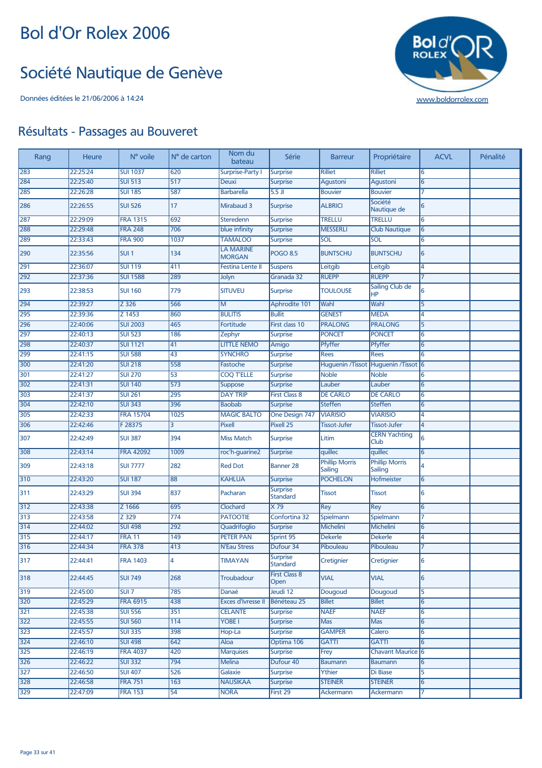# Bol d'Or Rolex 2006

# Société Nautique de Genève

Données éditées le 21/06/2006 à 14:24

www.boldorrolex.com

## Résultats - Passages au Bouveret

| Rang | Heure | N° voile | N° de carton | Nom du bateau | Série | Barreur | Propriétaire | ACVL | Pénalité |
|---|---|---|---|---|---|---|---|---|---|
| 283 | 22:25:24 | SUI 1037 | 620 | Surprise-Party I | Surprise | Rilliet | Rilliet | 6 | |
| 284 | 22:25:40 | SUI 513 | 517 | Deuxi | Surprise | Agustoni | Agustoni | 6 | |
| 285 | 22:26:28 | SUI 185 | 587 | Barbarella | 5.5 JI | Bouvier | Bouvier | 7 | |
| 286 | 22:26:55 | SUI 526 | 17 | Mirabaud 3 | Surprise | ALBRICI | Société Nautique de | 6 | |
| 287 | 22:29:09 | FRA 1315 | 692 | Steredenn | Surprise | TRELLU | TRELLU | 6 | |
| 288 | 22:29:48 | FRA 248 | 706 | blue infinity | Surprise | MESSERLI | Club Nautique | 6 | |
| 289 | 22:33:43 | FRA 900 | 1037 | TAMALOO | Surprise | SOL | SOL | 6 | |
| 290 | 22:35:56 | SUI 1 | 134 | LA MARINE MORGAN | POGO 8.5 | BUNTSCHU | BUNTSCHU | 6 | |
| 291 | 22:36:07 | SUI 119 | 411 | Festina Lente II | Suspens | Leitgib | Leitgib | 4 | |
| 292 | 22:37:36 | SUI 1588 | 289 | Jolyn | Granada 32 | RUEPP | RUEPP | 7 | |
| 293 | 22:38:53 | SUI 160 | 779 | SITUVEU | Surprise | TOULOUSE | Sailing Club de HP | 6 | |
| 294 | 22:39:27 | Z 326 | 566 | M | Aphrodite 101 | Wahl | Wahl | 5 | |
| 295 | 22:39:36 | Z 1453 | 860 | BULITIS | Bullit | GENEST | MEDA | 4 | |
| 296 | 22:40:06 | SUI 2003 | 465 | Fortitude | First class 10 | PRALONG | PRALONG | 5 | |
| 297 | 22:40:13 | SUI 523 | 186 | Zephyr | Surprise | PONCET | PONCET | 6 | |
| 298 | 22:40:37 | SUI 1121 | 41 | LITTLE NEMO | Amigo | Pfyffer | Pfyffer | 6 | |
| 299 | 22:41:15 | SUI 588 | 43 | SYNCHRO | Surprise | Rees | Rees | 6 | |
| 300 | 22:41:20 | SUI 218 | 558 | Fastoche | Surprise | Huguenin /Tissot | Huguenin /Tissot | 6 | |
| 301 | 22:41:27 | SUI 270 | 53 | COQ T'ELLE | Surprise | Noble | Noble | 6 | |
| 302 | 22:41:31 | SUI 140 | 573 | Suppose | Surprise | Lauber | Lauber | 6 | |
| 303 | 22:41:37 | SUI 261 | 295 | DAY TRIP | First Class 8 | DE CARLO | DE CARLO | 6 | |
| 304 | 22:42:10 | SUI 343 | 396 | Baobab | Surprise | Steffen | Steffen | 6 | |
| 305 | 22:42:33 | FRA 15704 | 1025 | MAGIC BALTO | One Design 747 | VIARISIO | VIARISIO | 4 | |
| 306 | 22:42:46 | F 28375 | 3 | Pixell | Pixell 25 | Tissot-Jufer | Tissot-Jufer | 4 | |
| 307 | 22:42:49 | SUI 387 | 394 | Miss Match | Surprise | Litim | CERN Yachting Club | 6 | |
| 308 | 22:43:14 | FRA 42092 | 1009 | roc'h-guarine2 | Surprise | quillec | quillec | 6 | |
| 309 | 22:43:18 | SUI 7777 | 282 | Red Dot | Banner 28 | Phillip Morris Sailing | Phillip Morris Sailing | 4 | |
| 310 | 22:43:20 | SUI 187 | 88 | KAHLUA | Surprise | POCHELON | Hofmeister | 6 | |
| 311 | 22:43:29 | SUI 394 | 837 | Pacharan | Surprise Standard | Tissot | Tissot | 6 | |
| 312 | 22:43:38 | Z 1666 | 695 | Clochard | X 79 | Rey | Rey | 6 | |
| 313 | 22:43:58 | Z 329 | 774 | PATOOTIE | Confortina 32 | Spielmann | Spielmann | 7 | |
| 314 | 22:44:02 | SUI 498 | 292 | Quadrifoglio | Surprise | Michelini | Michelini | 6 | |
| 315 | 22:44:17 | FRA 11 | 149 | PETER PAN | Sprint 95 | Dekerle | Dekerle | 4 | |
| 316 | 22:44:34 | FRA 378 | 413 | N'Eau Stress | Dufour 34 | Pibouleau | Pibouleau | 7 | |
| 317 | 22:44:41 | FRA 1403 | 4 | TIMAYAN | Surprise Standard | Cretignier | Cretignier | 6 | |
| 318 | 22:44:45 | SUI 749 | 268 | Troubadour | First Class 8 Open | VIAL | VIAL | 6 | |
| 319 | 22:45:00 | SUI 7 | 785 | Danaé | Jeudi 12 | Dougoud | Dougoud | 5 | |
| 320 | 22:45:29 | FRA 6915 | 438 | Exces d'Ivresse II | Bénéteau 25 | Billet | Billet | 6 | |
| 321 | 22:45:38 | SUI 556 | 351 | CELANTE | Surprise | NAEF | NAEF | 6 | |
| 322 | 22:45:55 | SUI 560 | 114 | YOBE I | Surprise | Mas | Mas | 6 | |
| 323 | 22:45:57 | SUI 335 | 398 | Hop-La | Surprise | GAMPER | Calero | 6 | |
| 324 | 22:46:10 | SUI 498 | 642 | Aloa | Optima 106 | GATTI | GATTI | 6 | |
| 325 | 22:46:19 | FRA 4037 | 420 | Marquises | Surprise | Frey | Chavant Maurice | 6 | |
| 326 | 22:46:22 | SUI 332 | 794 | Melina | Dufour 40 | Baumann | Baumann | 6 | |
| 327 | 22:46:50 | SUI 407 | 526 | Galaxie | Surprise | Ythier | Di Biase | 5 | |
| 328 | 22:46:58 | FRA 751 | 163 | NAUSIKAA | Surprise | STEINER | STEINER | 6 | |
| 329 | 22:47:09 | FRA 153 | 54 | NORA | First 29 | Ackermann | Ackermann | 7 | |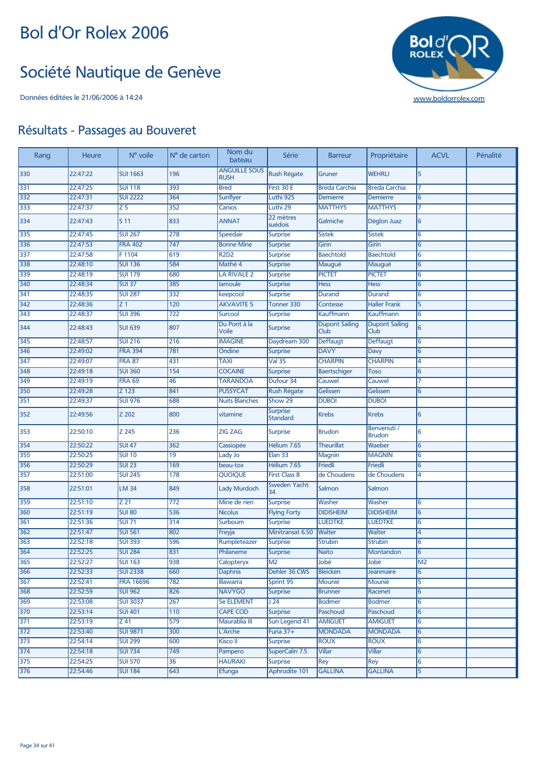# Bol d'Or Rolex 2006

# Société Nautique de Genève

Données éditées le 21/06/2006 à 14:24

www.boldorrolex.com

## Résultats - Passages au Bouveret

| Rang | Heure | N° voile | N° de carton | Nom du bateau | Série | Barreur | Propriétaire | ACVL | Pénalité |
|---|---|---|---|---|---|---|---|---|---|
| 330 | 22:47:22 | SUI 1663 | 196 | ANGUILLE SOUS RUSH | Rush Régate | Gruner | WEHRLI | 5 | |
| 331 | 22:47:25 | SUI 118 | 393 | Bred | First 30 E | Breda Carchia | Breda Carchia | 7 | |
| 332 | 22:47:31 | SUI 2222 | 364 | Sunflyer | Luthi 925 | Demierre | Demierre | 6 | |
| 333 | 22:47:37 | Z 5 | 352 | Canios | Luthi 29 | MATTHYS | MATTHYS | 7 | |
| 334 | 22:47:43 | S 11 | 833 | ANNAT | 22 mètres suédois | Galmiche | Déglon Juaz | 6 | |
| 335 | 22:47:45 | SUI 267 | 278 | Speedair | Surprise | Sistek | Sistek | 6 | |
| 336 | 22:47:53 | FRA 402 | 747 | Bonne Mine | Surprise | Girin | Girin | 6 | |
| 337 | 22:47:58 | F 1104 | 619 | R2D2 | Surprise | Baechtold | Baechtold | 6 | |
| 338 | 22:48:10 | SUI 136 | 584 | Mathé 4 | Surprise | Maugué | Maugué | 6 | |
| 339 | 22:48:19 | SUI 179 | 680 | LA RIVALE 2 | Surprise | PICTET | PICTET | 6 | |
| 340 | 22:48:34 | SUI 37 | 385 | lamoule | Surprise | Hess | Hess | 6 | |
| 341 | 22:48:35 | SUI 287 | 332 | keepcool | Surprise | Durand | Durand | 6 | |
| 342 | 22:48:36 | Z 1 | 120 | AKVAVITE 5 | Tonner 330 | Contesse | Haller Frank | 5 | |
| 343 | 22:48:37 | SUI 396 | 722 | Surcool | Surprise | Kauffmann | Kauffmann | 6 | |
| 344 | 22:48:43 | SUI 639 | 807 | Du Pont à la Voile | Surprise | Dupont Sailing Club | Dupont Sailing Club | 6 | |
| 345 | 22:48:57 | SUI 216 | 216 | IMAGINE | Daydream 300 | Deffaugt | Deffaugt | 6 | |
| 346 | 22:49:02 | FRA 394 | 781 | Ondine | Surprise | DAVY | Davy | 6 | |
| 347 | 22:49:07 | FRA 87 | 431 | TAXI | Val 35 | CHARPIN | CHARPIN | 4 | |
| 348 | 22:49:18 | SUI 360 | 154 | COCAINE | Surprise | Baertschiger | Toso | 6 | |
| 349 | 22:49:19 | FRA 69 | 46 | TARANDOA | Dufour 34 | Cauwel | Cauwel | 7 | |
| 350 | 22:49:28 | Z 123 | 841 | PUSSYCAT | Rush Régate | Gelissen | Gelissen | 6 | |
| 351 | 22:49:37 | SUI 976 | 688 | Nuits Blanches | Show 29 | DUBOI | DUBOI | | |
| 352 | 22:49:56 | Z 202 | 800 | vitamine | Surprise Standard | Krebs | Krebs | 6 | |
| 353 | 22:50:10 | Z 245 | 236 | ZIG ZAG | Surprise | Brudon | Benvenuti / Brudon | 6 | |
| 354 | 22:50:22 | SUI 47 | 362 | Cassiopée | Hélium 7.65 | Theurillat | Waeber | 6 | |
| 355 | 22:50:25 | SUI 10 | 19 | Lady Jo | Elan 33 | Magnin | MAGNIN | 6 | |
| 356 | 22:50:29 | SUI 23 | 169 | beau-tox | Hélium 7.65 | Friedli | Friedli | 6 | |
| 357 | 22:51:00 | SUI 245 | 178 | QUOIQUE | First Class 8 | de Choudens | de Choudens | 4 | |
| 358 | 22:51:01 | LM 34 | 849 | Lady Murdoch | Sweden Yacht 34 | Salmon | Salmon | | |
| 359 | 22:51:10 | Z 21 | 772 | Mine de rien | Surprise | Washer | Washer | 6 | |
| 360 | 22:51:19 | SUI 80 | 536 | Nicolus | Flying Forty | DIDISHEIM | DIDISHEIM | 6 | |
| 361 | 22:51:36 | SUI 71 | 314 | Surboum | Surprise | LUEDTKE | LUEDTKE | 6 | |
| 362 | 22:51:47 | SUI 561 | 802 | Freyja | Minitransat 6.50 | Walter | Walter | 4 | |
| 363 | 22:52:18 | SUI 393 | 596 | Rumpleteazer | Surprise | Strubin | Strubin | 6 | |
| 364 | 22:52:25 | SUI 284 | 831 | Philaneme | Surprise | Naito | Montandon | 6 | |
| 365 | 22:52:27 | SUI 163 | 938 | Calopteryx | M2 | Jobé | Jobé | M2 | |
| 366 | 22:52:33 | SUI 2338 | 660 | Daphnis | Dehler 36 CWS | Bleicken | Jeanmaire | 6 | |
| 367 | 22:52:41 | FRA 16696 | 782 | Illawarra | Sprint 95 | Mounié | Mounié | 5 | |
| 368 | 22:52:59 | SUI 962 | 826 | NAVYGO | Surprise | Brunner | Racenet | 6 | |
| 369 | 22:53:08 | SUI 3037 | 267 | 5e ELEMENT | J 24 | Bodmer | Bodmer | 6 | |
| 370 | 22:53:14 | SUI 401 | 110 | CAPE COD | Surprise | Paschoud | Paschoud | 6 | |
| 371 | 22:53:19 | Z 41 | 579 | Maurablia III | Sun Legend 41 | AMIGUET | AMIGUET | 6 | |
| 372 | 22:53:40 | SUI 9871 | 300 | L'Arche | Furia 37+ | MONDADA | MONDADA | 6 | |
| 373 | 22:54:14 | SUI 299 | 600 | Kisco II | Surprise | ROUX | ROUX | 6 | |
| 374 | 22:54:18 | SUI 734 | 749 | Pampero | SuperCalin 7.5 | Villar | Villar | 6 | |
| 375 | 22:54:25 | SUI 570 | 36 | HAURAKI | Surprise | Rey | Rey | 6 | |
| 376 | 22:54:46 | SUI 184 | 643 | Efunga | Aphrodite 101 | GALLINA | GALLINA | 5 | |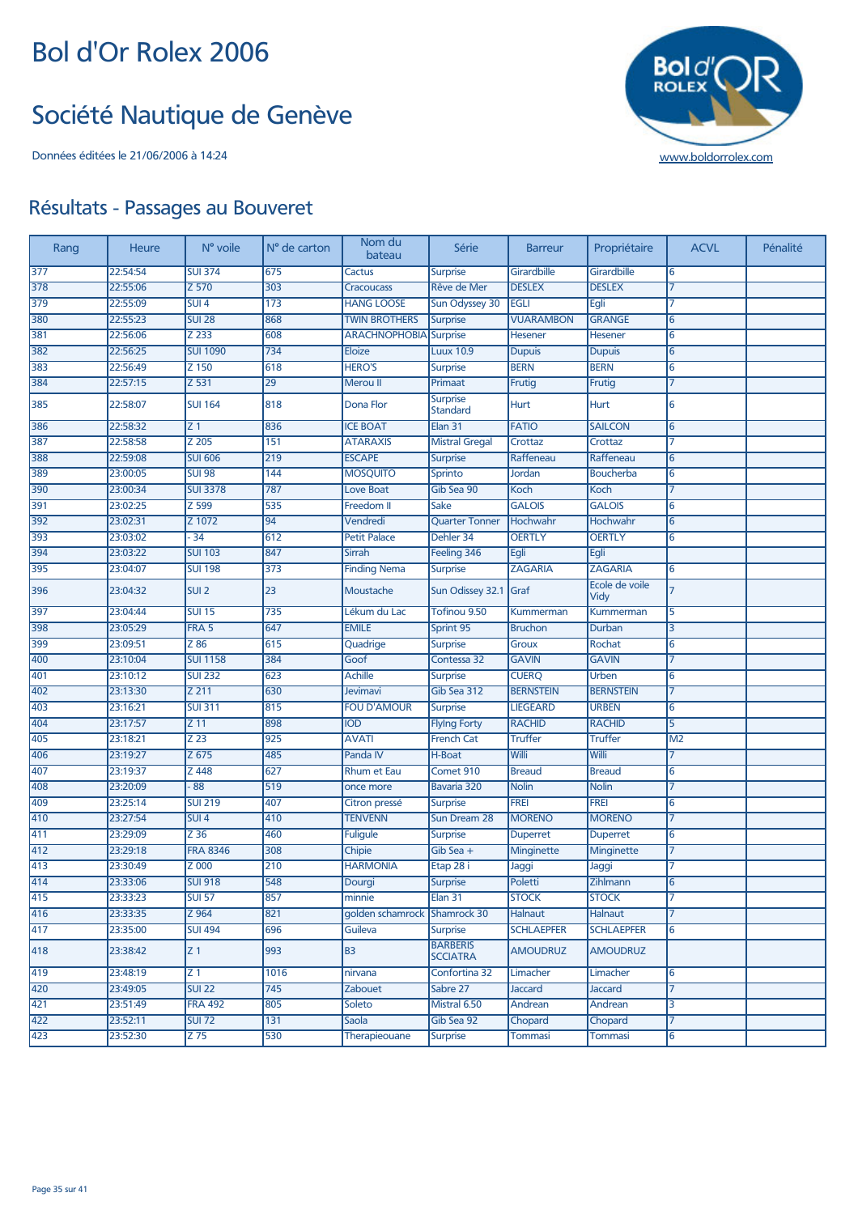# Bol d'Or Rolex 2006

## Société Nautique de Genève

Données éditées le 21/06/2006 à 14:24

www.boldorrolex.com

## Résultats - Passages au Bouveret

| Rang | Heure | N° voile | N° de carton | Nom du bateau | Série | Barreur | Propriétaire | ACVL | Pénalité |
|---|---|---|---|---|---|---|---|---|---|
| 377 | 22:54:54 | SUI 374 | 675 | Cactus | Surprise | Girardbille | Girardbille | 6 | |
| 378 | 22:55:06 | Z 570 | 303 | Cracoucass | Rêve de Mer | DESLEX | DESLEX | 7 | |
| 379 | 22:55:09 | SUI 4 | 173 | HANG LOOSE | Sun Odyssey 30 | EGLI | Egli | 7 | |
| 380 | 22:55:23 | SUI 28 | 868 | TWIN BROTHERS | Surprise | VUARAMBON | GRANGE | 6 | |
| 381 | 22:56:06 | Z 233 | 608 | ARACHNOPHOBIA | Surprise | Hesener | Hesener | 6 | |
| 382 | 22:56:25 | SUI 1090 | 734 | Eloize | Luux 10.9 | Dupuis | Dupuis | 6 | |
| 383 | 22:56:49 | Z 150 | 618 | HERO'S | Surprise | BERN | BERN | 6 | |
| 384 | 22:57:15 | Z 531 | 29 | Merou II | Primaat | Frutig | Frutig | 7 | |
| 385 | 22:58:07 | SUI 164 | 818 | Dona Flor | Surprise Standard | Hurt | Hurt | 6 | |
| 386 | 22:58:32 | Z 1 | 836 | ICE BOAT | Elan 31 | FATIO | SAILCON | 6 | |
| 387 | 22:58:58 | Z 205 | 151 | ATARAXIS | Mistral Gregal | Crottaz | Crottaz | 7 | |
| 388 | 22:59:08 | SUI 606 | 219 | ESCAPE | Surprise | Raffeneau | Raffeneau | 6 | |
| 389 | 23:00:05 | SUI 98 | 144 | MOSQUITO | Sprinto | Jordan | Boucherba | 6 | |
| 390 | 23:00:34 | SUI 3378 | 787 | Love Boat | Gib Sea 90 | Koch | Koch | 7 | |
| 391 | 23:02:25 | Z 599 | 535 | Freedom II | Sake | GALOIS | GALOIS | 6 | |
| 392 | 23:02:31 | Z 1072 | 94 | Vendredi | Quarter Tonner | Hochwahr | Hochwahr | 6 | |
| 393 | 23:03:02 | - 34 | 612 | Petit Palace | Dehler 34 | OERTLY | OERTLY | 6 | |
| 394 | 23:03:22 | SUI 103 | 847 | Sirrah | Feeling 346 | Egli | Egli | | |
| 395 | 23:04:07 | SUI 198 | 373 | Finding Nema | Surprise | ZAGARIA | ZAGARIA | 6 | |
| 396 | 23:04:32 | SUI 2 | 23 | Moustache | Sun Odissey 32.1 | Graf | Ecole de voile Vidy | 7 | |
| 397 | 23:04:44 | SUI 15 | 735 | Lékum du Lac | Tofinou 9.50 | Kummerman | Kummerman | 5 | |
| 398 | 23:05:29 | FRA 5 | 647 | EMILE | Sprint 95 | Bruchon | Durban | 3 | |
| 399 | 23:09:51 | Z 86 | 615 | Quadrige | Surprise | Groux | Rochat | 6 | |
| 400 | 23:10:04 | SUI 1158 | 384 | Goof | Contessa 32 | GAVIN | GAVIN | 7 | |
| 401 | 23:10:12 | SUI 232 | 623 | Achille | Surprise | CUERQ | Urben | 6 | |
| 402 | 23:13:30 | Z 211 | 630 | Jevimavi | Gib Sea 312 | BERNSTEIN | BERNSTEIN | 7 | |
| 403 | 23:16:21 | SUI 311 | 815 | FOU D'AMOUR | Surprise | LIEGEARD | URBEN | 6 | |
| 404 | 23:17:57 | Z 11 | 898 | IOD | Flying Forty | RACHID | RACHID | 5 | |
| 405 | 23:18:21 | Z 23 | 925 | AVATI | French Cat | Truffer | Truffer | M2 | |
| 406 | 23:19:27 | Z 675 | 485 | Panda IV | H-Boat | Willi | Willi | 7 | |
| 407 | 23:19:37 | Z 448 | 627 | Rhum et Eau | Comet 910 | Breaud | Breaud | 6 | |
| 408 | 23:20:09 | - 88 | 519 | once more | Bavaria 320 | Nolin | Nolin | 7 | |
| 409 | 23:25:14 | SUI 219 | 407 | Citron pressé | Surprise | FREI | FREI | 6 | |
| 410 | 23:27:54 | SUI 4 | 410 | TENVENN | Sun Dream 28 | MORENO | MORENO | 7 | |
| 411 | 23:29:09 | Z 36 | 460 | Fuligule | Surprise | Duperret | Duperret | 6 | |
| 412 | 23:29:18 | FRA 8346 | 308 | Chipie | Gib Sea + | Minginette | Minginette | 7 | |
| 413 | 23:30:49 | Z 000 | 210 | HARMONIA | Etap 28 i | Jaggi | Jaggi | 7 | |
| 414 | 23:33:06 | SUI 918 | 548 | Dourgi | Surprise | Poletti | Zihlmann | 6 | |
| 415 | 23:33:23 | SUI 57 | 857 | minnie | Elan 31 | STOCK | STOCK | 7 | |
| 416 | 23:33:35 | Z 964 | 821 | golden schamrock | Shamrock 30 | Halnaut | Halnaut | 7 | |
| 417 | 23:35:00 | SUI 494 | 696 | Guileva | Surprise | SCHLAEPFER | SCHLAEPFER | 6 | |
| 418 | 23:38:42 | Z 1 | 993 | B3 | BARBERIS SCCIATRA | AMOUDRUZ | AMOUDRUZ | | |
| 419 | 23:48:19 | Z 1 | 1016 | nirvana | Confortina 32 | Limacher | Limacher | 6 | |
| 420 | 23:49:05 | SUI 22 | 745 | Zabouet | Sabre 27 | Jaccard | Jaccard | 7 | |
| 421 | 23:51:49 | FRA 492 | 805 | Soleto | Mistral 6.50 | Andrean | Andrean | 3 | |
| 422 | 23:52:11 | SUI 72 | 131 | Saola | Gib Sea 92 | Chopard | Chopard | 7 | |
| 423 | 23:52:30 | Z 75 | 530 | Therapieouane | Surprise | Tommasi | Tommasi | 6 | |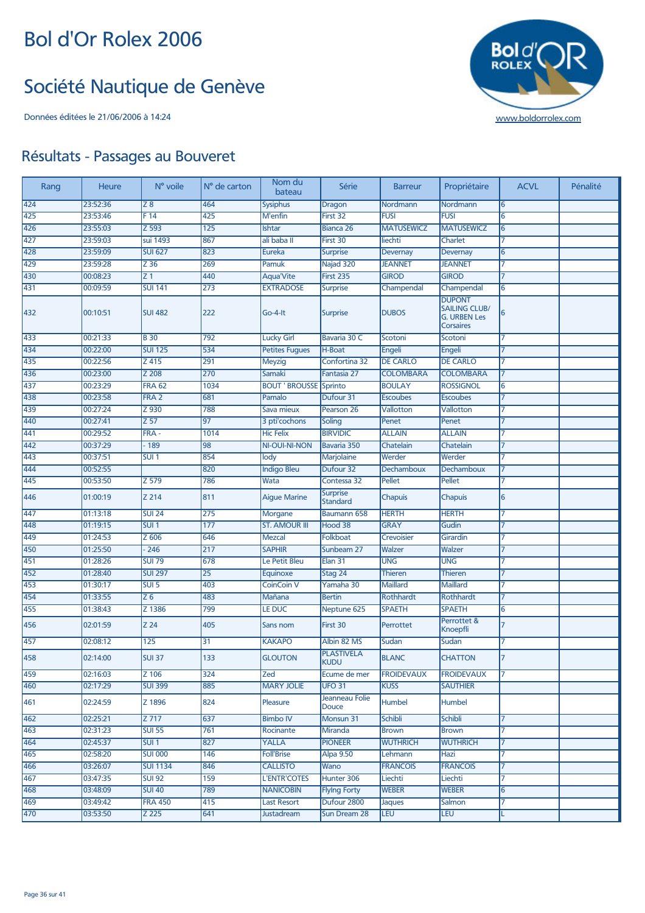# Bol d'Or Rolex 2006

# Société Nautique de Genève

Données éditées le 21/06/2006 à 14:24

www.boldorrolex.com

## Résultats - Passages au Bouveret

| Rang | Heure | N° voile | N° de carton | Nom du bateau | Série | Barreur | Propriétaire | ACVL | Pénalité |
|---|---|---|---|---|---|---|---|---|---|
| 424 | 23:52:36 | Z 8 | 464 | Sysiphus | Dragon | Nordmann | Nordmann | 6 | |
| 425 | 23:53:46 | F 14 | 425 | M'enfin | First 32 | FUSI | FUSI | 6 | |
| 426 | 23:55:03 | Z 593 | 125 | Ishtar | Bianca 26 | MATUSEWICZ | MATUSEWICZ | 6 | |
| 427 | 23:59:03 | sui 1493 | 867 | ali baba II | First 30 | liechti | Charlet | 7 | |
| 428 | 23:59:09 | SUI 627 | 823 | Eureka | Surprise | Devernay | Devernay | 6 | |
| 429 | 23:59:28 | Z 36 | 269 | Pamuk | Najad 320 | JEANNET | JEANNET | 7 | |
| 430 | 00:08:23 | Z 1 | 440 | Aqua'Vite | First 235 | GIROD | GIROD | 7 | |
| 431 | 00:09:59 | SUI 141 | 273 | EXTRADOSE | Surprise | Champendal | Champendal | 6 | |
| 432 | 00:10:51 | SUI 482 | 222 | Go-4-It | Surprise | DUBOS | DUPONT SAILING CLUB/ G. URBEN Les Corsaires | 6 | |
| 433 | 00:21:33 | B 30 | 792 | Lucky Girl | Bavaria 30 C | Scotoni | Scotoni | 7 | |
| 434 | 00:22:00 | SUI 125 | 534 | Petites Fugues | H-Boat | Engeli | Engeli | 7 | |
| 435 | 00:22:56 | Z 415 | 291 | Meyzig | Confortina 32 | DE CARLO | DE CARLO | 7 | |
| 436 | 00:23:00 | Z 208 | 270 | Samaki | Fantasia 27 | COLOMBARA | COLOMBARA | 7 | |
| 437 | 00:23:29 | FRA 62 | 1034 | BOUT ' BROUSSE | Sprinto | BOULAY | ROSSIGNOL | 6 | |
| 438 | 00:23:58 | FRA 2 | 681 | Pamalo | Dufour 31 | Escoubes | Escoubes | 7 | |
| 439 | 00:27:24 | Z 930 | 788 | Sava mieux | Pearson 26 | Vallotton | Vallotton | 7 | |
| 440 | 00:27:41 | Z 57 | 97 | 3 pti'cochons | Soling | Penet | Penet | 7 | |
| 441 | 00:29:52 | FRA - | 1014 | Hic Felix | BIRVIDIC | ALLAIN | ALLAIN | 7 | |
| 442 | 00:37:29 | - 189 | 98 | NI-OUI-NI-NON | Bavaria 350 | Chatelain | Chatelain | 7 | |
| 443 | 00:37:51 | SUI 1 | 854 | lody | Marjolaine | Werder | Werder | 7 | |
| 444 | 00:52:55 | | 820 | Indigo Bleu | Dufour 32 | Dechamboux | Dechamboux | 7 | |
| 445 | 00:53:50 | Z 579 | 786 | Wata | Contessa 32 | Pellet | Pellet | 7 | |
| 446 | 01:00:19 | Z 214 | 811 | Aigue Marine | Surprise Standard | Chapuis | Chapuis | 6 | |
| 447 | 01:13:18 | SUI 24 | 275 | Morgane | Baumann 658 | HERTH | HERTH | 7 | |
| 448 | 01:19:15 | SUI 1 | 177 | ST. AMOUR III | Hood 38 | GRAY | Gudin | 7 | |
| 449 | 01:24:53 | Z 606 | 646 | Mezcal | Folkboat | Crevoisier | Girardin | 7 | |
| 450 | 01:25:50 | - 246 | 217 | SAPHIR | Sunbeam 27 | Walzer | Walzer | 7 | |
| 451 | 01:28:26 | SUI 79 | 678 | Le Petit Bleu | Elan 31 | UNG | UNG | 7 | |
| 452 | 01:28:40 | SUI 297 | 25 | Equinoxe | Stag 24 | Thieren | Thieren | 7 | |
| 453 | 01:30:17 | SUI 5 | 403 | CoinCoin V | Yamaha 30 | Maillard | Maillard | 7 | |
| 454 | 01:33:55 | Z 6 | 483 | Mañana | Bertin | Rothhardt | Rothhardt | 7 | |
| 455 | 01:38:43 | Z 1386 | 799 | LE DUC | Neptune 625 | SPAETH | SPAETH | 6 | |
| 456 | 02:01:59 | Z 24 | 405 | Sans nom | First 30 | Perrottet | Perrottet & Knoepfli | 7 | |
| 457 | 02:08:12 | 125 | 31 | KAKAPO | Albin 82 MS | Sudan | Sudan | 7 | |
| 458 | 02:14:00 | SUI 37 | 133 | GLOUTON | PLASTIVELA KUDU | BLANC | CHATTON | 7 | |
| 459 | 02:16:03 | Z 106 | 324 | Zed | Ecume de mer | FROIDEVAUX | FROIDEVAUX | 7 | |
| 460 | 02:17:29 | SUI 399 | 885 | MARY JOLIE | UFO 31 | KUSS | SAUTHIER | | |
| 461 | 02:24:59 | Z 1896 | 824 | Pleasure | Jeanneau Folie Douce | Humbel | Humbel | | |
| 462 | 02:25:21 | Z 717 | 637 | Bimbo IV | Monsun 31 | Schibli | Schibli | 7 | |
| 463 | 02:31:23 | SUI 55 | 761 | Rocinante | Miranda | Brown | Brown | 7 | |
| 464 | 02:45:37 | SUI 1 | 827 | YALLA | PIONEER | WUTHRICH | WUTHRICH | 7 | |
| 465 | 02:58:20 | SUI 000 | 146 | Foll'Brise | Alpa 9.50 | Lehmann | Hazi | 7 | |
| 466 | 03:26:07 | SUI 1134 | 846 | CALLISTO | Wano | FRANCOIS | FRANCOIS | 7 | |
| 467 | 03:47:35 | SUI 92 | 159 | L'ENTR'COTES | Hunter 306 | Liechti | Liechti | 7 | |
| 468 | 03:48:09 | SUI 40 | 789 | NANICOBIN | Flying Forty | WEBER | WEBER | 6 | |
| 469 | 03:49:42 | FRA 450 | 415 | Last Resort | Dufour 2800 | Jaques | Salmon | 7 | |
| 470 | 03:53:50 | Z 225 | 641 | Justadream | Sun Dream 28 | LEU | LEU | L | |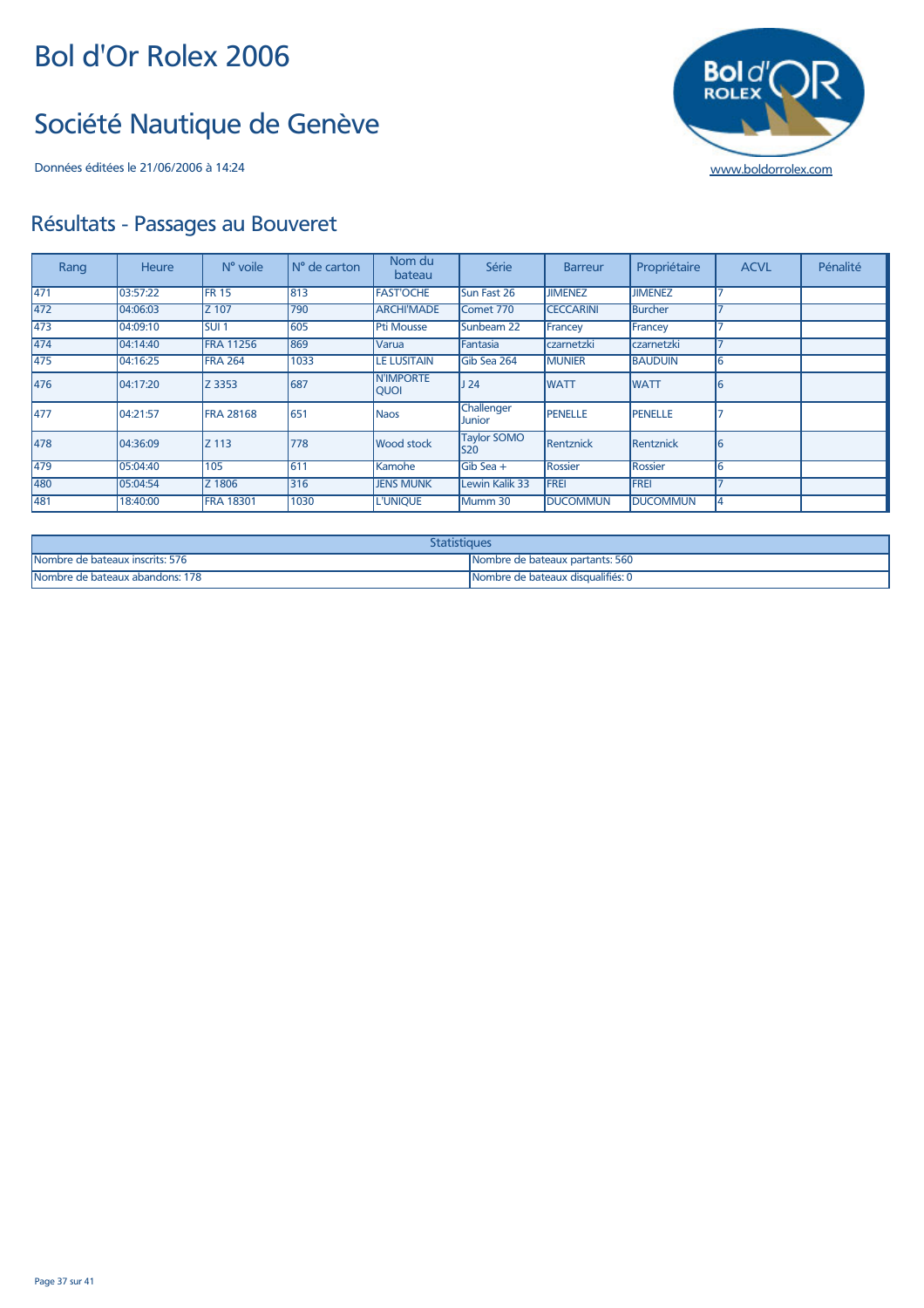# Bol d'Or Rolex 2006

# Société Nautique de Genève

Données éditées le 21/06/2006 à 14:24

www.boldorrolex.com

## Résultats - Passages au Bouveret

| Rang | Heure | N° voile | N° de carton | Nom du bateau | Série | Barreur | Propriétaire | ACVL | Pénalité |
|---|---|---|---|---|---|---|---|---|---|
| 471 | 03:57:22 | FR 15 | 813 | FAST'OCHE | Sun Fast 26 | JIMENEZ | JIMENEZ | 7 | |
| 472 | 04:06:03 | Z 107 | 790 | ARCHI'MADE | Comet 770 | CECCARINI | Burcher | 7 | |
| 473 | 04:09:10 | SUI 1 | 605 | Pti Mousse | Sunbeam 22 | Francey | Francey | 7 | |
| 474 | 04:14:40 | FRA 11256 | 869 | Varua | Fantasia | czarnetzki | czarnetzki | 7 | |
| 475 | 04:16:25 | FRA 264 | 1033 | LE LUSITAIN | Gib Sea 264 | MUNIER | BAUDUIN | 6 | |
| 476 | 04:17:20 | Z 3353 | 687 | N'IMPORTE QUOI | J 24 | WATT | WATT | 6 | |
| 477 | 04:21:57 | FRA 28168 | 651 | Naos | Challenger Junior | PENELLE | PENELLE | 7 | |
| 478 | 04:36:09 | Z 113 | 778 | Wood stock | Taylor SOMO S20 | Rentznick | Rentznick | 6 | |
| 479 | 05:04:40 | 105 | 611 | Kamohe | Gib Sea + | Rossier | Rossier | 6 | |
| 480 | 05:04:54 | Z 1806 | 316 | JENS MUNK | Lewin Kalik 33 | FREI | FREI | 7 | |
| 481 | 18:40:00 | FRA 18301 | 1030 | L'UNIQUE | Mumm 30 | DUCOMMUN | DUCOMMUN | 4 | |

| Statistiques | |
|---|---|
| Nombre de bateaux inscrits: 576 | Nombre de bateaux partants: 560 |
| Nombre de bateaux abandons: 178 | Nombre de bateaux disqualifiés: 0 |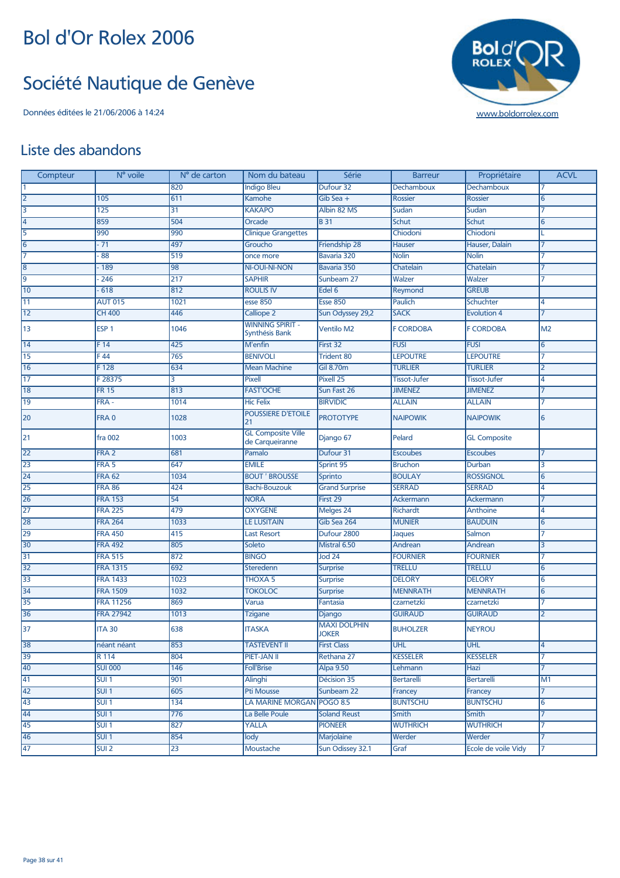# Bol d'Or Rolex 2006

# Société Nautique de Genève

Données éditées le 21/06/2006 à 14:24

www.boldorrolex.com

## Liste des abandons

| Compteur | N° voile | N° de carton | Nom du bateau | Série | Barreur | Propriétaire | ACVL |
|---|---|---|---|---|---|---|---|
| 1 | | 820 | Indigo Bleu | Dufour 32 | Dechamboux | Dechamboux | 7 |
| 2 | 105 | 611 | Kamohe | Gib Sea + | Rossier | Rossier | 6 |
| 3 | 125 | 31 | KAKAPO | Albin 82 MS | Sudan | Sudan | 7 |
| 4 | 859 | 504 | Orcade | B 31 | Schut | Schut | 6 |
| 5 | 990 | 990 | Clinique Grangettes | | Chiodoni | Chiodoni | L |
| 6 | - 71 | 497 | Groucho | Friendship 28 | Hauser | Hauser, Dalain | 7 |
| 7 | - 88 | 519 | once more | Bavaria 320 | Nolin | Nolin | 7 |
| 8 | - 189 | 98 | NI-OUI-NI-NON | Bavaria 350 | Chatelain | Chatelain | 7 |
| 9 | - 246 | 217 | SAPHIR | Sunbeam 27 | Walzer | Walzer | 7 |
| 10 | - 618 | 812 | ROULIS IV | Edel 6 | Reymond | GREUB | |
| 11 | AUT 015 | 1021 | esse 850 | Esse 850 | Paulich | Schuchter | 4 |
| 12 | CH 400 | 446 | Calliope 2 | Sun Odyssey 29,2 | SACK | Evolution 4 | 7 |
| 13 | ESP 1 | 1046 | WINNING SPIRIT - Synthésis Bank | Ventilo M2 | F CORDOBA | F CORDOBA | M2 |
| 14 | F 14 | 425 | M'enfin | First 32 | FUSI | FUSI | 6 |
| 15 | F 44 | 765 | BENIVOLI | Trident 80 | LEPOUTRE | LEPOUTRE | 7 |
| 16 | F 128 | 634 | Mean Machine | Gil 8.70m | TURLIER | TURLIER | 2 |
| 17 | F 28375 | 3 | Pixell | Pixell 25 | Tissot-Jufer | Tissot-Jufer | 4 |
| 18 | FR 15 | 813 | FAST'OCHE | Sun Fast 26 | JIMENEZ | JIMENEZ | 7 |
| 19 | FRA - | 1014 | Hic Felix | BIRVIDIC | ALLAIN | ALLAIN | 7 |
| 20 | FRA 0 | 1028 | POUSSIERE D'ETOILE 21 | PROTOTYPE | NAIPOWIK | NAIPOWIK | 6 |
| 21 | fra 002 | 1003 | GL Composite Ville de Carqueiranne | Django 67 | Pelard | GL Composite | |
| 22 | FRA 2 | 681 | Pamalo | Dufour 31 | Escoubes | Escoubes | 7 |
| 23 | FRA 5 | 647 | EMILE | Sprint 95 | Bruchon | Durban | 3 |
| 24 | FRA 62 | 1034 | BOUT ' BROUSSE | Sprinto | BOULAY | ROSSIGNOL | 6 |
| 25 | FRA 86 | 424 | Bachi-Bouzouk | Grand Surprise | SERRAD | SERRAD | 4 |
| 26 | FRA 153 | 54 | NORA | First 29 | Ackermann | Ackermann | 7 |
| 27 | FRA 225 | 479 | OXYGENE | Melges 24 | Richardt | Anthoine | 4 |
| 28 | FRA 264 | 1033 | LE LUSITAIN | Gib Sea 264 | MUNIER | BAUDUIN | 6 |
| 29 | FRA 450 | 415 | Last Resort | Dufour 2800 | Jaques | Salmon | 7 |
| 30 | FRA 492 | 805 | Soleto | Mistral 6.50 | Andrean | Andrean | 3 |
| 31 | FRA 515 | 872 | BINGO | Jod 24 | FOURNIER | FOURNIER | 7 |
| 32 | FRA 1315 | 692 | Steredenn | Surprise | TRELLU | TRELLU | 6 |
| 33 | FRA 1433 | 1023 | THOXA 5 | Surprise | DELORY | DELORY | 6 |
| 34 | FRA 1509 | 1032 | TOKOLOC | Surprise | MENNRATH | MENNRATH | 6 |
| 35 | FRA 11256 | 869 | Varua | Fantasia | czarnetzki | czarnetzki | 7 |
| 36 | FRA 27942 | 1013 | Tzigane | Django | GUIRAUD | GUIRAUD | 2 |
| 37 | ITA 30 | 638 | ITASKA | MAXI DOLPHIN JOKER | BUHOLZER | NEYROU | |
| 38 | néant néant | 853 | TASTEVENT II | First Class | UHL | UHL | 4 |
| 39 | R 114 | 804 | PIET-JAN II | Rethana 27 | KESSELER | KESSELER | 7 |
| 40 | SUI 000 | 146 | Foll'Brise | Alpa 9.50 | Lehmann | Hazi | 7 |
| 41 | SUI 1 | 901 | Alinghi | Décision 35 | Bertarelli | Bertarelli | M1 |
| 42 | SUI 1 | 605 | Pti Mousse | Sunbeam 22 | Francey | Francey | 7 |
| 43 | SUI 1 | 134 | LA MARINE MORGAN | POGO 8.5 | BUNTSCHU | BUNTSCHU | 6 |
| 44 | SUI 1 | 776 | La Belle Poule | Soland Reust | Smith | Smith | 7 |
| 45 | SUI 1 | 827 | YALLA | PIONEER | WUTHRICH | WUTHRICH | 7 |
| 46 | SUI 1 | 854 | lody | Marjolaine | Werder | Werder | 7 |
| 47 | SUI 2 | 23 | Moustache | Sun Odissey 32.1 | Graf | Ecole de voile Vidy | 7 |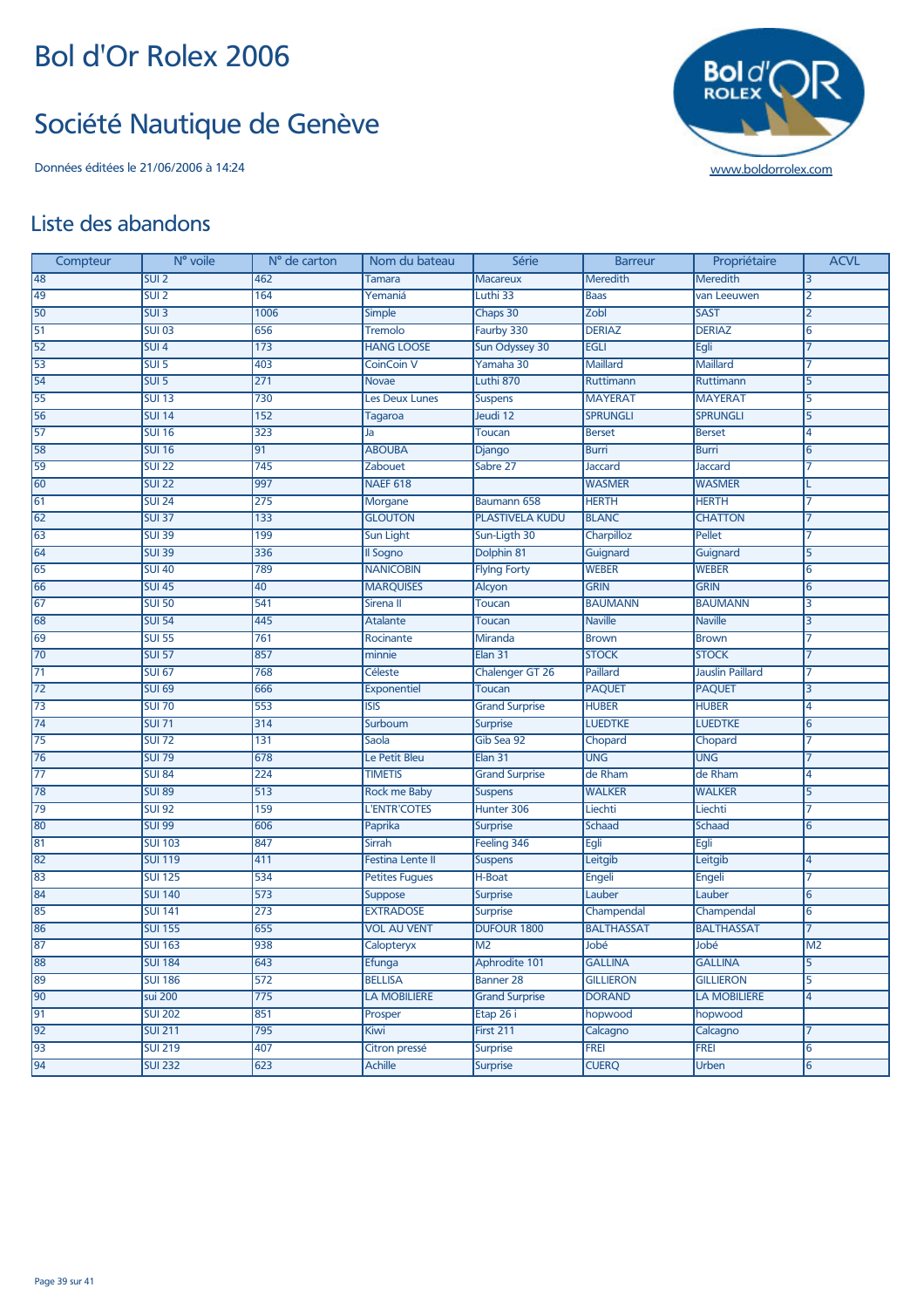# Bol d'Or Rolex 2006

# Société Nautique de Genève

Données éditées le 21/06/2006 à 14:24

www.boldorrolex.com

## Liste des abandons

| Compteur | N° voile | N° de carton | Nom du bateau | Série | Barreur | Propriétaire | ACVL |
|---|---|---|---|---|---|---|---|
| 48 | SUI 2 | 462 | Tamara | Macareux | Meredith | Meredith | 3 |
| 49 | SUI 2 | 164 | Yemaniá | Luthi 33 | Baas | van Leeuwen | 2 |
| 50 | SUI 3 | 1006 | Simple | Chaps 30 | Zobl | SAST | 2 |
| 51 | SUI 03 | 656 | Tremolo | Faurby 330 | DERIAZ | DERIAZ | 6 |
| 52 | SUI 4 | 173 | HANG LOOSE | Sun Odyssey 30 | EGLI | Egli | 7 |
| 53 | SUI 5 | 403 | CoinCoin V | Yamaha 30 | Maillard | Maillard | 7 |
| 54 | SUI 5 | 271 | Novae | Luthi 870 | Ruttimann | Ruttimann | 5 |
| 55 | SUI 13 | 730 | Les Deux Lunes | Suspens | MAYERAT | MAYERAT | 5 |
| 56 | SUI 14 | 152 | Tagaroa | Jeudi 12 | SPRUNGLI | SPRUNGLI | 5 |
| 57 | SUI 16 | 323 | Ja | Toucan | Berset | Berset | 4 |
| 58 | SUI 16 | 91 | ABOUBA | Django | Burri | Burri | 6 |
| 59 | SUI 22 | 745 | Zabouet | Sabre 27 | Jaccard | Jaccard | 7 |
| 60 | SUI 22 | 997 | NAEF 618 | | WASMER | WASMER | L |
| 61 | SUI 24 | 275 | Morgane | Baumann 658 | HERTH | HERTH | 7 |
| 62 | SUI 37 | 133 | GLOUTON | PLASTIVELA KUDU | BLANC | CHATTON | 7 |
| 63 | SUI 39 | 199 | Sun Light | Sun-Ligth 30 | Charpilloz | Pellet | 7 |
| 64 | SUI 39 | 336 | Il Sogno | Dolphin 81 | Guignard | Guignard | 5 |
| 65 | SUI 40 | 789 | NANICOBIN | Flylng Forty | WEBER | WEBER | 6 |
| 66 | SUI 45 | 40 | MARQUISES | Alcyon | GRIN | GRIN | 6 |
| 67 | SUI 50 | 541 | Sirena II | Toucan | BAUMANN | BAUMANN | 3 |
| 68 | SUI 54 | 445 | Atalante | Toucan | Naville | Naville | 3 |
| 69 | SUI 55 | 761 | Rocinante | Miranda | Brown | Brown | 7 |
| 70 | SUI 57 | 857 | minnie | Elan 31 | STOCK | STOCK | 7 |
| 71 | SUI 67 | 768 | Céleste | Chalenger GT 26 | Paillard | Jauslin Paillard | 7 |
| 72 | SUI 69 | 666 | Exponentiel | Toucan | PAQUET | PAQUET | 3 |
| 73 | SUI 70 | 553 | ISIS | Grand Surprise | HUBER | HUBER | 4 |
| 74 | SUI 71 | 314 | Surboum | Surprise | LUEDTKE | LUEDTKE | 6 |
| 75 | SUI 72 | 131 | Saola | Gib Sea 92 | Chopard | Chopard | 7 |
| 76 | SUI 79 | 678 | Le Petit Bleu | Elan 31 | UNG | UNG | 7 |
| 77 | SUI 84 | 224 | TIMETIS | Grand Surprise | de Rham | de Rham | 4 |
| 78 | SUI 89 | 513 | Rock me Baby | Suspens | WALKER | WALKER | 5 |
| 79 | SUI 92 | 159 | L'ENTR'COTES | Hunter 306 | Liechti | Liechti | 7 |
| 80 | SUI 99 | 606 | Paprika | Surprise | Schaad | Schaad | 6 |
| 81 | SUI 103 | 847 | Sirrah | Feeling 346 | Egli | Egli | |
| 82 | SUI 119 | 411 | Festina Lente II | Suspens | Leitgib | Leitgib | 4 |
| 83 | SUI 125 | 534 | Petites Fugues | H-Boat | Engeli | Engeli | 7 |
| 84 | SUI 140 | 573 | Suppose | Surprise | Lauber | Lauber | 6 |
| 85 | SUI 141 | 273 | EXTRADOSE | Surprise | Champendal | Champendal | 6 |
| 86 | SUI 155 | 655 | VOL AU VENT | DUFOUR 1800 | BALTHASSAT | BALTHASSAT | 7 |
| 87 | SUI 163 | 938 | Calopteryx | M2 | Jobé | Jobé | M2 |
| 88 | SUI 184 | 643 | Efunga | Aphrodite 101 | GALLINA | GALLINA | 5 |
| 89 | SUI 186 | 572 | BELLISA | Banner 28 | GILLIERON | GILLIERON | 5 |
| 90 | sui 200 | 775 | LA MOBILIERE | Grand Surprise | DORAND | LA MOBILIERE | 4 |
| 91 | SUI 202 | 851 | Prosper | Etap 26 i | hopwood | hopwood | |
| 92 | SUI 211 | 795 | Kiwi | First 211 | Calcagno | Calcagno | 7 |
| 93 | SUI 219 | 407 | Citron pressé | Surprise | FREI | FREI | 6 |
| 94 | SUI 232 | 623 | Achille | Surprise | CUERQ | Urben | 6 |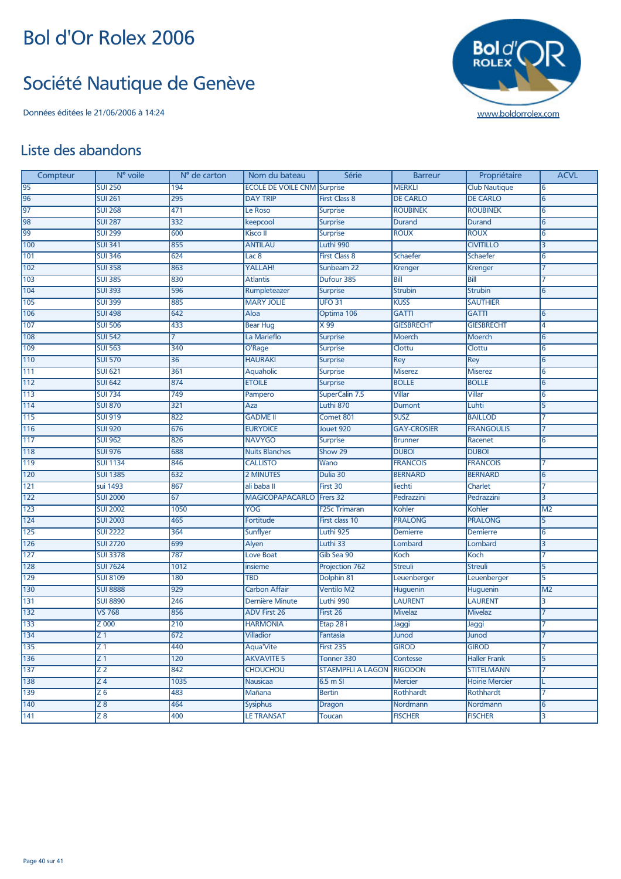# Bol d'Or Rolex 2006

# Société Nautique de Genève

Données éditées le 21/06/2006 à 14:24

www.boldorrolex.com

## Liste des abandons

| Compteur | N° voile | N° de carton | Nom du bateau | Série | Barreur | Propriétaire | ACVL |
|---|---|---|---|---|---|---|---|
| 95 | SUI 250 | 194 | ECOLE DE VOILE CNM | Surprise | MERKLI | Club Nautique | 6 |
| 96 | SUI 261 | 295 | DAY TRIP | First Class 8 | DE CARLO | DE CARLO | 6 |
| 97 | SUI 268 | 471 | Le Roso | Surprise | ROUBINEK | ROUBINEK | 6 |
| 98 | SUI 287 | 332 | keepcool | Surprise | Durand | Durand | 6 |
| 99 | SUI 299 | 600 | Kisco II | Surprise | ROUX | ROUX | 6 |
| 100 | SUI 341 | 855 | ANTILAU | Luthi 990 | | CIVITILLO | 3 |
| 101 | SUI 346 | 624 | Lac 8 | First Class 8 | Schaefer | Schaefer | 6 |
| 102 | SUI 358 | 863 | YALLAH! | Sunbeam 22 | Krenger | Krenger | 7 |
| 103 | SUI 385 | 830 | Atlantis | Dufour 385 | Bill | Bill | 7 |
| 104 | SUI 393 | 596 | Rumpleteazer | Surprise | Strubin | Strubin | 6 |
| 105 | SUI 399 | 885 | MARY JOLIE | UFO 31 | KUSS | SAUTHIER | |
| 106 | SUI 498 | 642 | Aloa | Optima 106 | GATTI | GATTI | 6 |
| 107 | SUI 506 | 433 | Bear Hug | X 99 | GIESBRECHT | GIESBRECHT | 4 |
| 108 | SUI 542 | 7 | La Marieflo | Surprise | Moerch | Moerch | 6 |
| 109 | SUI 563 | 340 | O'Rage | Surprise | Clottu | Clottu | 6 |
| 110 | SUI 570 | 36 | HAURAKI | Surprise | Rey | Rey | 6 |
| 111 | SUI 621 | 361 | Aquaholic | Surprise | Miserez | Miserez | 6 |
| 112 | SUI 642 | 874 | ETOILE | Surprise | BOLLE | BOLLE | 6 |
| 113 | SUI 734 | 749 | Pampero | SuperCalin 7.5 | Villar | Villar | 6 |
| 114 | SUI 870 | 321 | Aza | Luthi 870 | Dumont | Luhti | 5 |
| 115 | SUI 919 | 822 | GADME II | Comet 801 | SUSZ | BAILLOD | 7 |
| 116 | SUI 920 | 676 | EURYDICE | Jouet 920 | GAY-CROSIER | FRANGOULIS | 7 |
| 117 | SUI 962 | 826 | NAVYGO | Surprise | Brunner | Racenet | 6 |
| 118 | SUI 976 | 688 | Nuits Blanches | Show 29 | DUBOI | DUBOI | |
| 119 | SUI 1134 | 846 | CALLISTO | Wano | FRANCOIS | FRANCOIS | 7 |
| 120 | SUI 1385 | 632 | 2 MINUTES | Dulia 30 | BERNARD | BERNARD | 6 |
| 121 | sui 1493 | 867 | ali baba II | First 30 | liechti | Charlet | 7 |
| 122 | SUI 2000 | 67 | MAGICOPAPACARLO | Frers 32 | Pedrazzini | Pedrazzini | 3 |
| 123 | SUI 2002 | 1050 | YOG | F25c Trimaran | Kohler | Kohler | M2 |
| 124 | SUI 2003 | 465 | Fortitude | First class 10 | PRALONG | PRALONG | 5 |
| 125 | SUI 2222 | 364 | Sunflyer | Luthi 925 | Demierre | Demierre | 6 |
| 126 | SUI 2720 | 699 | Alyen | Luthi 33 | Lombard | Lombard | 3 |
| 127 | SUI 3378 | 787 | Love Boat | Gib Sea 90 | Koch | Koch | 7 |
| 128 | SUI 7624 | 1012 | insieme | Projection 762 | Streuli | Streuli | 5 |
| 129 | SUI 8109 | 180 | TBD | Dolphin 81 | Leuenberger | Leuenberger | 5 |
| 130 | SUI 8888 | 929 | Carbon Affair | Ventilo M2 | Huguenin | Huguenin | M2 |
| 131 | SUI 8890 | 246 | Dernière Minute | Luthi 990 | LAURENT | LAURENT | 3 |
| 132 | VS 768 | 856 | ADV First 26 | First 26 | Mivelaz | Mivelaz | 7 |
| 133 | Z 000 | 210 | HARMONIA | Etap 28 i | Jaggi | Jaggi | 7 |
| 134 | Z 1 | 672 | Villadior | Fantasia | Junod | Junod | 7 |
| 135 | Z 1 | 440 | Aqua'Vite | First 235 | GIROD | GIROD | 7 |
| 136 | Z 1 | 120 | AKVAVITE 5 | Tonner 330 | Contesse | Haller Frank | 5 |
| 137 | Z 2 | 842 | CHOUCHOU | STAEMPFLI A LAGON | RIGODON | STITELMANN | 7 |
| 138 | Z 4 | 1035 | Nausicaa | 6.5 m SI | Mercier | Hoirie Mercier | L |
| 139 | Z 6 | 483 | Mañana | Bertin | Rothhardt | Rothhardt | 7 |
| 140 | Z 8 | 464 | Sysiphus | Dragon | Nordmann | Nordmann | 6 |
| 141 | Z 8 | 400 | LE TRANSAT | Toucan | FISCHER | FISCHER | 3 |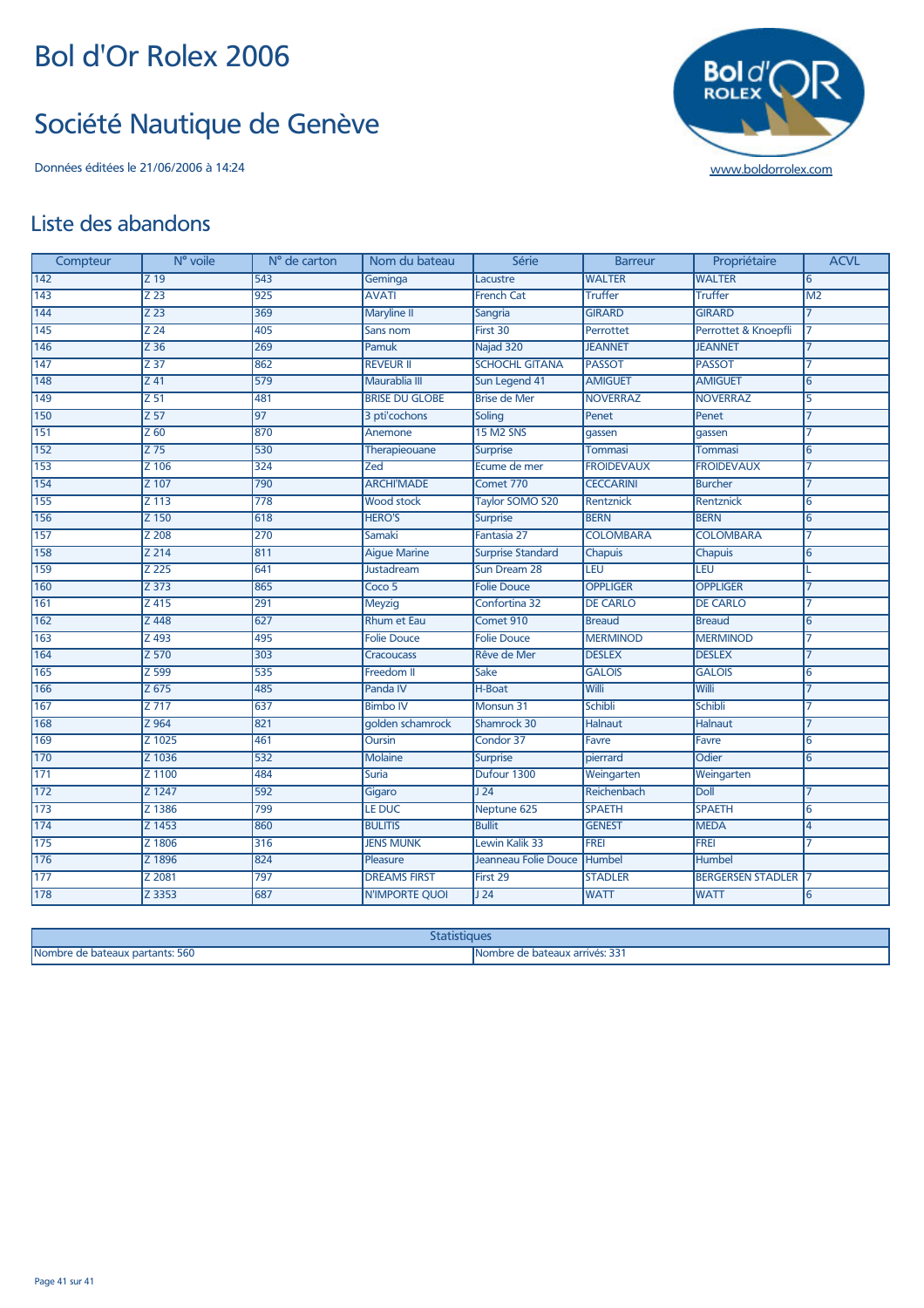# Bol d'Or Rolex 2006

# Société Nautique de Genève

Données éditées le 21/06/2006 à 14:24

www.boldorrolex.com

## Liste des abandons

| Compteur | N° voile | N° de carton | Nom du bateau | Série | Barreur | Propriétaire | ACVL |
|---|---|---|---|---|---|---|---|
| 142 | Z 19 | 543 | Geminga | Lacustre | WALTER | WALTER | 6 |
| 143 | Z 23 | 925 | AVATI | French Cat | Truffer | Truffer | M2 |
| 144 | Z 23 | 369 | Maryline II | Sangria | GIRARD | GIRARD | 7 |
| 145 | Z 24 | 405 | Sans nom | First 30 | Perrottet | Perrottet & Knoepfli | 7 |
| 146 | Z 36 | 269 | Pamuk | Najad 320 | JEANNET | JEANNET | 7 |
| 147 | Z 37 | 862 | REVEUR II | SCHOCHL GITANA | PASSOT | PASSOT | 7 |
| 148 | Z 41 | 579 | Maurablia III | Sun Legend 41 | AMIGUET | AMIGUET | 6 |
| 149 | Z 51 | 481 | BRISE DU GLOBE | Brise de Mer | NOVERRAZ | NOVERRAZ | 5 |
| 150 | Z 57 | 97 | 3 pti'cochons | Soling | Penet | Penet | 7 |
| 151 | Z 60 | 870 | Anemone | 15 M2 SNS | gassen | gassen | 7 |
| 152 | Z 75 | 530 | Therapieouane | Surprise | Tommasi | Tommasi | 6 |
| 153 | Z 106 | 324 | Zed | Ecume de mer | FROIDEVAUX | FROIDEVAUX | 7 |
| 154 | Z 107 | 790 | ARCHI'MADE | Comet 770 | CECCARINI | Burcher | 7 |
| 155 | Z 113 | 778 | Wood stock | Taylor SOMO S20 | Rentznick | Rentznick | 6 |
| 156 | Z 150 | 618 | HERO'S | Surprise | BERN | BERN | 6 |
| 157 | Z 208 | 270 | Samaki | Fantasia 27 | COLOMBARA | COLOMBARA | 7 |
| 158 | Z 214 | 811 | Aigue Marine | Surprise Standard | Chapuis | Chapuis | 6 |
| 159 | Z 225 | 641 | Justadream | Sun Dream 28 | LEU | LEU | L |
| 160 | Z 373 | 865 | Coco 5 | Folie Douce | OPPLIGER | OPPLIGER | 7 |
| 161 | Z 415 | 291 | Meyzig | Confortina 32 | DE CARLO | DE CARLO | 7 |
| 162 | Z 448 | 627 | Rhum et Eau | Comet 910 | Breaud | Breaud | 6 |
| 163 | Z 493 | 495 | Folie Douce | Folie Douce | MERMINOD | MERMINOD | 7 |
| 164 | Z 570 | 303 | Cracoucass | Rêve de Mer | DESLEX | DESLEX | 7 |
| 165 | Z 599 | 535 | Freedom II | Sake | GALOIS | GALOIS | 6 |
| 166 | Z 675 | 485 | Panda IV | H-Boat | Willi | Willi | 7 |
| 167 | Z 717 | 637 | Bimbo IV | Monsun 31 | Schibli | Schibli | 7 |
| 168 | Z 964 | 821 | golden schamrock | Shamrock 30 | Halnaut | Halnaut | 7 |
| 169 | Z 1025 | 461 | Oursin | Condor 37 | Favre | Favre | 6 |
| 170 | Z 1036 | 532 | Molaine | Surprise | pierrard | Odier | 6 |
| 171 | Z 1100 | 484 | Suria | Dufour 1300 | Weingarten | Weingarten | |
| 172 | Z 1247 | 592 | Gigaro | J 24 | Reichenbach | Doll | 7 |
| 173 | Z 1386 | 799 | LE DUC | Neptune 625 | SPAETH | SPAETH | 6 |
| 174 | Z 1453 | 860 | BULITIS | Bullit | GENEST | MEDA | 4 |
| 175 | Z 1806 | 316 | JENS MUNK | Lewin Kalik 33 | FREI | FREI | 7 |
| 176 | Z 1896 | 824 | Pleasure | Jeanneau Folie Douce | Humbel | Humbel | |
| 177 | Z 2081 | 797 | DREAMS FIRST | First 29 | STADLER | BERGERSEN STADLER | 7 |
| 178 | Z 3353 | 687 | N'IMPORTE QUOI | J 24 | WATT | WATT | 6 |

| Statistiques | |
|---|---|
| Nombre de bateaux partants: 560 | Nombre de bateaux arrivés: 331 |